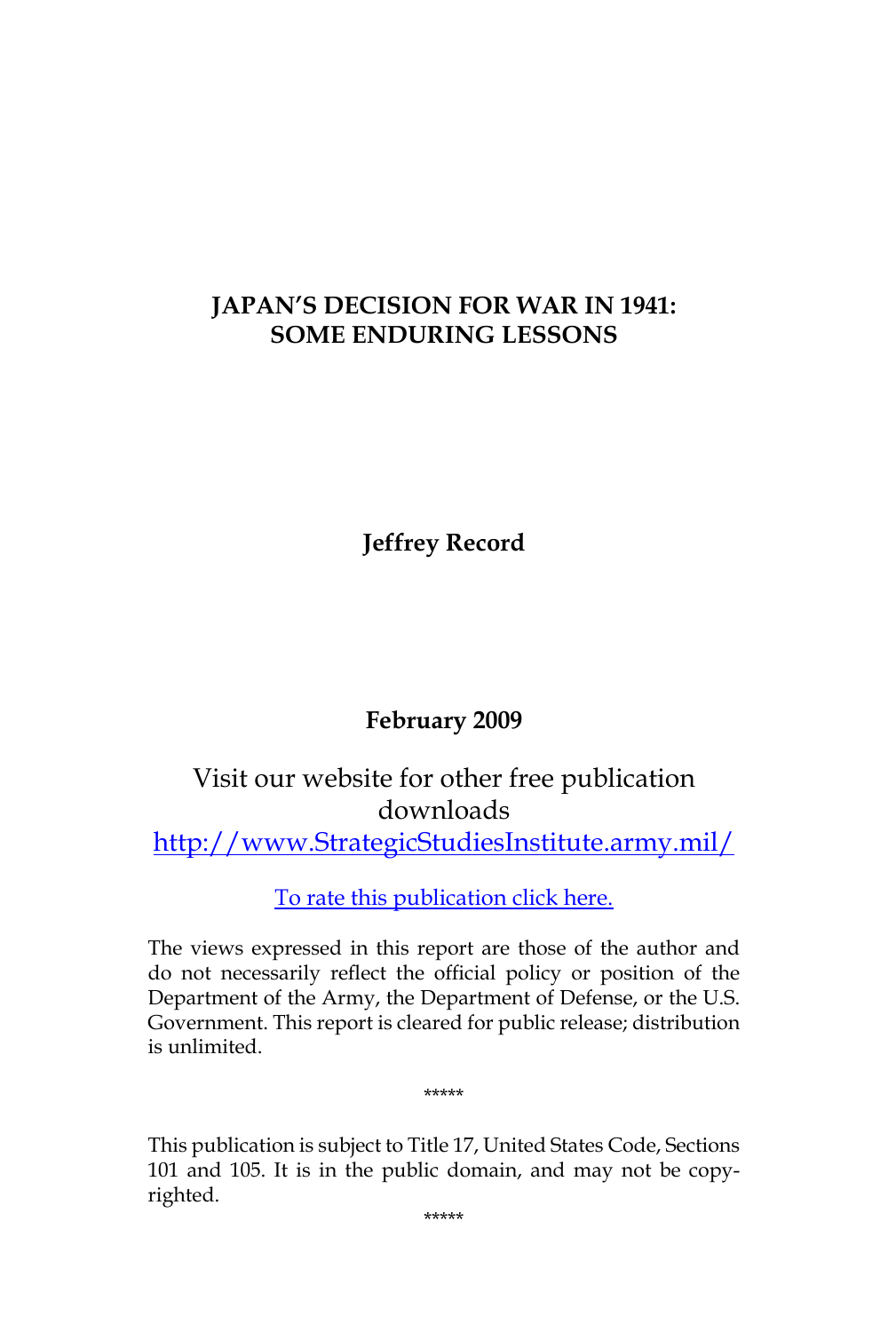# JAPAN'S DECISION FOR WAR IN 1941: SOME ENDURING LESSONS

**Jeffrey Record**

**February 2009**

Visit our website for other free publication downloads
[http://www.StrategicStudiesInstitute.army.mil/](http://www.StrategicStudiesInstitute.army.mil/)

To rate this publication click here.

The views expressed in this report are those of the author and do not necessarily reflect the official policy or position of the Department of the Army, the Department of Defense, or the U.S. Government. This report is cleared for public release; distribution is unlimited.

*****

This publication is subject to Title 17, United States Code, Sections 101 and 105. It is in the public domain, and may not be copyrighted.

*****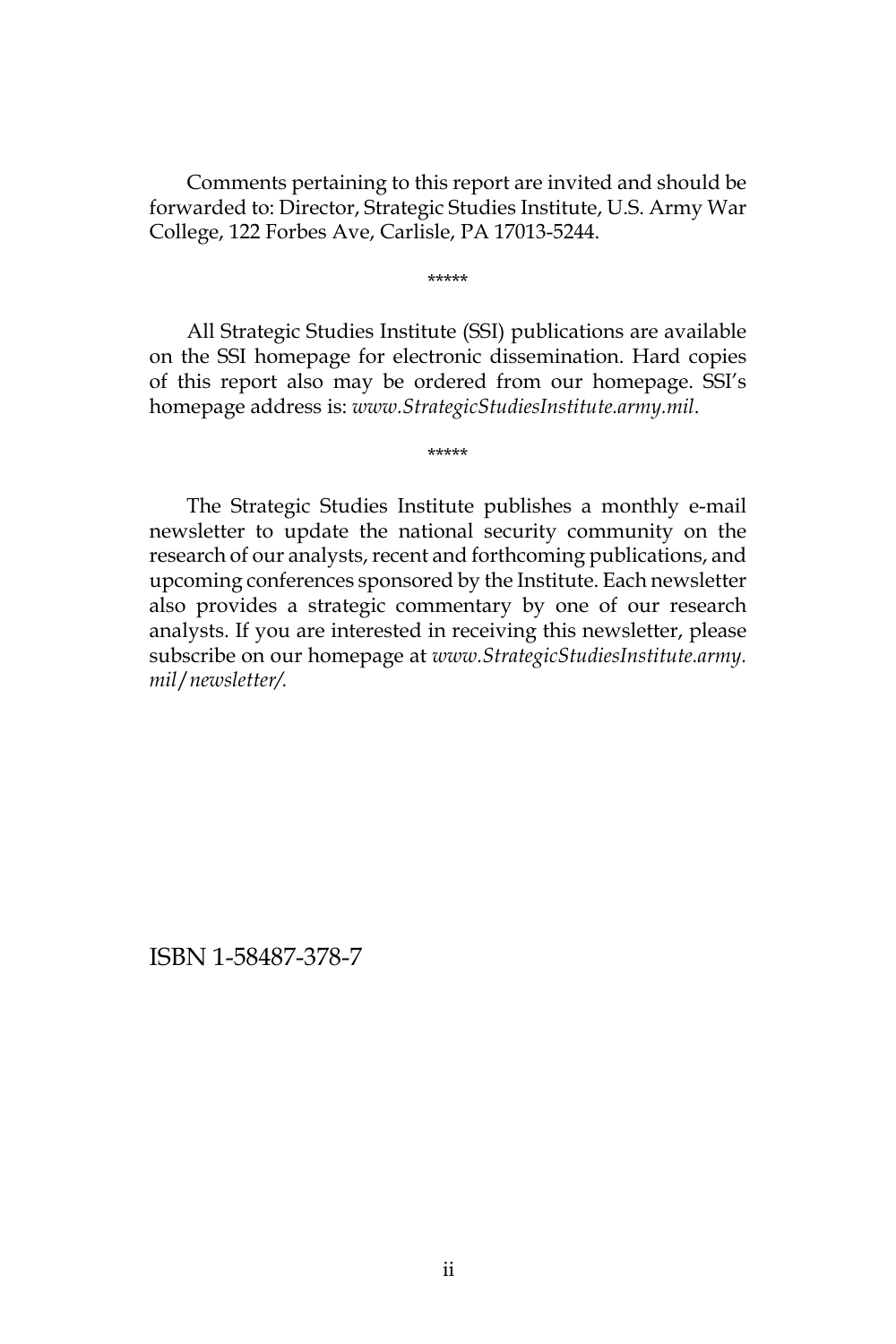Comments pertaining to this report are invited and should be forwarded to: Director, Strategic Studies Institute, U.S. Army War College, 122 Forbes Ave, Carlisle, PA 17013-5244.

*****

All Strategic Studies Institute (SSI) publications are available on the SSI homepage for electronic dissemination. Hard copies of this report also may be ordered from our homepage. SSI's homepage address is: *www.StrategicStudiesInstitute.army.mil*.

*****

The Strategic Studies Institute publishes a monthly e-mail newsletter to update the national security community on the research of our analysts, recent and forthcoming publications, and upcoming conferences sponsored by the Institute. Each newsletter also provides a strategic commentary by one of our research analysts. If you are interested in receiving this newsletter, please subscribe on our homepage at *www.StrategicStudiesInstitute.army.mil/newsletter/.*

ISBN 1-58487-378-7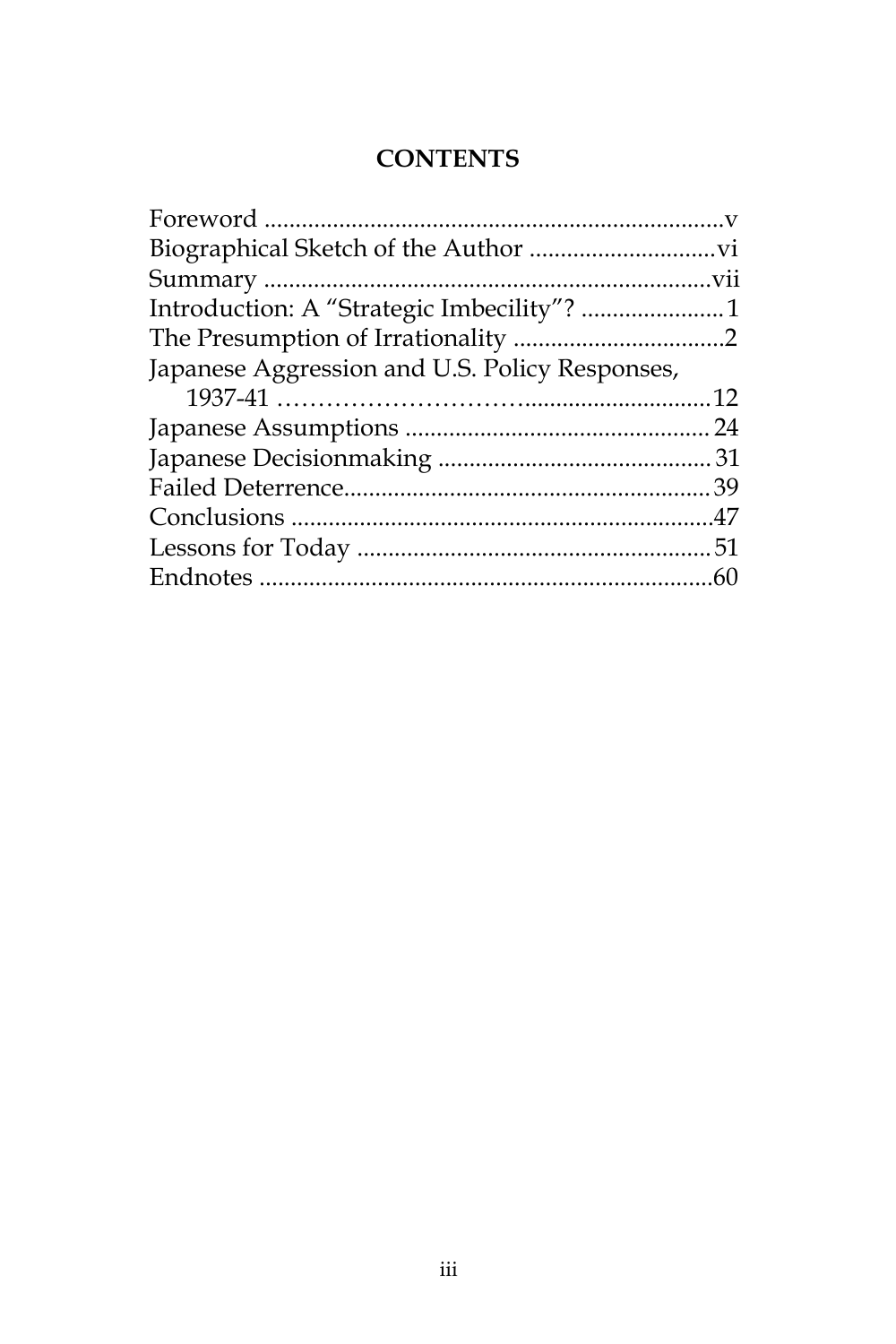# CONTENTS

Foreword ........................................................................v
Biographical Sketch of the Author ..............................vi
Summary ......................................................................vii
Introduction: A “Strategic Imbecility”? .......................1
The Presumption of Irrationality ..................................2
Japanese Aggression and U.S. Policy Responses,
    1937-41 ……………………….............................12
Japanese Assumptions .................................................24
Japanese Decisionmaking ............................................31
Failed Deterrence..........................................................39
Conclusions ...................................................................47
Lessons for Today .........................................................51
Endnotes ........................................................................60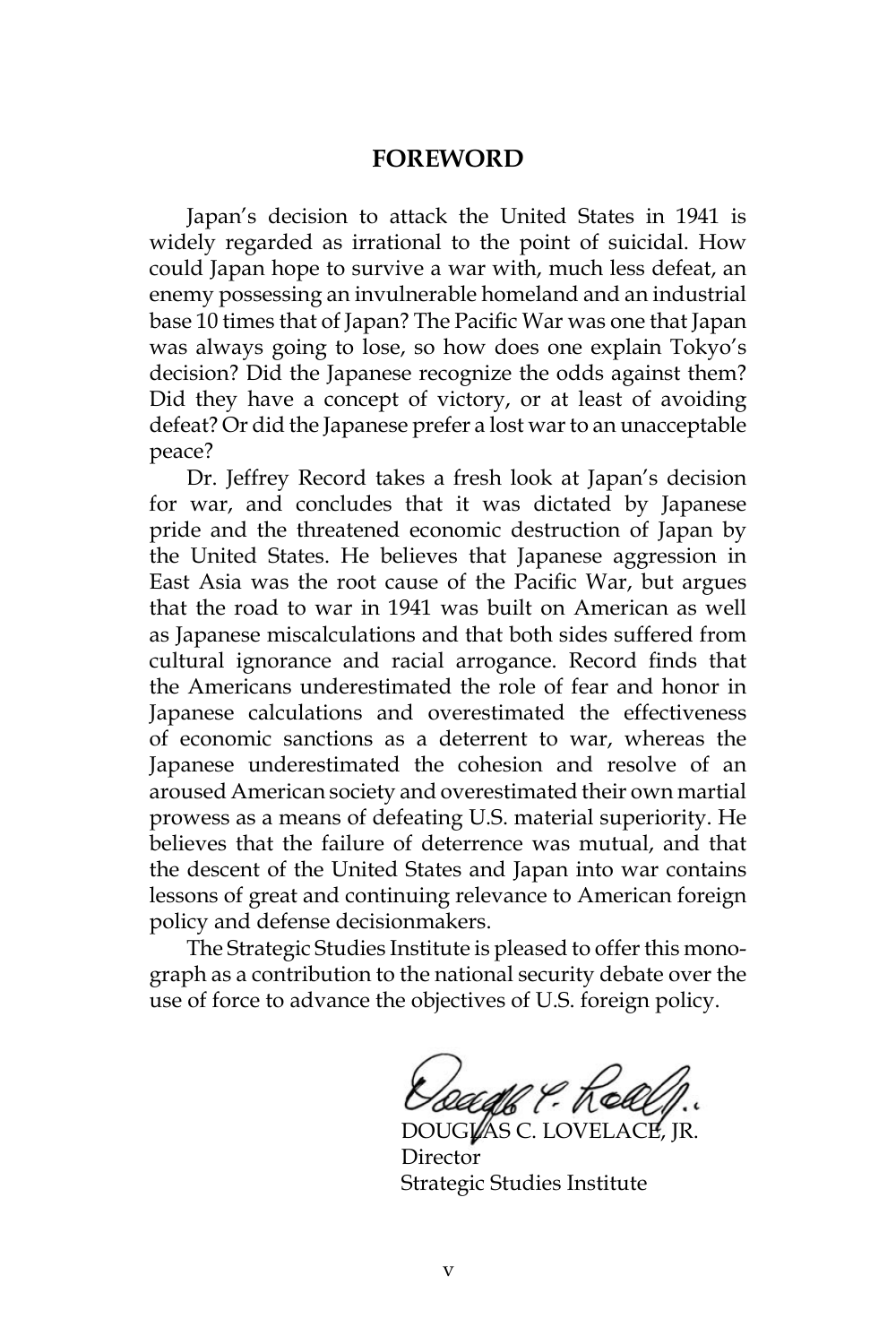## FOREWORD

Japan's decision to attack the United States in 1941 is widely regarded as irrational to the point of suicidal. How could Japan hope to survive a war with, much less defeat, an enemy possessing an invulnerable homeland and an industrial base 10 times that of Japan? The Pacific War was one that Japan was always going to lose, so how does one explain Tokyo's decision? Did the Japanese recognize the odds against them? Did they have a concept of victory, or at least of avoiding defeat? Or did the Japanese prefer a lost war to an unacceptable peace?

Dr. Jeffrey Record takes a fresh look at Japan's decision for war, and concludes that it was dictated by Japanese pride and the threatened economic destruction of Japan by the United States. He believes that Japanese aggression in East Asia was the root cause of the Pacific War, but argues that the road to war in 1941 was built on American as well as Japanese miscalculations and that both sides suffered from cultural ignorance and racial arrogance. Record finds that the Americans underestimated the role of fear and honor in Japanese calculations and overestimated the effectiveness of economic sanctions as a deterrent to war, whereas the Japanese underestimated the cohesion and resolve of an aroused American society and overestimated their own martial prowess as a means of defeating U.S. material superiority. He believes that the failure of deterrence was mutual, and that the descent of the United States and Japan into war contains lessons of great and continuing relevance to American foreign policy and defense decisionmakers.

The Strategic Studies Institute is pleased to offer this monograph as a contribution to the national security debate over the use of force to advance the objectives of U.S. foreign policy.

DOUGLAS C. LOVELACE, JR.
Director
Strategic Studies Institute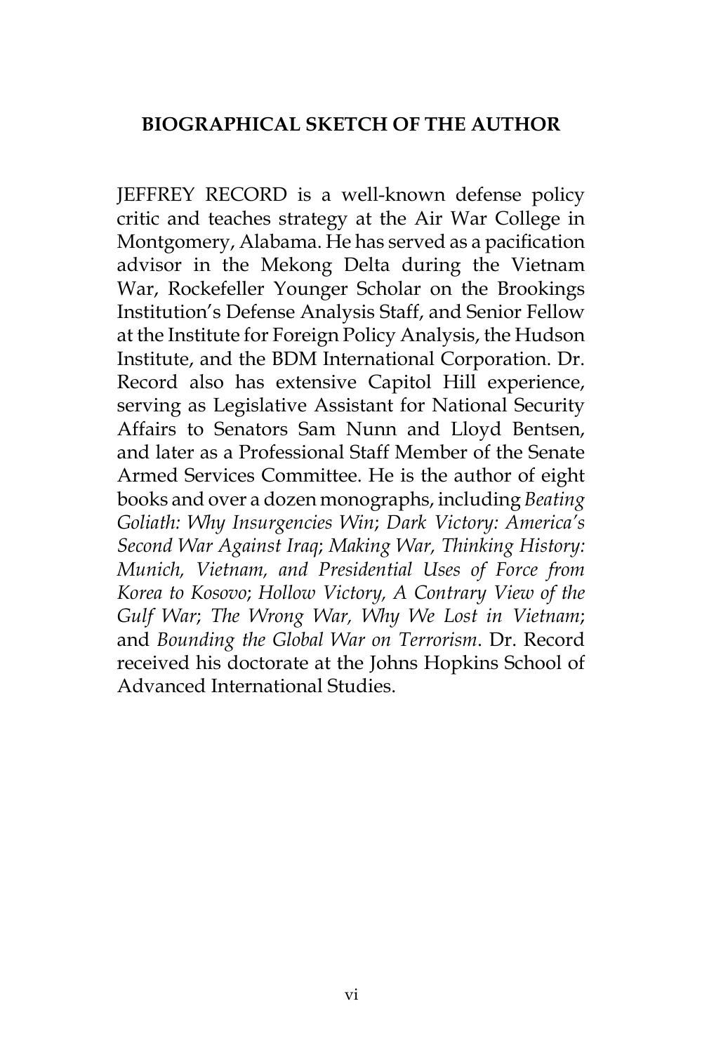## BIOGRAPHICAL SKETCH OF THE AUTHOR

JEFFREY RECORD is a well-known defense policy critic and teaches strategy at the Air War College in Montgomery, Alabama. He has served as a pacification advisor in the Mekong Delta during the Vietnam War, Rockefeller Younger Scholar on the Brookings Institution's Defense Analysis Staff, and Senior Fellow at the Institute for Foreign Policy Analysis, the Hudson Institute, and the BDM International Corporation. Dr. Record also has extensive Capitol Hill experience, serving as Legislative Assistant for National Security Affairs to Senators Sam Nunn and Lloyd Bentsen, and later as a Professional Staff Member of the Senate Armed Services Committee. He is the author of eight books and over a dozen monographs, including *Beating Goliath: Why Insurgencies Win*; *Dark Victory: America's Second War Against Iraq*; *Making War, Thinking History: Munich, Vietnam, and Presidential Uses of Force from Korea to Kosovo*; *Hollow Victory, A Contrary View of the Gulf War*; *The Wrong War, Why We Lost in Vietnam*; and *Bounding the Global War on Terrorism*. Dr. Record received his doctorate at the Johns Hopkins School of Advanced International Studies.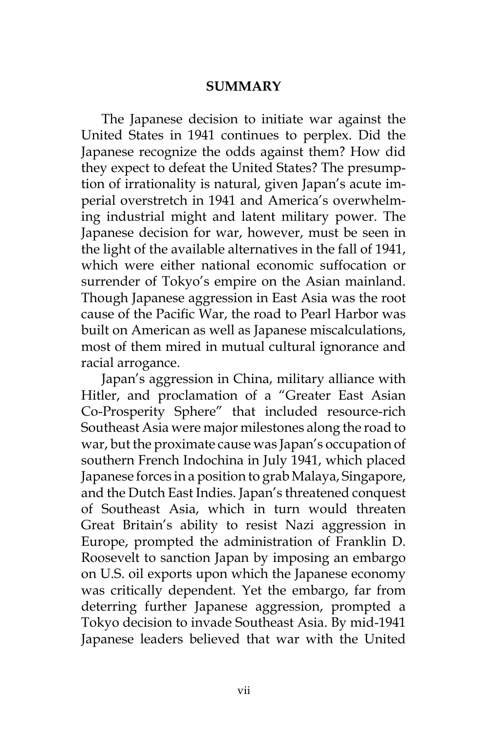## SUMMARY

The Japanese decision to initiate war against the United States in 1941 continues to perplex. Did the Japanese recognize the odds against them? How did they expect to defeat the United States? The presumption of irrationality is natural, given Japan's acute imperial overstretch in 1941 and America's overwhelming industrial might and latent military power. The Japanese decision for war, however, must be seen in the light of the available alternatives in the fall of 1941, which were either national economic suffocation or surrender of Tokyo's empire on the Asian mainland. Though Japanese aggression in East Asia was the root cause of the Pacific War, the road to Pearl Harbor was built on American as well as Japanese miscalculations, most of them mired in mutual cultural ignorance and racial arrogance.

Japan's aggression in China, military alliance with Hitler, and proclamation of a "Greater East Asian Co-Prosperity Sphere" that included resource-rich Southeast Asia were major milestones along the road to war, but the proximate cause was Japan's occupation of southern French Indochina in July 1941, which placed Japanese forces in a position to grab Malaya, Singapore, and the Dutch East Indies. Japan's threatened conquest of Southeast Asia, which in turn would threaten Great Britain's ability to resist Nazi aggression in Europe, prompted the administration of Franklin D. Roosevelt to sanction Japan by imposing an embargo on U.S. oil exports upon which the Japanese economy was critically dependent. Yet the embargo, far from deterring further Japanese aggression, prompted a Tokyo decision to invade Southeast Asia. By mid-1941 Japanese leaders believed that war with the United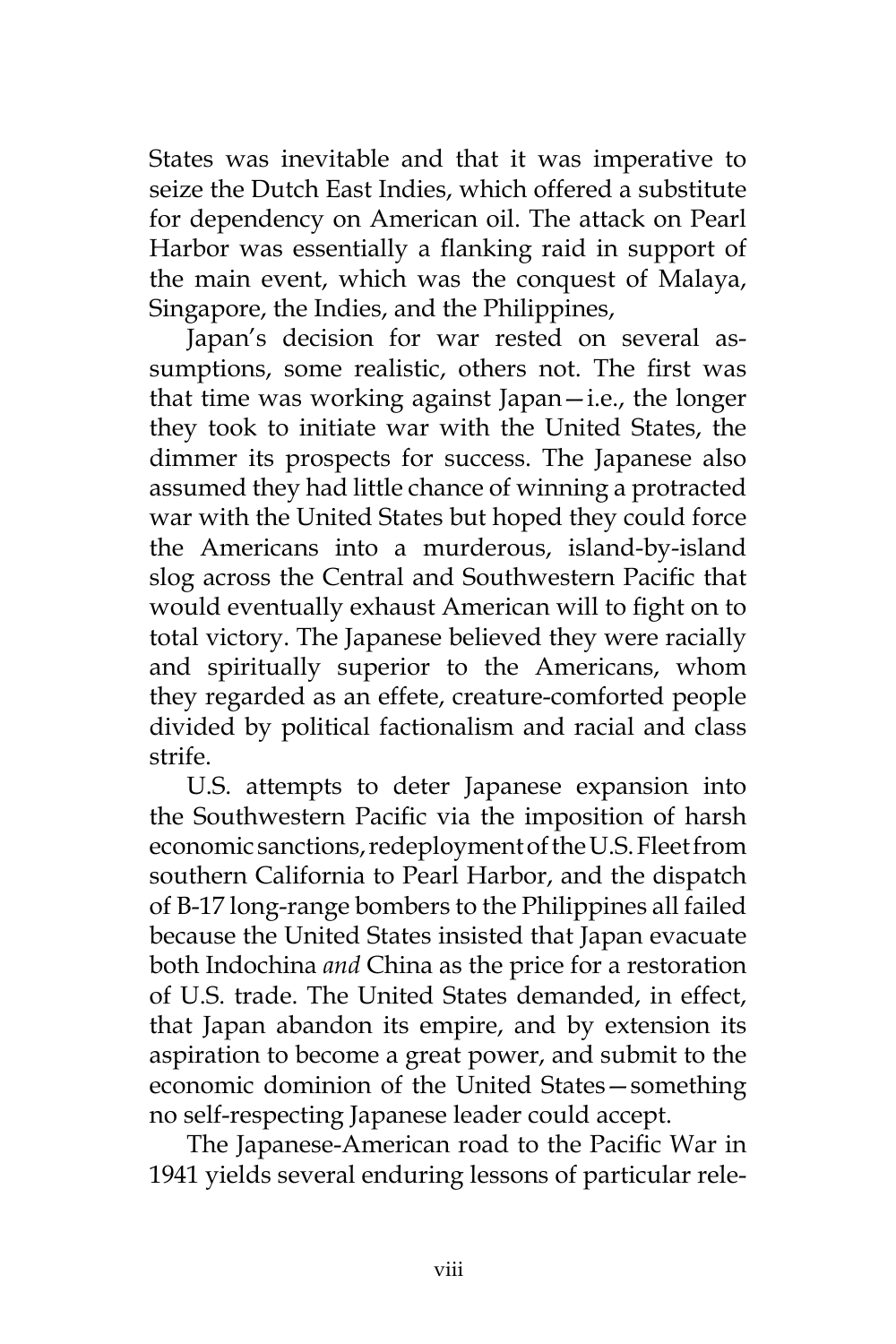States was inevitable and that it was imperative to seize the Dutch East Indies, which offered a substitute for dependency on American oil. The attack on Pearl Harbor was essentially a flanking raid in support of the main event, which was the conquest of Malaya, Singapore, the Indies, and the Philippines,

Japan's decision for war rested on several assumptions, some realistic, others not. The first was that time was working against Japan—i.e., the longer they took to initiate war with the United States, the dimmer its prospects for success. The Japanese also assumed they had little chance of winning a protracted war with the United States but hoped they could force the Americans into a murderous, island-by-island slog across the Central and Southwestern Pacific that would eventually exhaust American will to fight on to total victory. The Japanese believed they were racially and spiritually superior to the Americans, whom they regarded as an effete, creature-comforted people divided by political factionalism and racial and class strife.

U.S. attempts to deter Japanese expansion into the Southwestern Pacific via the imposition of harsh economic sanctions, redeployment of the U.S. Fleet from southern California to Pearl Harbor, and the dispatch of B-17 long-range bombers to the Philippines all failed because the United States insisted that Japan evacuate both Indochina *and* China as the price for a restoration of U.S. trade. The United States demanded, in effect, that Japan abandon its empire, and by extension its aspiration to become a great power, and submit to the economic dominion of the United States—something no self-respecting Japanese leader could accept.

The Japanese-American road to the Pacific War in 1941 yields several enduring lessons of particular rele-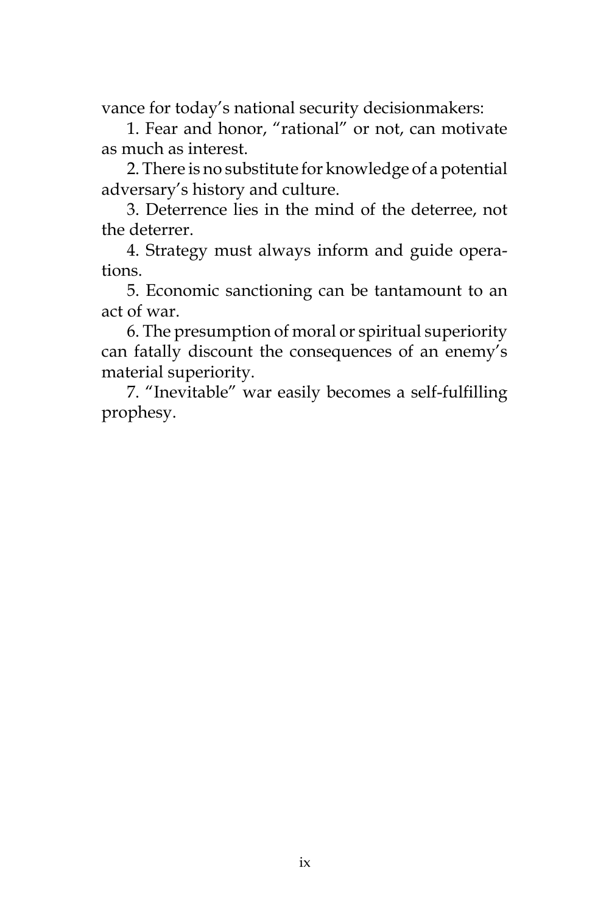vance for today's national security decisionmakers:

1. Fear and honor, "rational" or not, can motivate as much as interest.

2. There is no substitute for knowledge of a potential adversary's history and culture.

3. Deterrence lies in the mind of the deterree, not the deterrer.

4. Strategy must always inform and guide operations.

5. Economic sanctioning can be tantamount to an act of war.

6. The presumption of moral or spiritual superiority can fatally discount the consequences of an enemy's material superiority.

7. "Inevitable" war easily becomes a self-fulfilling prophesy.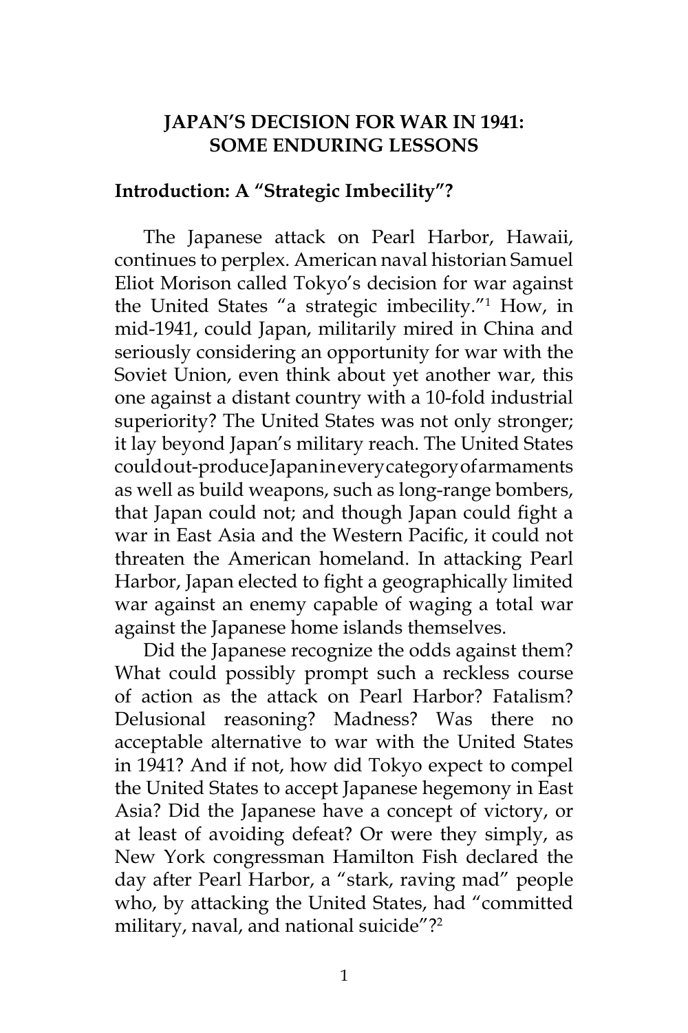# JAPAN'S DECISION FOR WAR IN 1941: SOME ENDURING LESSONS

## Introduction: A "Strategic Imbecility"?

The Japanese attack on Pearl Harbor, Hawaii, continues to perplex. American naval historian Samuel Eliot Morison called Tokyo's decision for war against the United States "a strategic imbecility."[1] How, in mid-1941, could Japan, militarily mired in China and seriously considering an opportunity for war with the Soviet Union, even think about yet another war, this one against a distant country with a 10-fold industrial superiority? The United States was not only stronger; it lay beyond Japan's military reach. The United States could out-produce Japan in every category of armaments as well as build weapons, such as long-range bombers, that Japan could not; and though Japan could fight a war in East Asia and the Western Pacific, it could not threaten the American homeland. In attacking Pearl Harbor, Japan elected to fight a geographically limited war against an enemy capable of waging a total war against the Japanese home islands themselves.

Did the Japanese recognize the odds against them? What could possibly prompt such a reckless course of action as the attack on Pearl Harbor? Fatalism? Delusional reasoning? Madness? Was there no acceptable alternative to war with the United States in 1941? And if not, how did Tokyo expect to compel the United States to accept Japanese hegemony in East Asia? Did the Japanese have a concept of victory, or at least of avoiding defeat? Or were they simply, as New York congressman Hamilton Fish declared the day after Pearl Harbor, a "stark, raving mad" people who, by attacking the United States, had "committed military, naval, and national suicide"?[2]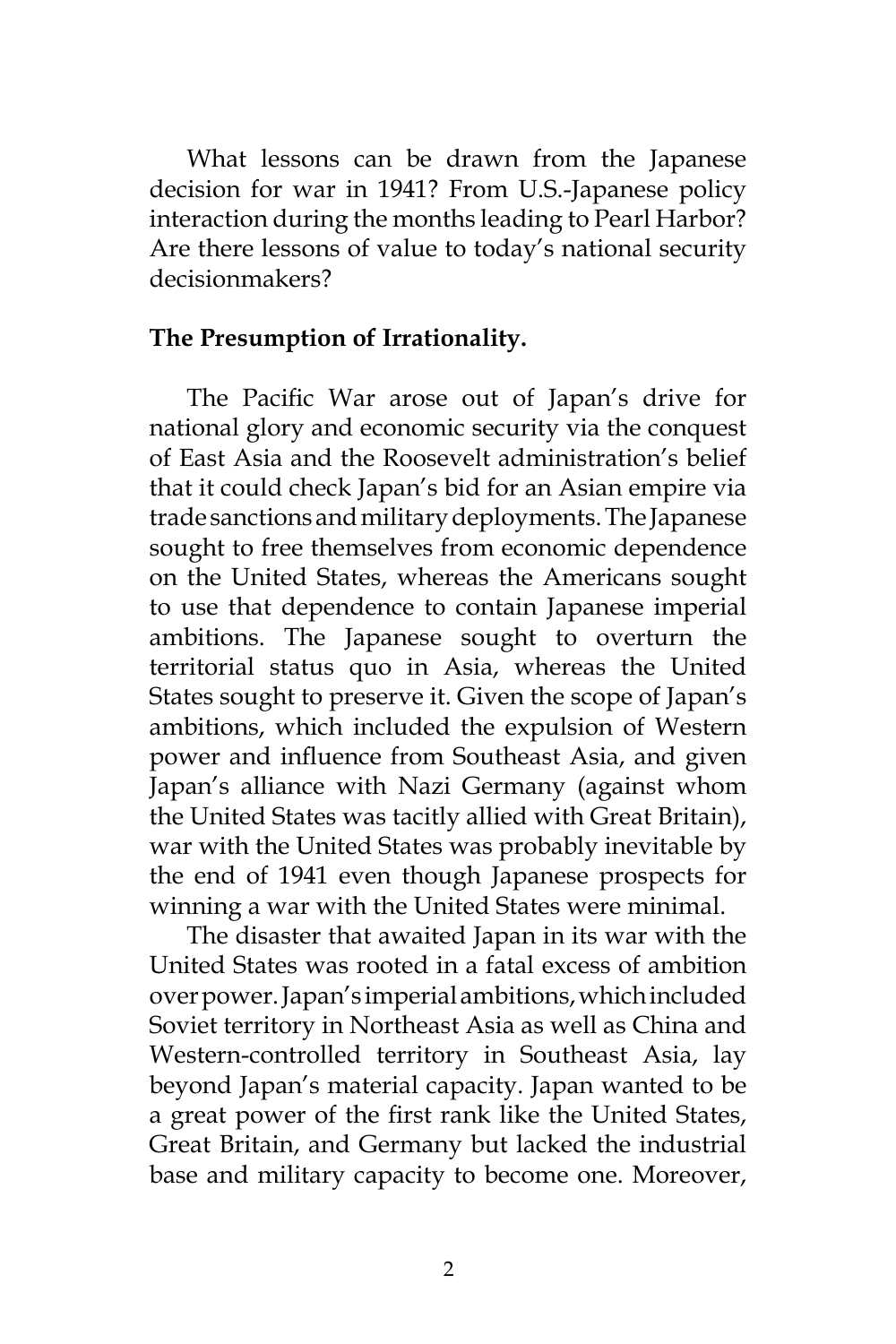What lessons can be drawn from the Japanese decision for war in 1941? From U.S.-Japanese policy interaction during the months leading to Pearl Harbor? Are there lessons of value to today's national security decisionmakers?

**The Presumption of Irrationality.**

The Pacific War arose out of Japan's drive for national glory and economic security via the conquest of East Asia and the Roosevelt administration's belief that it could check Japan's bid for an Asian empire via trade sanctions and military deployments. The Japanese sought to free themselves from economic dependence on the United States, whereas the Americans sought to use that dependence to contain Japanese imperial ambitions. The Japanese sought to overturn the territorial status quo in Asia, whereas the United States sought to preserve it. Given the scope of Japan's ambitions, which included the expulsion of Western power and influence from Southeast Asia, and given Japan's alliance with Nazi Germany (against whom the United States was tacitly allied with Great Britain), war with the United States was probably inevitable by the end of 1941 even though Japanese prospects for winning a war with the United States were minimal.

The disaster that awaited Japan in its war with the United States was rooted in a fatal excess of ambition over power. Japan's imperial ambitions, which included Soviet territory in Northeast Asia as well as China and Western-controlled territory in Southeast Asia, lay beyond Japan's material capacity. Japan wanted to be a great power of the first rank like the United States, Great Britain, and Germany but lacked the industrial base and military capacity to become one. Moreover,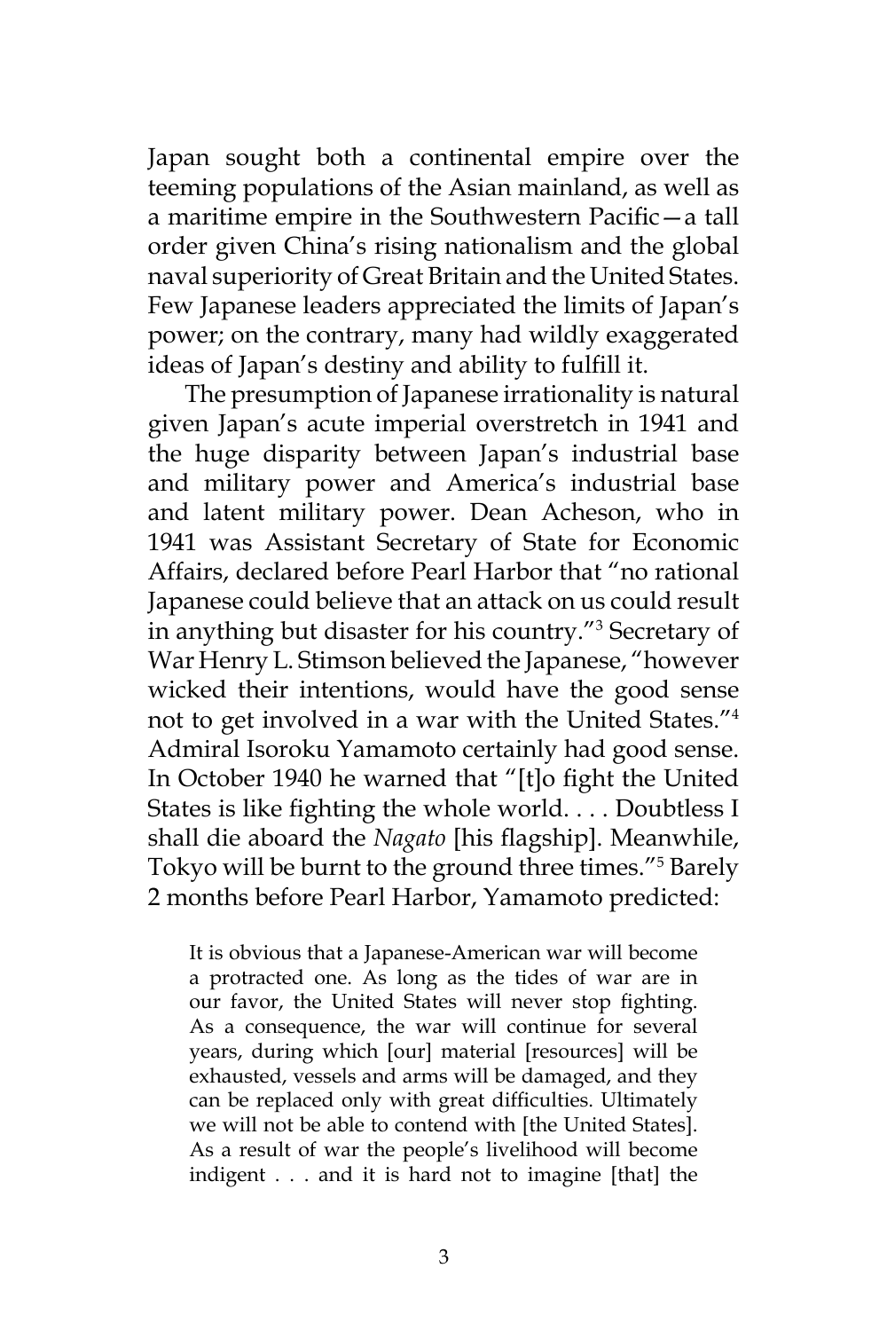Japan sought both a continental empire over the teeming populations of the Asian mainland, as well as a maritime empire in the Southwestern Pacific—a tall order given China's rising nationalism and the global naval superiority of Great Britain and the United States. Few Japanese leaders appreciated the limits of Japan's power; on the contrary, many had wildly exaggerated ideas of Japan's destiny and ability to fulfill it.

The presumption of Japanese irrationality is natural given Japan's acute imperial overstretch in 1941 and the huge disparity between Japan's industrial base and military power and America's industrial base and latent military power. Dean Acheson, who in 1941 was Assistant Secretary of State for Economic Affairs, declared before Pearl Harbor that "no rational Japanese could believe that an attack on us could result in anything but disaster for his country."[3] Secretary of War Henry L. Stimson believed the Japanese, "however wicked their intentions, would have the good sense not to get involved in a war with the United States."[4] Admiral Isoroku Yamamoto certainly had good sense. In October 1940 he warned that "[t]o fight the United States is like fighting the whole world. . . . Doubtless I shall die aboard the *Nagato* [his flagship]. Meanwhile, Tokyo will be burnt to the ground three times."[5] Barely 2 months before Pearl Harbor, Yamamoto predicted:

> It is obvious that a Japanese-American war will become a protracted one. As long as the tides of war are in our favor, the United States will never stop fighting. As a consequence, the war will continue for several years, during which [our] material [resources] will be exhausted, vessels and arms will be damaged, and they can be replaced only with great difficulties. Ultimately we will not be able to contend with [the United States]. As a result of war the people's livelihood will become indigent . . . and it is hard not to imagine [that] the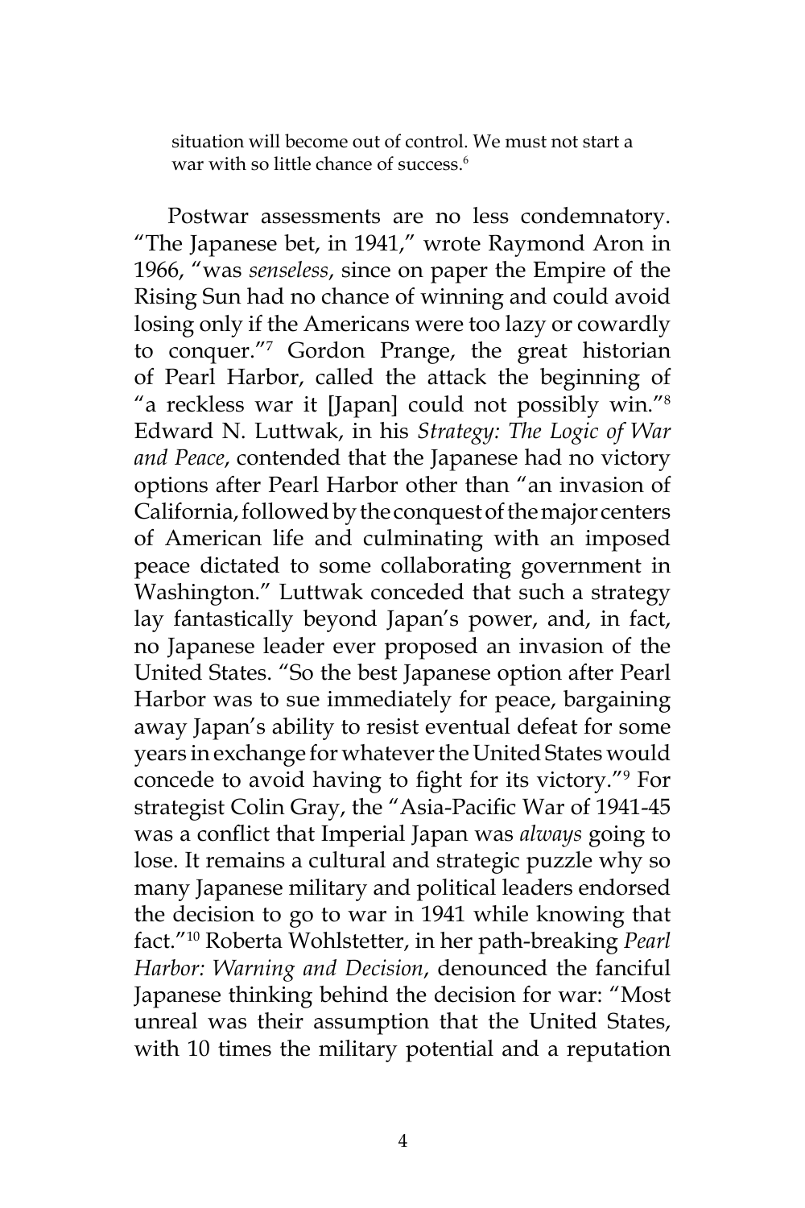> situation will become out of control. We must not start a war with so little chance of success.[6]

Postwar assessments are no less condemnatory. "The Japanese bet, in 1941," wrote Raymond Aron in 1966, "was *senseless*, since on paper the Empire of the Rising Sun had no chance of winning and could avoid losing only if the Americans were too lazy or cowardly to conquer."[7] Gordon Prange, the great historian of Pearl Harbor, called the attack the beginning of "a reckless war it [Japan] could not possibly win."[8] Edward N. Luttwak, in his *Strategy: The Logic of War and Peace*, contended that the Japanese had no victory options after Pearl Harbor other than "an invasion of California, followed by the conquest of the major centers of American life and culminating with an imposed peace dictated to some collaborating government in Washington." Luttwak conceded that such a strategy lay fantastically beyond Japan's power, and, in fact, no Japanese leader ever proposed an invasion of the United States. "So the best Japanese option after Pearl Harbor was to sue immediately for peace, bargaining away Japan's ability to resist eventual defeat for some years in exchange for whatever the United States would concede to avoid having to fight for its victory."[9] For strategist Colin Gray, the "Asia-Pacific War of 1941-45 was a conflict that Imperial Japan was *always* going to lose. It remains a cultural and strategic puzzle why so many Japanese military and political leaders endorsed the decision to go to war in 1941 while knowing that fact."[10] Roberta Wohlstetter, in her path-breaking *Pearl Harbor: Warning and Decision*, denounced the fanciful Japanese thinking behind the decision for war: "Most unreal was their assumption that the United States, with 10 times the military potential and a reputation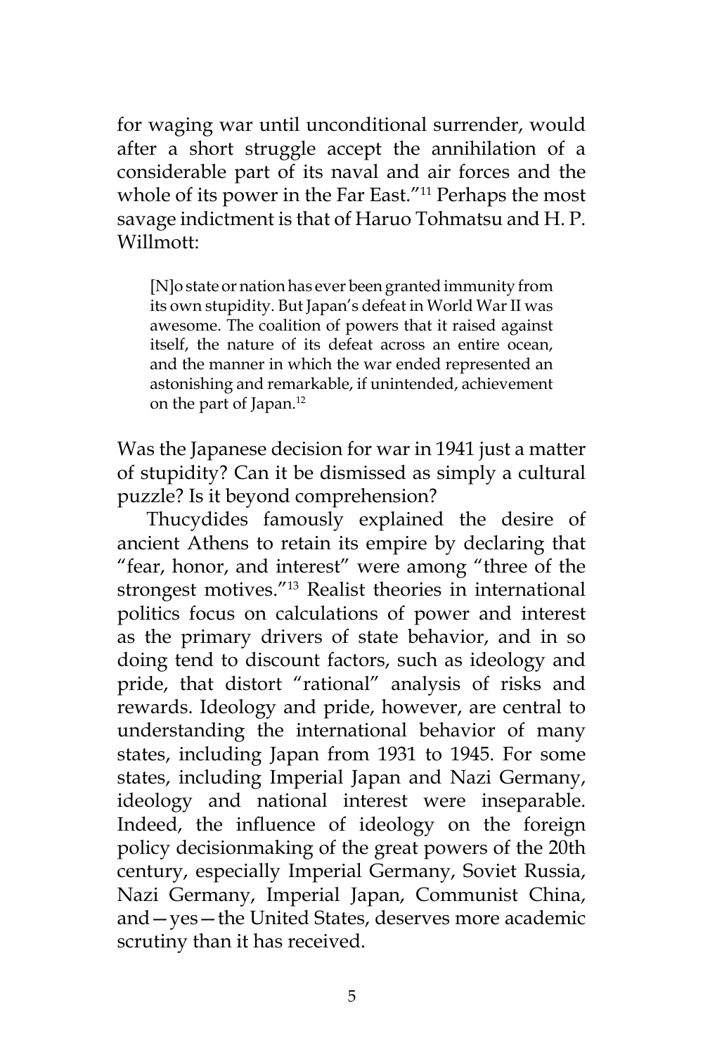for waging war until unconditional surrender, would after a short struggle accept the annihilation of a considerable part of its naval and air forces and the whole of its power in the Far East."[11] Perhaps the most savage indictment is that of Haruo Tohmatsu and H. P. Willmott:

> [N]o state or nation has ever been granted immunity from its own stupidity. But Japan's defeat in World War II was awesome. The coalition of powers that it raised against itself, the nature of its defeat across an entire ocean, and the manner in which the war ended represented an astonishing and remarkable, if unintended, achievement on the part of Japan.[12]

Was the Japanese decision for war in 1941 just a matter of stupidity? Can it be dismissed as simply a cultural puzzle? Is it beyond comprehension?

Thucydides famously explained the desire of ancient Athens to retain its empire by declaring that "fear, honor, and interest" were among "three of the strongest motives."[13] Realist theories in international politics focus on calculations of power and interest as the primary drivers of state behavior, and in so doing tend to discount factors, such as ideology and pride, that distort "rational" analysis of risks and rewards. Ideology and pride, however, are central to understanding the international behavior of many states, including Japan from 1931 to 1945. For some states, including Imperial Japan and Nazi Germany, ideology and national interest were inseparable. Indeed, the influence of ideology on the foreign policy decisionmaking of the great powers of the 20th century, especially Imperial Germany, Soviet Russia, Nazi Germany, Imperial Japan, Communist China, and—yes—the United States, deserves more academic scrutiny than it has received.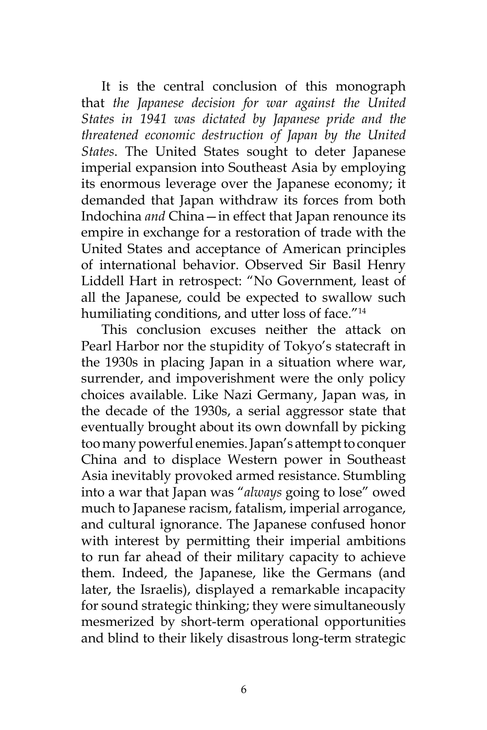It is the central conclusion of this monograph that *the Japanese decision for war against the United States in 1941 was dictated by Japanese pride and the threatened economic destruction of Japan by the United States*. The United States sought to deter Japanese imperial expansion into Southeast Asia by employing its enormous leverage over the Japanese economy; it demanded that Japan withdraw its forces from both Indochina *and* China—in effect that Japan renounce its empire in exchange for a restoration of trade with the United States and acceptance of American principles of international behavior. Observed Sir Basil Henry Liddell Hart in retrospect: "No Government, least of all the Japanese, could be expected to swallow such humiliating conditions, and utter loss of face."[14]

This conclusion excuses neither the attack on Pearl Harbor nor the stupidity of Tokyo's statecraft in the 1930s in placing Japan in a situation where war, surrender, and impoverishment were the only policy choices available. Like Nazi Germany, Japan was, in the decade of the 1930s, a serial aggressor state that eventually brought about its own downfall by picking too many powerful enemies. Japan's attempt to conquer China and to displace Western power in Southeast Asia inevitably provoked armed resistance. Stumbling into a war that Japan was "*always* going to lose" owed much to Japanese racism, fatalism, imperial arrogance, and cultural ignorance. The Japanese confused honor with interest by permitting their imperial ambitions to run far ahead of their military capacity to achieve them. Indeed, the Japanese, like the Germans (and later, the Israelis), displayed a remarkable incapacity for sound strategic thinking; they were simultaneously mesmerized by short-term operational opportunities and blind to their likely disastrous long-term strategic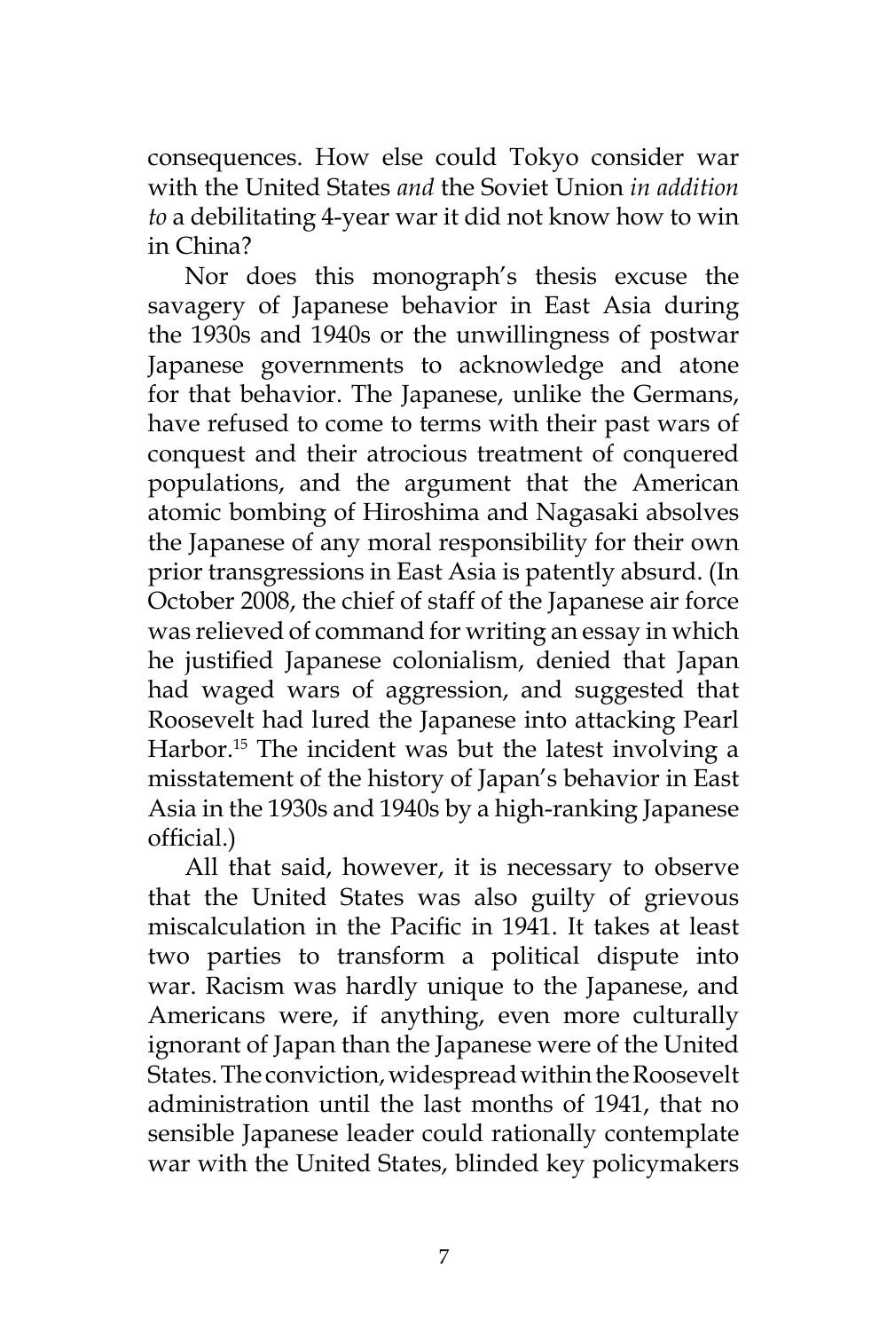consequences. How else could Tokyo consider war with the United States *and* the Soviet Union *in addition to* a debilitating 4-year war it did not know how to win in China?

Nor does this monograph's thesis excuse the savagery of Japanese behavior in East Asia during the 1930s and 1940s or the unwillingness of postwar Japanese governments to acknowledge and atone for that behavior. The Japanese, unlike the Germans, have refused to come to terms with their past wars of conquest and their atrocious treatment of conquered populations, and the argument that the American atomic bombing of Hiroshima and Nagasaki absolves the Japanese of any moral responsibility for their own prior transgressions in East Asia is patently absurd. (In October 2008, the chief of staff of the Japanese air force was relieved of command for writing an essay in which he justified Japanese colonialism, denied that Japan had waged wars of aggression, and suggested that Roosevelt had lured the Japanese into attacking Pearl Harbor.[15] The incident was but the latest involving a misstatement of the history of Japan's behavior in East Asia in the 1930s and 1940s by a high-ranking Japanese official.)

All that said, however, it is necessary to observe that the United States was also guilty of grievous miscalculation in the Pacific in 1941. It takes at least two parties to transform a political dispute into war. Racism was hardly unique to the Japanese, and Americans were, if anything, even more culturally ignorant of Japan than the Japanese were of the United States. The conviction, widespread within the Roosevelt administration until the last months of 1941, that no sensible Japanese leader could rationally contemplate war with the United States, blinded key policymakers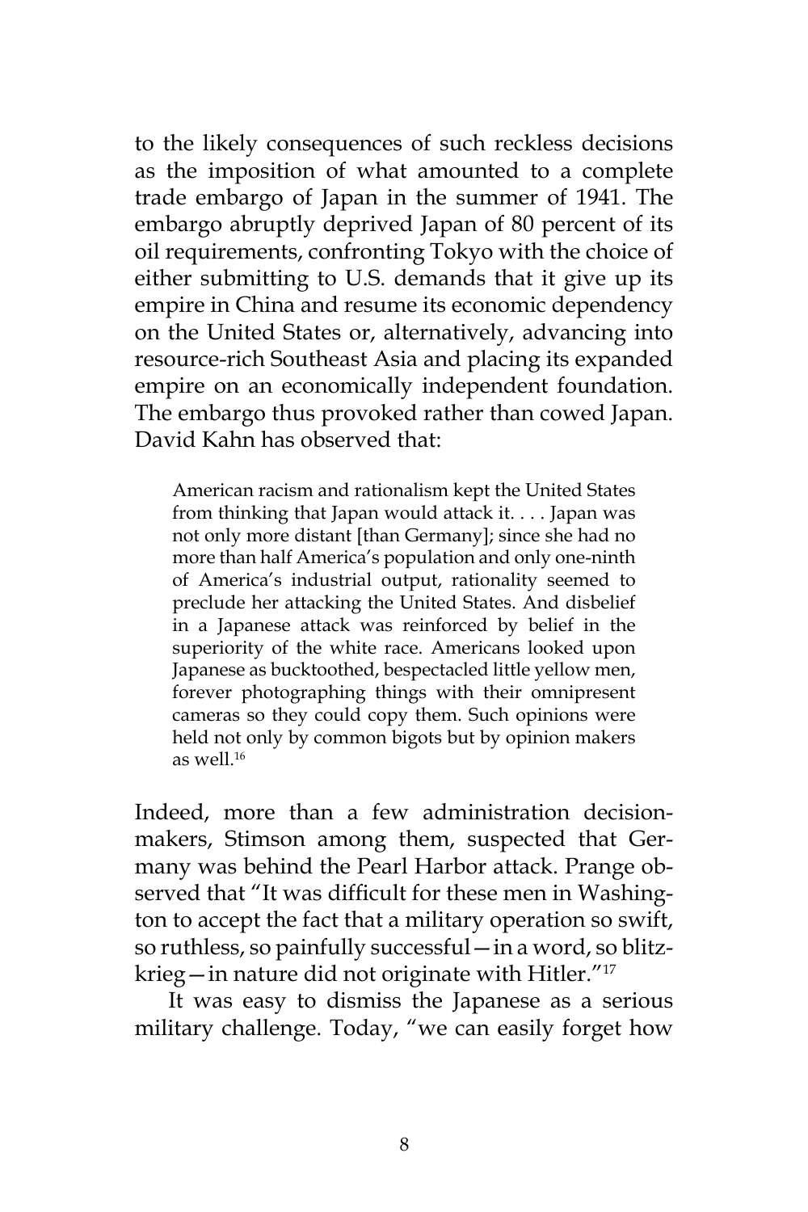to the likely consequences of such reckless decisions as the imposition of what amounted to a complete trade embargo of Japan in the summer of 1941. The embargo abruptly deprived Japan of 80 percent of its oil requirements, confronting Tokyo with the choice of either submitting to U.S. demands that it give up its empire in China and resume its economic dependency on the United States or, alternatively, advancing into resource-rich Southeast Asia and placing its expanded empire on an economically independent foundation. The embargo thus provoked rather than cowed Japan. David Kahn has observed that:

> American racism and rationalism kept the United States from thinking that Japan would attack it. . . . Japan was not only more distant [than Germany]; since she had no more than half America's population and only one-ninth of America's industrial output, rationality seemed to preclude her attacking the United States. And disbelief in a Japanese attack was reinforced by belief in the superiority of the white race. Americans looked upon Japanese as bucktoothed, bespectacled little yellow men, forever photographing things with their omnipresent cameras so they could copy them. Such opinions were held not only by common bigots but by opinion makers as well.[16]

Indeed, more than a few administration decision-makers, Stimson among them, suspected that Germany was behind the Pearl Harbor attack. Prange observed that "It was difficult for these men in Washington to accept the fact that a military operation so swift, so ruthless, so painfully successful—in a word, so blitzkrieg—in nature did not originate with Hitler."[17]

It was easy to dismiss the Japanese as a serious military challenge. Today, "we can easily forget how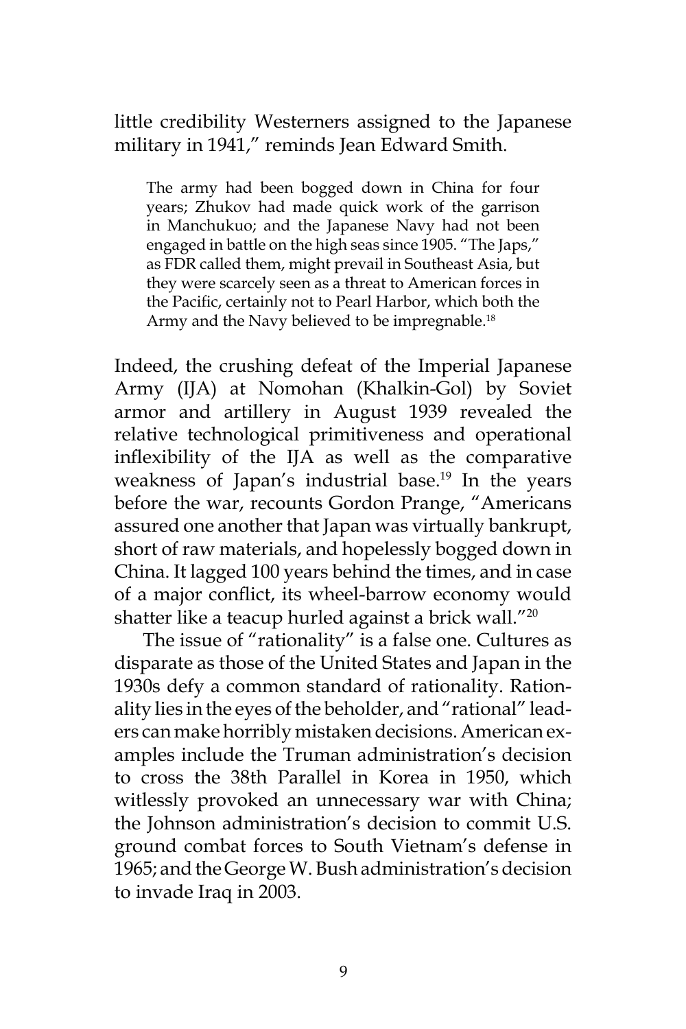little credibility Westerners assigned to the Japanese military in 1941," reminds Jean Edward Smith.

> The army had been bogged down in China for four years; Zhukov had made quick work of the garrison in Manchukuo; and the Japanese Navy had not been engaged in battle on the high seas since 1905. "The Japs," as FDR called them, might prevail in Southeast Asia, but they were scarcely seen as a threat to American forces in the Pacific, certainly not to Pearl Harbor, which both the Army and the Navy believed to be impregnable.[18]

Indeed, the crushing defeat of the Imperial Japanese Army (IJA) at Nomohan (Khalkin-Gol) by Soviet armor and artillery in August 1939 revealed the relative technological primitiveness and operational inflexibility of the IJA as well as the comparative weakness of Japan's industrial base.[19] In the years before the war, recounts Gordon Prange, "Americans assured one another that Japan was virtually bankrupt, short of raw materials, and hopelessly bogged down in China. It lagged 100 years behind the times, and in case of a major conflict, its wheel-barrow economy would shatter like a teacup hurled against a brick wall."[20]

The issue of "rationality" is a false one. Cultures as disparate as those of the United States and Japan in the 1930s defy a common standard of rationality. Rationality lies in the eyes of the beholder, and "rational" leaders can make horribly mistaken decisions. American examples include the Truman administration's decision to cross the 38th Parallel in Korea in 1950, which witlessly provoked an unnecessary war with China; the Johnson administration's decision to commit U.S. ground combat forces to South Vietnam's defense in 1965; and the George W. Bush administration's decision to invade Iraq in 2003.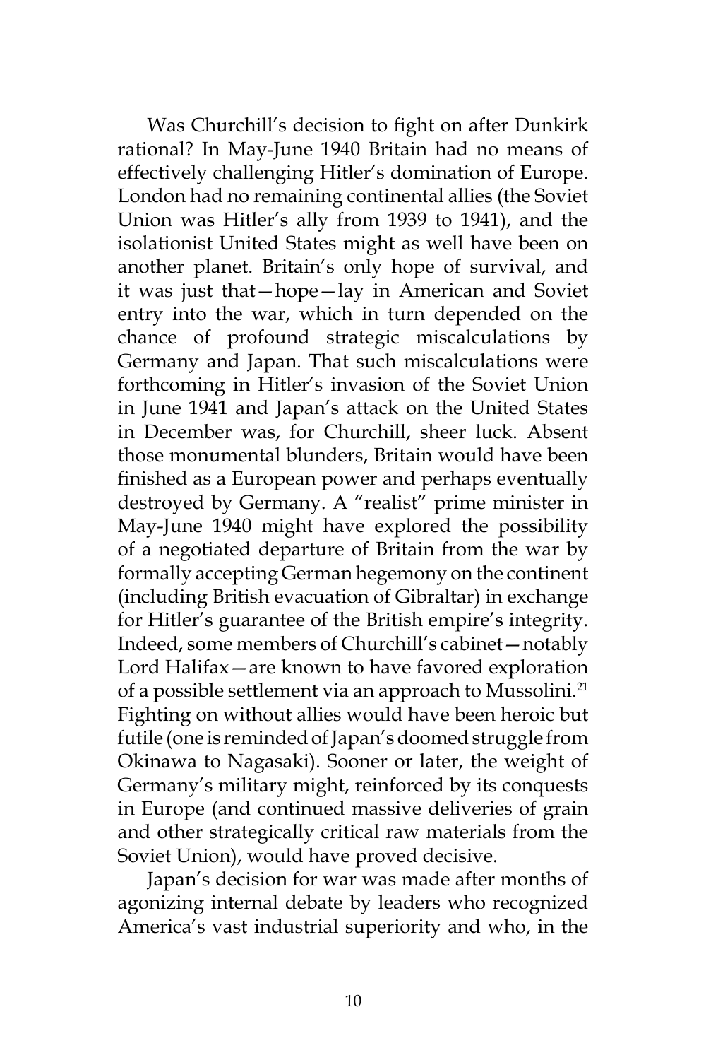Was Churchill's decision to fight on after Dunkirk rational? In May-June 1940 Britain had no means of effectively challenging Hitler's domination of Europe. London had no remaining continental allies (the Soviet Union was Hitler's ally from 1939 to 1941), and the isolationist United States might as well have been on another planet. Britain's only hope of survival, and it was just that—hope—lay in American and Soviet entry into the war, which in turn depended on the chance of profound strategic miscalculations by Germany and Japan. That such miscalculations were forthcoming in Hitler's invasion of the Soviet Union in June 1941 and Japan's attack on the United States in December was, for Churchill, sheer luck. Absent those monumental blunders, Britain would have been finished as a European power and perhaps eventually destroyed by Germany. A "realist" prime minister in May-June 1940 might have explored the possibility of a negotiated departure of Britain from the war by formally accepting German hegemony on the continent (including British evacuation of Gibraltar) in exchange for Hitler's guarantee of the British empire's integrity. Indeed, some members of Churchill's cabinet—notably Lord Halifax—are known to have favored exploration of a possible settlement via an approach to Mussolini.[21] Fighting on without allies would have been heroic but futile (one is reminded of Japan's doomed struggle from Okinawa to Nagasaki). Sooner or later, the weight of Germany's military might, reinforced by its conquests in Europe (and continued massive deliveries of grain and other strategically critical raw materials from the Soviet Union), would have proved decisive.

Japan's decision for war was made after months of agonizing internal debate by leaders who recognized America's vast industrial superiority and who, in the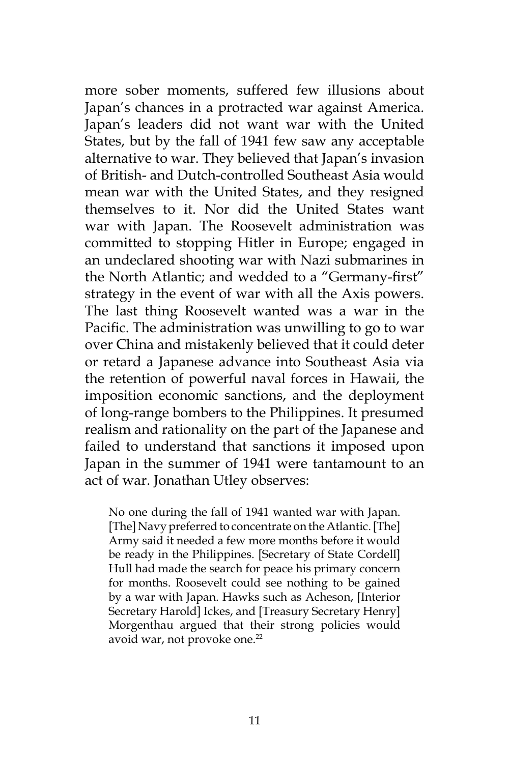more sober moments, suffered few illusions about Japan's chances in a protracted war against America. Japan's leaders did not want war with the United States, but by the fall of 1941 few saw any acceptable alternative to war. They believed that Japan's invasion of British- and Dutch-controlled Southeast Asia would mean war with the United States, and they resigned themselves to it. Nor did the United States want war with Japan. The Roosevelt administration was committed to stopping Hitler in Europe; engaged in an undeclared shooting war with Nazi submarines in the North Atlantic; and wedded to a "Germany-first" strategy in the event of war with all the Axis powers. The last thing Roosevelt wanted was a war in the Pacific. The administration was unwilling to go to war over China and mistakenly believed that it could deter or retard a Japanese advance into Southeast Asia via the retention of powerful naval forces in Hawaii, the imposition economic sanctions, and the deployment of long-range bombers to the Philippines. It presumed realism and rationality on the part of the Japanese and failed to understand that sanctions it imposed upon Japan in the summer of 1941 were tantamount to an act of war. Jonathan Utley observes:

> No one during the fall of 1941 wanted war with Japan. [The] Navy preferred to concentrate on the Atlantic. [The] Army said it needed a few more months before it would be ready in the Philippines. [Secretary of State Cordell] Hull had made the search for peace his primary concern for months. Roosevelt could see nothing to be gained by a war with Japan. Hawks such as Acheson, [Interior Secretary Harold] Ickes, and [Treasury Secretary Henry] Morgenthau argued that their strong policies would avoid war, not provoke one.[22]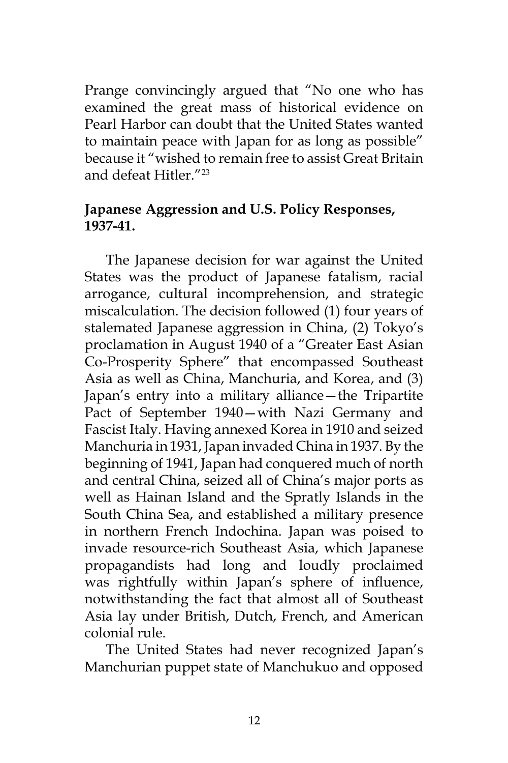Prange convincingly argued that "No one who has examined the great mass of historical evidence on Pearl Harbor can doubt that the United States wanted to maintain peace with Japan for as long as possible" because it "wished to remain free to assist Great Britain and defeat Hitler."[23]

**Japanese Aggression and U.S. Policy Responses, 1937-41.**

The Japanese decision for war against the United States was the product of Japanese fatalism, racial arrogance, cultural incomprehension, and strategic miscalculation. The decision followed (1) four years of stalemated Japanese aggression in China, (2) Tokyo's proclamation in August 1940 of a "Greater East Asian Co-Prosperity Sphere" that encompassed Southeast Asia as well as China, Manchuria, and Korea, and (3) Japan's entry into a military alliance—the Tripartite Pact of September 1940—with Nazi Germany and Fascist Italy. Having annexed Korea in 1910 and seized Manchuria in 1931, Japan invaded China in 1937. By the beginning of 1941, Japan had conquered much of north and central China, seized all of China's major ports as well as Hainan Island and the Spratly Islands in the South China Sea, and established a military presence in northern French Indochina. Japan was poised to invade resource-rich Southeast Asia, which Japanese propagandists had long and loudly proclaimed was rightfully within Japan's sphere of influence, notwithstanding the fact that almost all of Southeast Asia lay under British, Dutch, French, and American colonial rule.

The United States had never recognized Japan's Manchurian puppet state of Manchukuo and opposed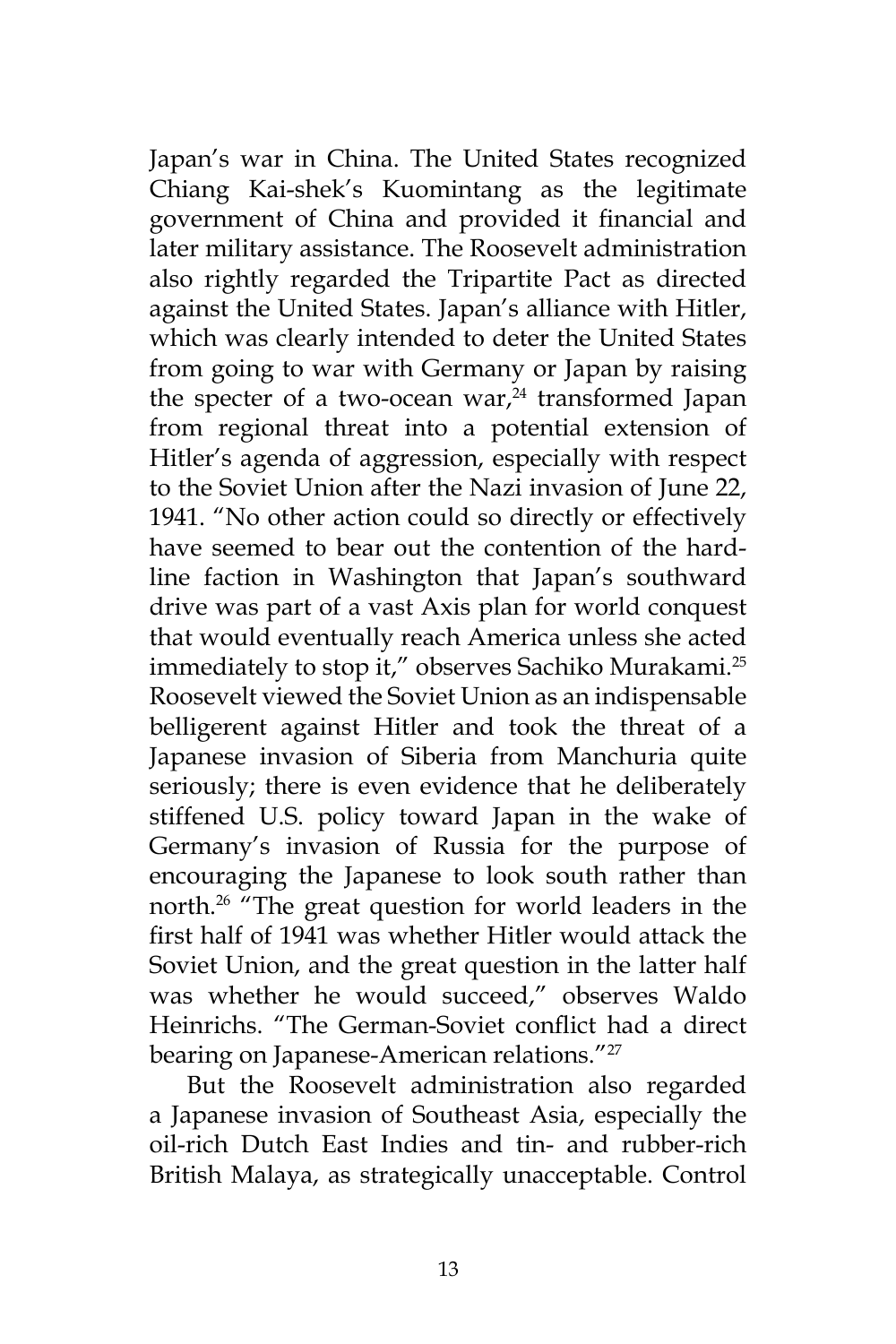Japan's war in China. The United States recognized Chiang Kai-shek's Kuomintang as the legitimate government of China and provided it financial and later military assistance. The Roosevelt administration also rightly regarded the Tripartite Pact as directed against the United States. Japan's alliance with Hitler, which was clearly intended to deter the United States from going to war with Germany or Japan by raising the specter of a two-ocean war,[24] transformed Japan from regional threat into a potential extension of Hitler's agenda of aggression, especially with respect to the Soviet Union after the Nazi invasion of June 22, 1941. "No other action could so directly or effectively have seemed to bear out the contention of the hard-line faction in Washington that Japan's southward drive was part of a vast Axis plan for world conquest that would eventually reach America unless she acted immediately to stop it," observes Sachiko Murakami.[25] Roosevelt viewed the Soviet Union as an indispensable belligerent against Hitler and took the threat of a Japanese invasion of Siberia from Manchuria quite seriously; there is even evidence that he deliberately stiffened U.S. policy toward Japan in the wake of Germany's invasion of Russia for the purpose of encouraging the Japanese to look south rather than north.[26] "The great question for world leaders in the first half of 1941 was whether Hitler would attack the Soviet Union, and the great question in the latter half was whether he would succeed," observes Waldo Heinrichs. "The German-Soviet conflict had a direct bearing on Japanese-American relations."[27]

But the Roosevelt administration also regarded a Japanese invasion of Southeast Asia, especially the oil-rich Dutch East Indies and tin- and rubber-rich British Malaya, as strategically unacceptable. Control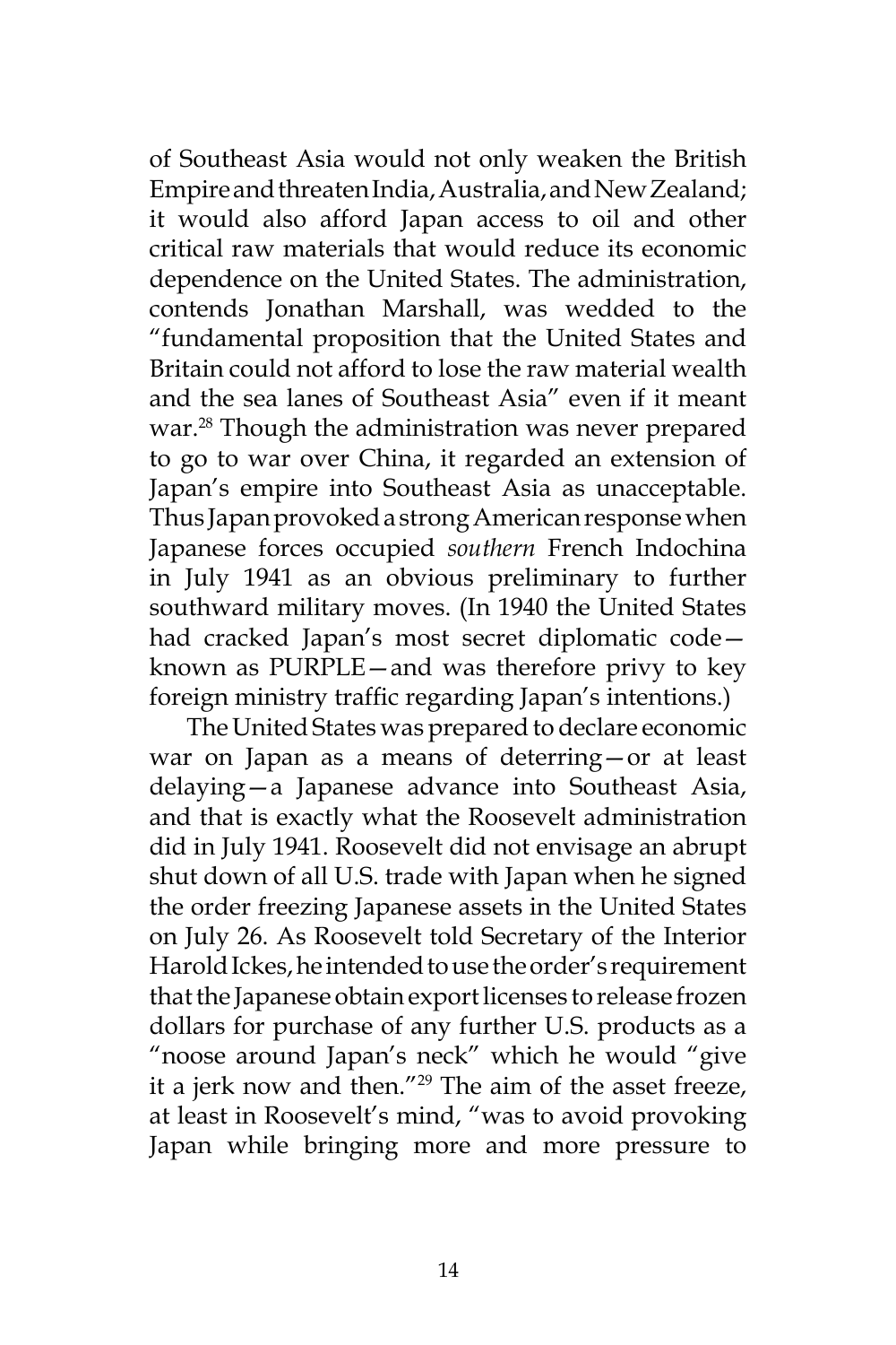of Southeast Asia would not only weaken the British Empire and threaten India, Australia, and New Zealand; it would also afford Japan access to oil and other critical raw materials that would reduce its economic dependence on the United States. The administration, contends Jonathan Marshall, was wedded to the "fundamental proposition that the United States and Britain could not afford to lose the raw material wealth and the sea lanes of Southeast Asia" even if it meant war.[28] Though the administration was never prepared to go to war over China, it regarded an extension of Japan's empire into Southeast Asia as unacceptable. Thus Japan provoked a strong American response when Japanese forces occupied *southern* French Indochina in July 1941 as an obvious preliminary to further southward military moves. (In 1940 the United States had cracked Japan's most secret diplomatic code—known as PURPLE—and was therefore privy to key foreign ministry traffic regarding Japan's intentions.)

The United States was prepared to declare economic war on Japan as a means of deterring—or at least delaying—a Japanese advance into Southeast Asia, and that is exactly what the Roosevelt administration did in July 1941. Roosevelt did not envisage an abrupt shut down of all U.S. trade with Japan when he signed the order freezing Japanese assets in the United States on July 26. As Roosevelt told Secretary of the Interior Harold Ickes, he intended to use the order's requirement that the Japanese obtain export licenses to release frozen dollars for purchase of any further U.S. products as a "noose around Japan's neck" which he would "give it a jerk now and then."[29] The aim of the asset freeze, at least in Roosevelt's mind, "was to avoid provoking Japan while bringing more and more pressure to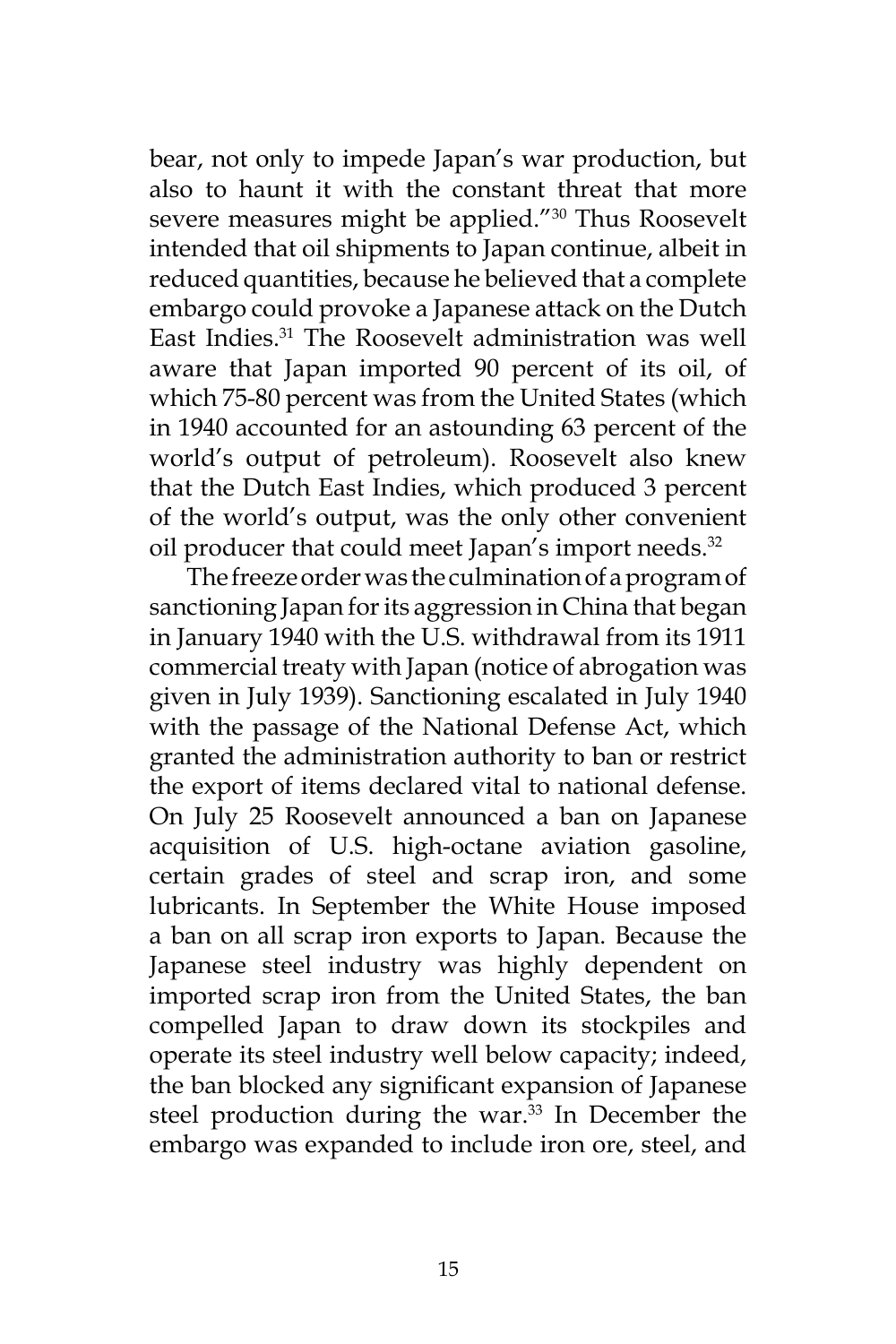bear, not only to impede Japan's war production, but also to haunt it with the constant threat that more severe measures might be applied."[30] Thus Roosevelt intended that oil shipments to Japan continue, albeit in reduced quantities, because he believed that a complete embargo could provoke a Japanese attack on the Dutch East Indies.[31] The Roosevelt administration was well aware that Japan imported 90 percent of its oil, of which 75-80 percent was from the United States (which in 1940 accounted for an astounding 63 percent of the world's output of petroleum). Roosevelt also knew that the Dutch East Indies, which produced 3 percent of the world's output, was the only other convenient oil producer that could meet Japan's import needs.[32]

The freeze order was the culmination of a program of sanctioning Japan for its aggression in China that began in January 1940 with the U.S. withdrawal from its 1911 commercial treaty with Japan (notice of abrogation was given in July 1939). Sanctioning escalated in July 1940 with the passage of the National Defense Act, which granted the administration authority to ban or restrict the export of items declared vital to national defense. On July 25 Roosevelt announced a ban on Japanese acquisition of U.S. high-octane aviation gasoline, certain grades of steel and scrap iron, and some lubricants. In September the White House imposed a ban on all scrap iron exports to Japan. Because the Japanese steel industry was highly dependent on imported scrap iron from the United States, the ban compelled Japan to draw down its stockpiles and operate its steel industry well below capacity; indeed, the ban blocked any significant expansion of Japanese steel production during the war.[33] In December the embargo was expanded to include iron ore, steel, and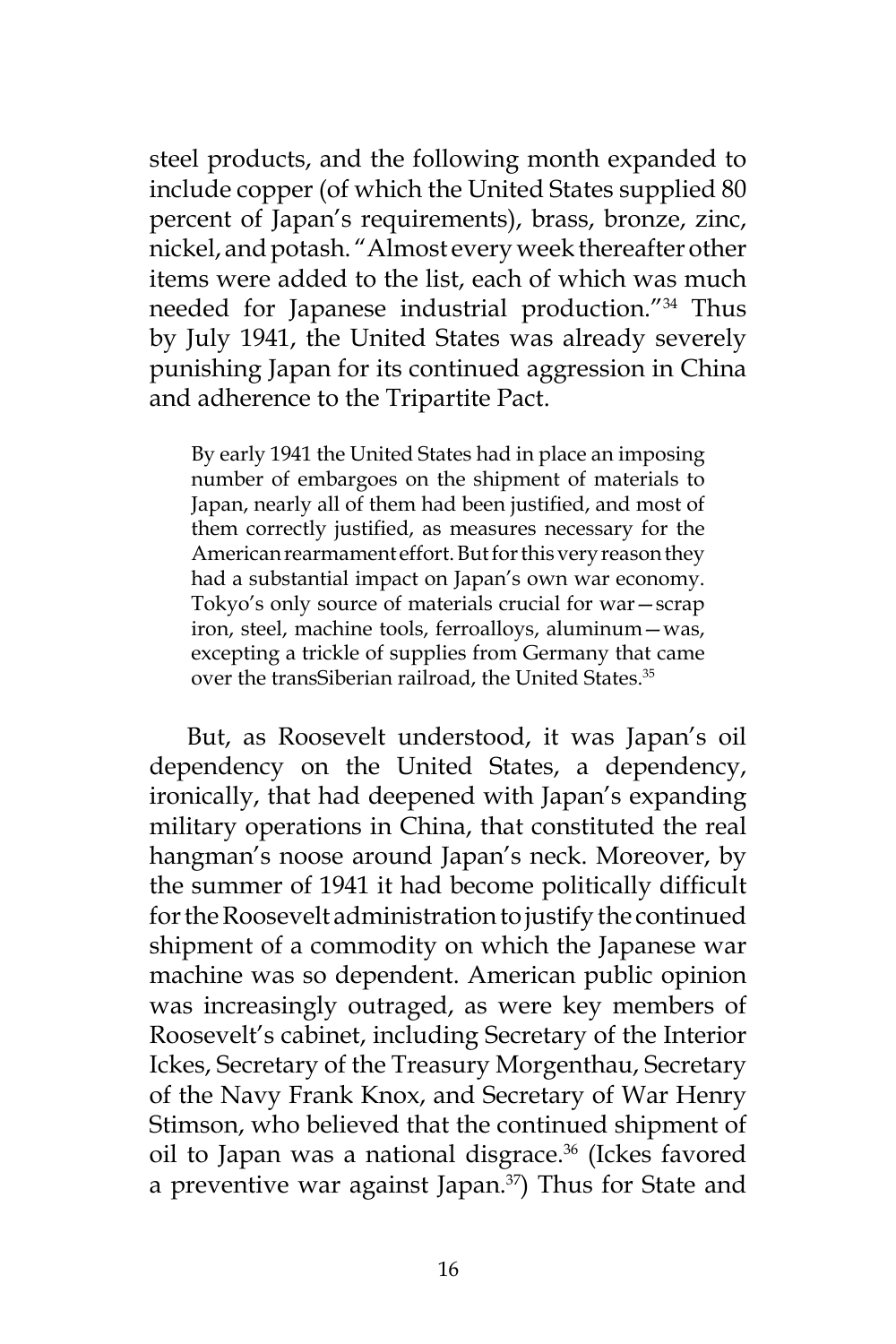steel products, and the following month expanded to include copper (of which the United States supplied 80 percent of Japan's requirements), brass, bronze, zinc, nickel, and potash. "Almost every week thereafter other items were added to the list, each of which was much needed for Japanese industrial production."[34] Thus by July 1941, the United States was already severely punishing Japan for its continued aggression in China and adherence to the Tripartite Pact.

> By early 1941 the United States had in place an imposing number of embargoes on the shipment of materials to Japan, nearly all of them had been justified, and most of them correctly justified, as measures necessary for the American rearmament effort. But for this very reason they had a substantial impact on Japan's own war economy. Tokyo's only source of materials crucial for war—scrap iron, steel, machine tools, ferroalloys, aluminum—was, excepting a trickle of supplies from Germany that came over the transSiberian railroad, the United States.[35]

But, as Roosevelt understood, it was Japan's oil dependency on the United States, a dependency, ironically, that had deepened with Japan's expanding military operations in China, that constituted the real hangman's noose around Japan's neck. Moreover, by the summer of 1941 it had become politically difficult for the Roosevelt administration to justify the continued shipment of a commodity on which the Japanese war machine was so dependent. American public opinion was increasingly outraged, as were key members of Roosevelt's cabinet, including Secretary of the Interior Ickes, Secretary of the Treasury Morgenthau, Secretary of the Navy Frank Knox, and Secretary of War Henry Stimson, who believed that the continued shipment of oil to Japan was a national disgrace.[36] (Ickes favored a preventive war against Japan.[37]) Thus for State and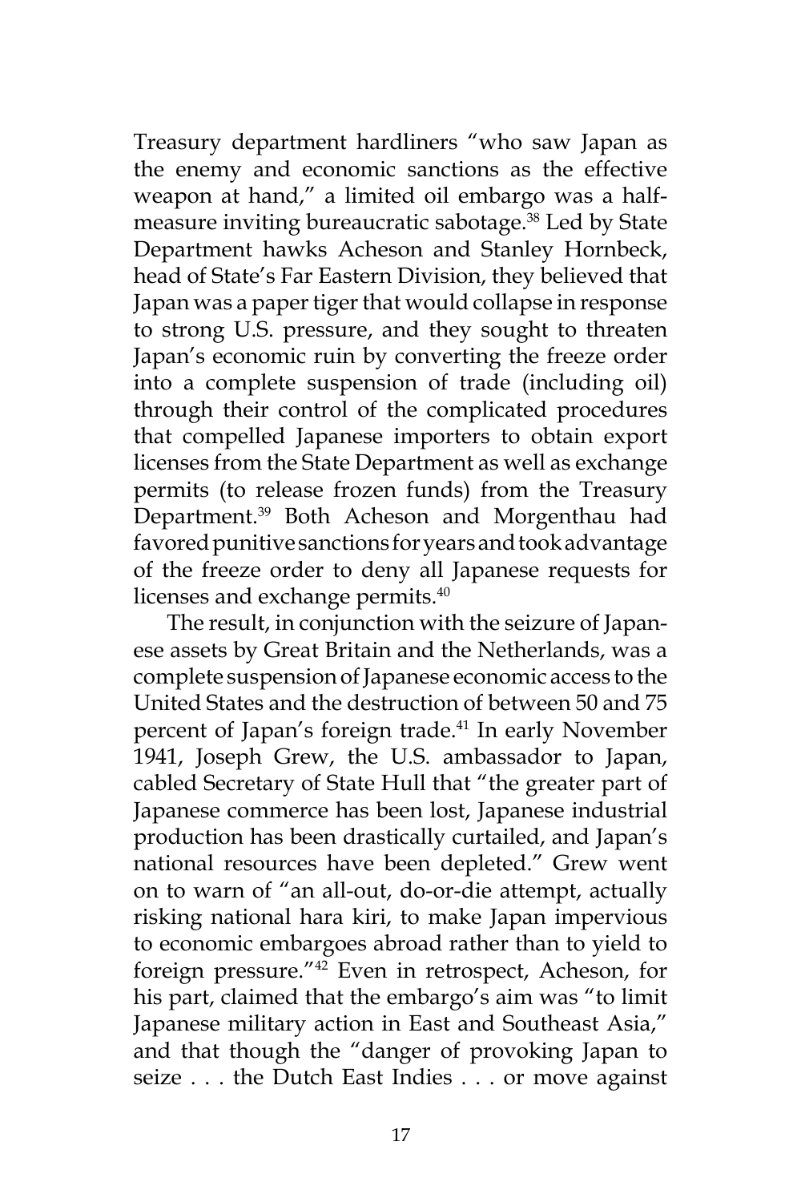Treasury department hardliners "who saw Japan as the enemy and economic sanctions as the effective weapon at hand," a limited oil embargo was a half-measure inviting bureaucratic sabotage.[38] Led by State Department hawks Acheson and Stanley Hornbeck, head of State's Far Eastern Division, they believed that Japan was a paper tiger that would collapse in response to strong U.S. pressure, and they sought to threaten Japan's economic ruin by converting the freeze order into a complete suspension of trade (including oil) through their control of the complicated procedures that compelled Japanese importers to obtain export licenses from the State Department as well as exchange permits (to release frozen funds) from the Treasury Department.[39] Both Acheson and Morgenthau had favored punitive sanctions for years and took advantage of the freeze order to deny all Japanese requests for licenses and exchange permits.[40]

The result, in conjunction with the seizure of Japanese assets by Great Britain and the Netherlands, was a complete suspension of Japanese economic access to the United States and the destruction of between 50 and 75 percent of Japan's foreign trade.[41] In early November 1941, Joseph Grew, the U.S. ambassador to Japan, cabled Secretary of State Hull that "the greater part of Japanese commerce has been lost, Japanese industrial production has been drastically curtailed, and Japan's national resources have been depleted." Grew went on to warn of "an all-out, do-or-die attempt, actually risking national hara kiri, to make Japan impervious to economic embargoes abroad rather than to yield to foreign pressure."[42] Even in retrospect, Acheson, for his part, claimed that the embargo's aim was "to limit Japanese military action in East and Southeast Asia," and that though the "danger of provoking Japan to seize . . . the Dutch East Indies . . . or move against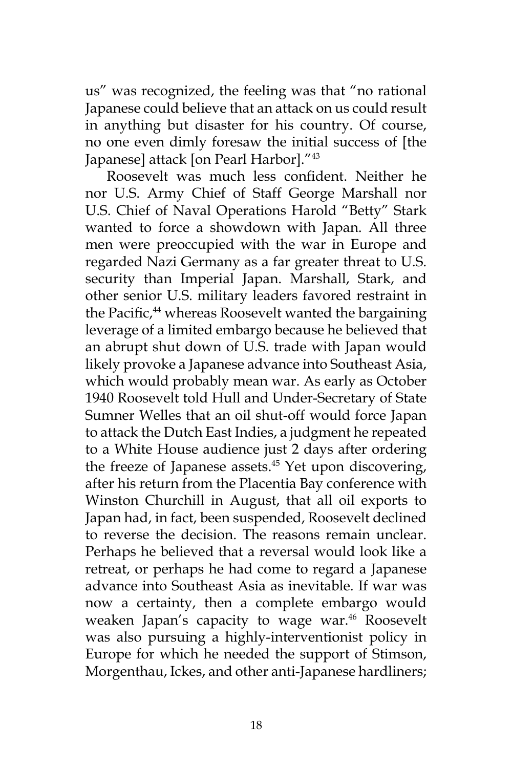us" was recognized, the feeling was that "no rational Japanese could believe that an attack on us could result in anything but disaster for his country. Of course, no one even dimly foresaw the initial success of [the Japanese] attack [on Pearl Harbor]."[43]

Roosevelt was much less confident. Neither he nor U.S. Army Chief of Staff George Marshall nor U.S. Chief of Naval Operations Harold "Betty" Stark wanted to force a showdown with Japan. All three men were preoccupied with the war in Europe and regarded Nazi Germany as a far greater threat to U.S. security than Imperial Japan. Marshall, Stark, and other senior U.S. military leaders favored restraint in the Pacific,[44] whereas Roosevelt wanted the bargaining leverage of a limited embargo because he believed that an abrupt shut down of U.S. trade with Japan would likely provoke a Japanese advance into Southeast Asia, which would probably mean war. As early as October 1940 Roosevelt told Hull and Under-Secretary of State Sumner Welles that an oil shut-off would force Japan to attack the Dutch East Indies, a judgment he repeated to a White House audience just 2 days after ordering the freeze of Japanese assets.[45] Yet upon discovering, after his return from the Placentia Bay conference with Winston Churchill in August, that all oil exports to Japan had, in fact, been suspended, Roosevelt declined to reverse the decision. The reasons remain unclear. Perhaps he believed that a reversal would look like a retreat, or perhaps he had come to regard a Japanese advance into Southeast Asia as inevitable. If war was now a certainty, then a complete embargo would weaken Japan's capacity to wage war.[46] Roosevelt was also pursuing a highly-interventionist policy in Europe for which he needed the support of Stimson, Morgenthau, Ickes, and other anti-Japanese hardliners;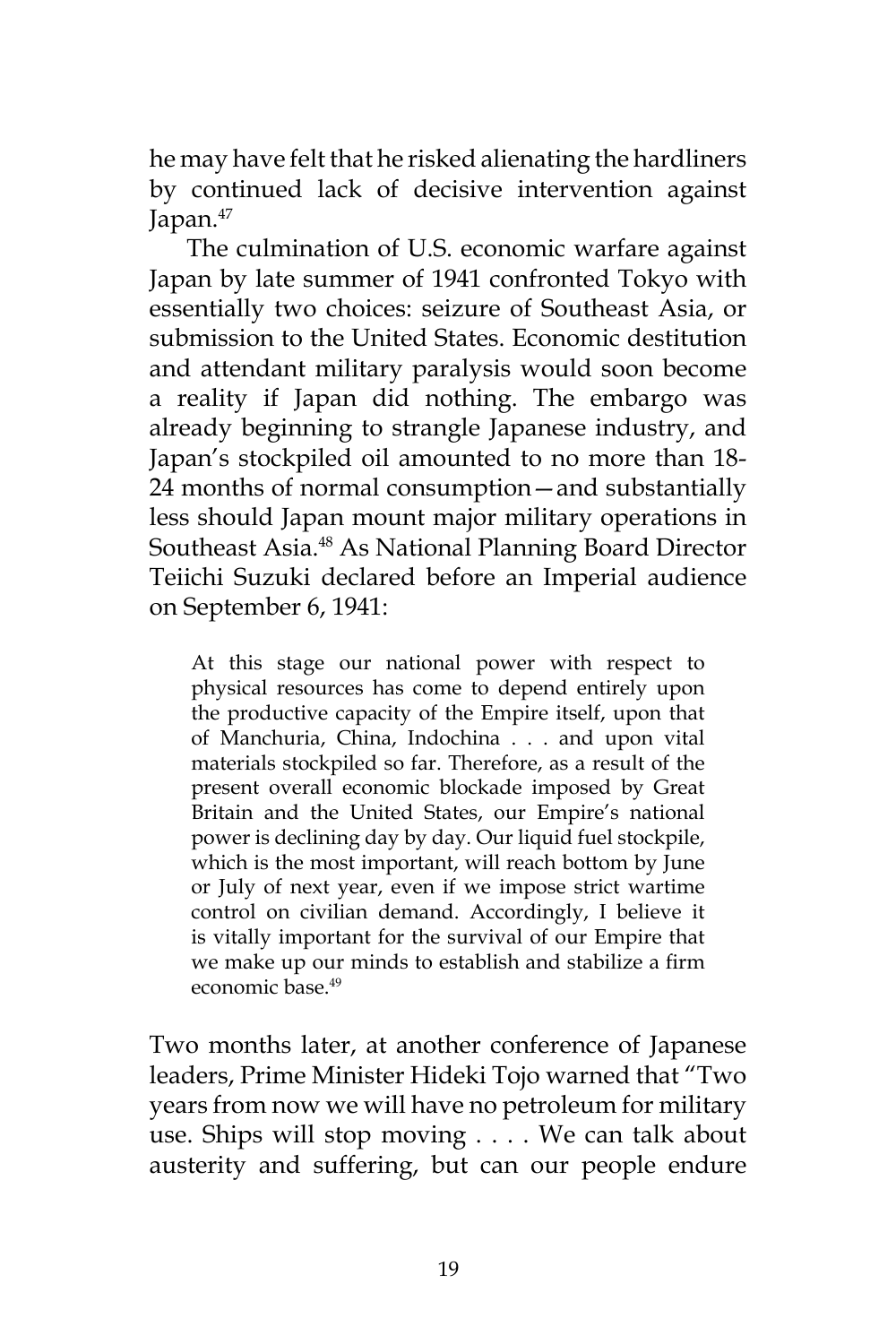he may have felt that he risked alienating the hardliners by continued lack of decisive intervention against Japan.[47]

The culmination of U.S. economic warfare against Japan by late summer of 1941 confronted Tokyo with essentially two choices: seizure of Southeast Asia, or submission to the United States. Economic destitution and attendant military paralysis would soon become a reality if Japan did nothing. The embargo was already beginning to strangle Japanese industry, and Japan's stockpiled oil amounted to no more than 18-24 months of normal consumption—and substantially less should Japan mount major military operations in Southeast Asia.[48] As National Planning Board Director Teiichi Suzuki declared before an Imperial audience on September 6, 1941:

> At this stage our national power with respect to physical resources has come to depend entirely upon the productive capacity of the Empire itself, upon that of Manchuria, China, Indochina . . . and upon vital materials stockpiled so far. Therefore, as a result of the present overall economic blockade imposed by Great Britain and the United States, our Empire's national power is declining day by day. Our liquid fuel stockpile, which is the most important, will reach bottom by June or July of next year, even if we impose strict wartime control on civilian demand. Accordingly, I believe it is vitally important for the survival of our Empire that we make up our minds to establish and stabilize a firm economic base.[49]

Two months later, at another conference of Japanese leaders, Prime Minister Hideki Tojo warned that "Two years from now we will have no petroleum for military use. Ships will stop moving . . . . We can talk about austerity and suffering, but can our people endure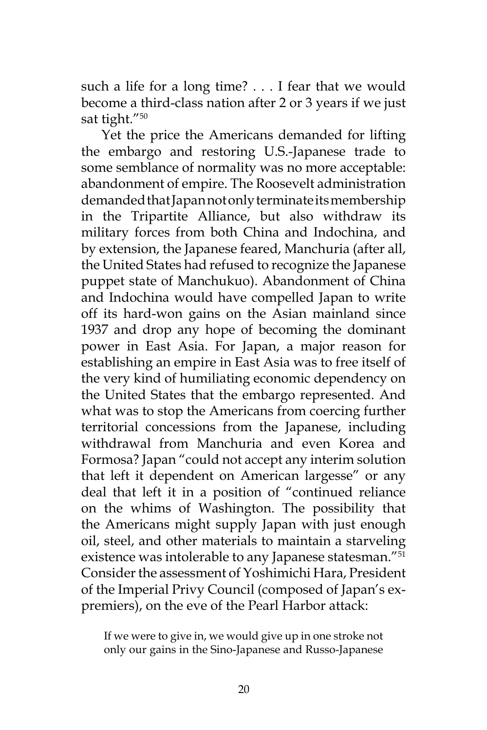such a life for a long time? . . . I fear that we would become a third-class nation after 2 or 3 years if we just sat tight."[50]

Yet the price the Americans demanded for lifting the embargo and restoring U.S.-Japanese trade to some semblance of normality was no more acceptable: abandonment of empire. The Roosevelt administration demanded that Japan not only terminate its membership in the Tripartite Alliance, but also withdraw its military forces from both China and Indochina, and by extension, the Japanese feared, Manchuria (after all, the United States had refused to recognize the Japanese puppet state of Manchukuo). Abandonment of China and Indochina would have compelled Japan to write off its hard-won gains on the Asian mainland since 1937 and drop any hope of becoming the dominant power in East Asia. For Japan, a major reason for establishing an empire in East Asia was to free itself of the very kind of humiliating economic dependency on the United States that the embargo represented. And what was to stop the Americans from coercing further territorial concessions from the Japanese, including withdrawal from Manchuria and even Korea and Formosa? Japan "could not accept any interim solution that left it dependent on American largesse" or any deal that left it in a position of "continued reliance on the whims of Washington. The possibility that the Americans might supply Japan with just enough oil, steel, and other materials to maintain a starveling existence was intolerable to any Japanese statesman."[51] Consider the assessment of Yoshimichi Hara, President of the Imperial Privy Council (composed of Japan's ex-premiers), on the eve of the Pearl Harbor attack:

> If we were to give in, we would give up in one stroke not only our gains in the Sino-Japanese and Russo-Japanese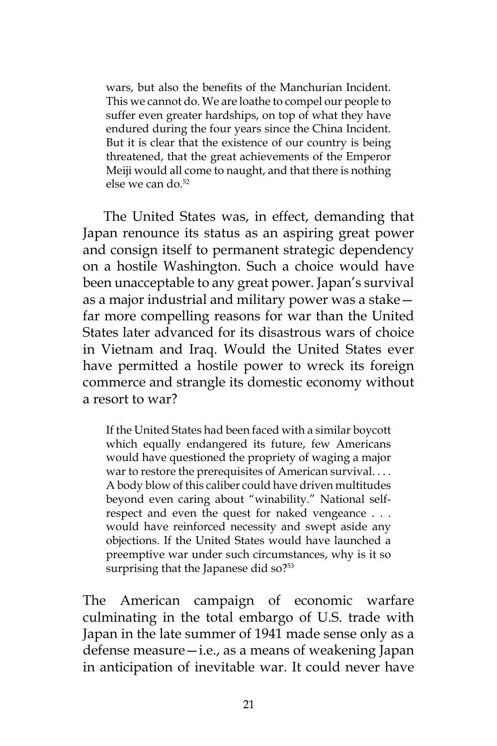> wars, but also the benefits of the Manchurian Incident. This we cannot do. We are loathe to compel our people to suffer even greater hardships, on top of what they have endured during the four years since the China Incident. But it is clear that the existence of our country is being threatened, that the great achievements of the Emperor Meiji would all come to naught, and that there is nothing else we can do.[52]

The United States was, in effect, demanding that Japan renounce its status as an aspiring great power and consign itself to permanent strategic dependency on a hostile Washington. Such a choice would have been unacceptable to any great power. Japan's survival as a major industrial and military power was a stake—far more compelling reasons for war than the United States later advanced for its disastrous wars of choice in Vietnam and Iraq. Would the United States ever have permitted a hostile power to wreck its foreign commerce and strangle its domestic economy without a resort to war?

> If the United States had been faced with a similar boycott which equally endangered its future, few Americans would have questioned the propriety of waging a major war to restore the prerequisites of American survival. . . . A body blow of this caliber could have driven multitudes beyond even caring about "winability." National self-respect and even the quest for naked vengeance . . . would have reinforced necessity and swept aside any objections. If the United States would have launched a preemptive war under such circumstances, why is it so surprising that the Japanese did so?[53]

The American campaign of economic warfare culminating in the total embargo of U.S. trade with Japan in the late summer of 1941 made sense only as a defense measure—i.e., as a means of weakening Japan in anticipation of inevitable war. It could never have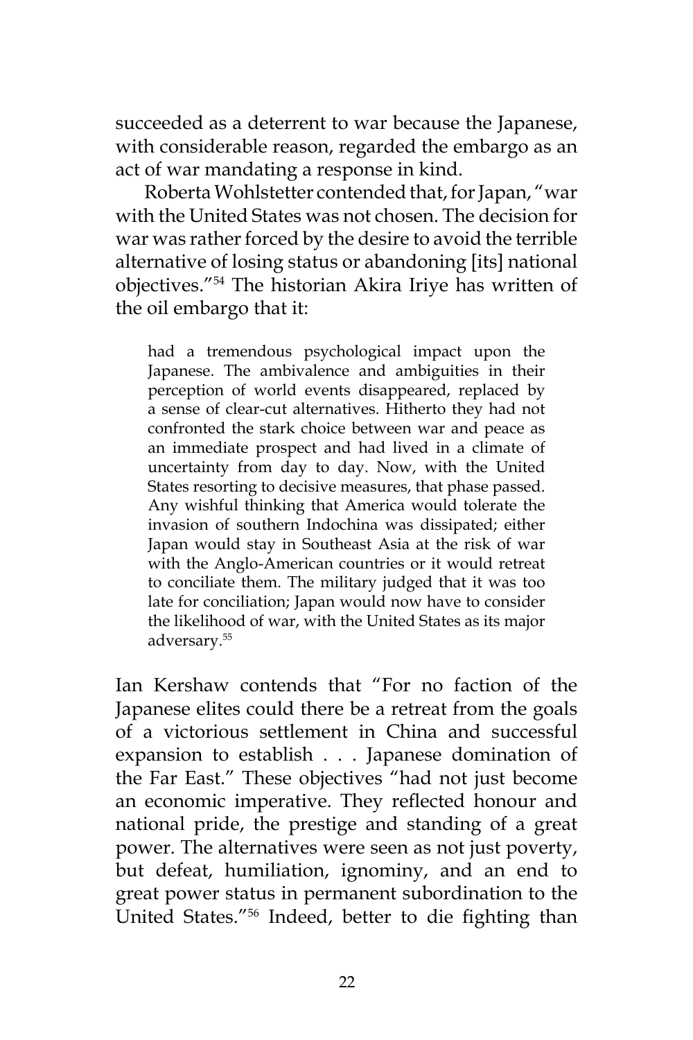succeeded as a deterrent to war because the Japanese, with considerable reason, regarded the embargo as an act of war mandating a response in kind.

Roberta Wohlstetter contended that, for Japan, "war with the United States was not chosen. The decision for war was rather forced by the desire to avoid the terrible alternative of losing status or abandoning [its] national objectives."[54] The historian Akira Iriye has written of the oil embargo that it:

> had a tremendous psychological impact upon the Japanese. The ambivalence and ambiguities in their perception of world events disappeared, replaced by a sense of clear-cut alternatives. Hitherto they had not confronted the stark choice between war and peace as an immediate prospect and had lived in a climate of uncertainty from day to day. Now, with the United States resorting to decisive measures, that phase passed. Any wishful thinking that America would tolerate the invasion of southern Indochina was dissipated; either Japan would stay in Southeast Asia at the risk of war with the Anglo-American countries or it would retreat to conciliate them. The military judged that it was too late for conciliation; Japan would now have to consider the likelihood of war, with the United States as its major adversary.[55]

Ian Kershaw contends that "For no faction of the Japanese elites could there be a retreat from the goals of a victorious settlement in China and successful expansion to establish . . . Japanese domination of the Far East." These objectives "had not just become an economic imperative. They reflected honour and national pride, the prestige and standing of a great power. The alternatives were seen as not just poverty, but defeat, humiliation, ignominy, and an end to great power status in permanent subordination to the United States."[56] Indeed, better to die fighting than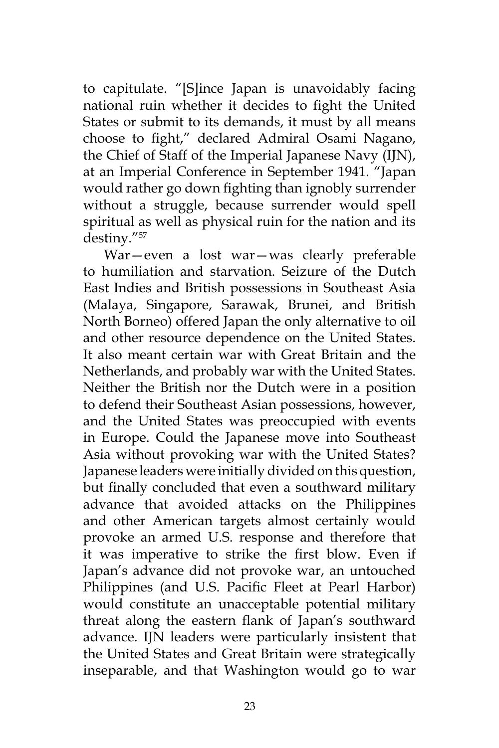to capitulate. "[S]ince Japan is unavoidably facing national ruin whether it decides to fight the United States or submit to its demands, it must by all means choose to fight," declared Admiral Osami Nagano, the Chief of Staff of the Imperial Japanese Navy (IJN), at an Imperial Conference in September 1941. "Japan would rather go down fighting than ignobly surrender without a struggle, because surrender would spell spiritual as well as physical ruin for the nation and its destiny."[57]

War—even a lost war—was clearly preferable to humiliation and starvation. Seizure of the Dutch East Indies and British possessions in Southeast Asia (Malaya, Singapore, Sarawak, Brunei, and British North Borneo) offered Japan the only alternative to oil and other resource dependence on the United States. It also meant certain war with Great Britain and the Netherlands, and probably war with the United States. Neither the British nor the Dutch were in a position to defend their Southeast Asian possessions, however, and the United States was preoccupied with events in Europe. Could the Japanese move into Southeast Asia without provoking war with the United States? Japanese leaders were initially divided on this question, but finally concluded that even a southward military advance that avoided attacks on the Philippines and other American targets almost certainly would provoke an armed U.S. response and therefore that it was imperative to strike the first blow. Even if Japan's advance did not provoke war, an untouched Philippines (and U.S. Pacific Fleet at Pearl Harbor) would constitute an unacceptable potential military threat along the eastern flank of Japan's southward advance. IJN leaders were particularly insistent that the United States and Great Britain were strategically inseparable, and that Washington would go to war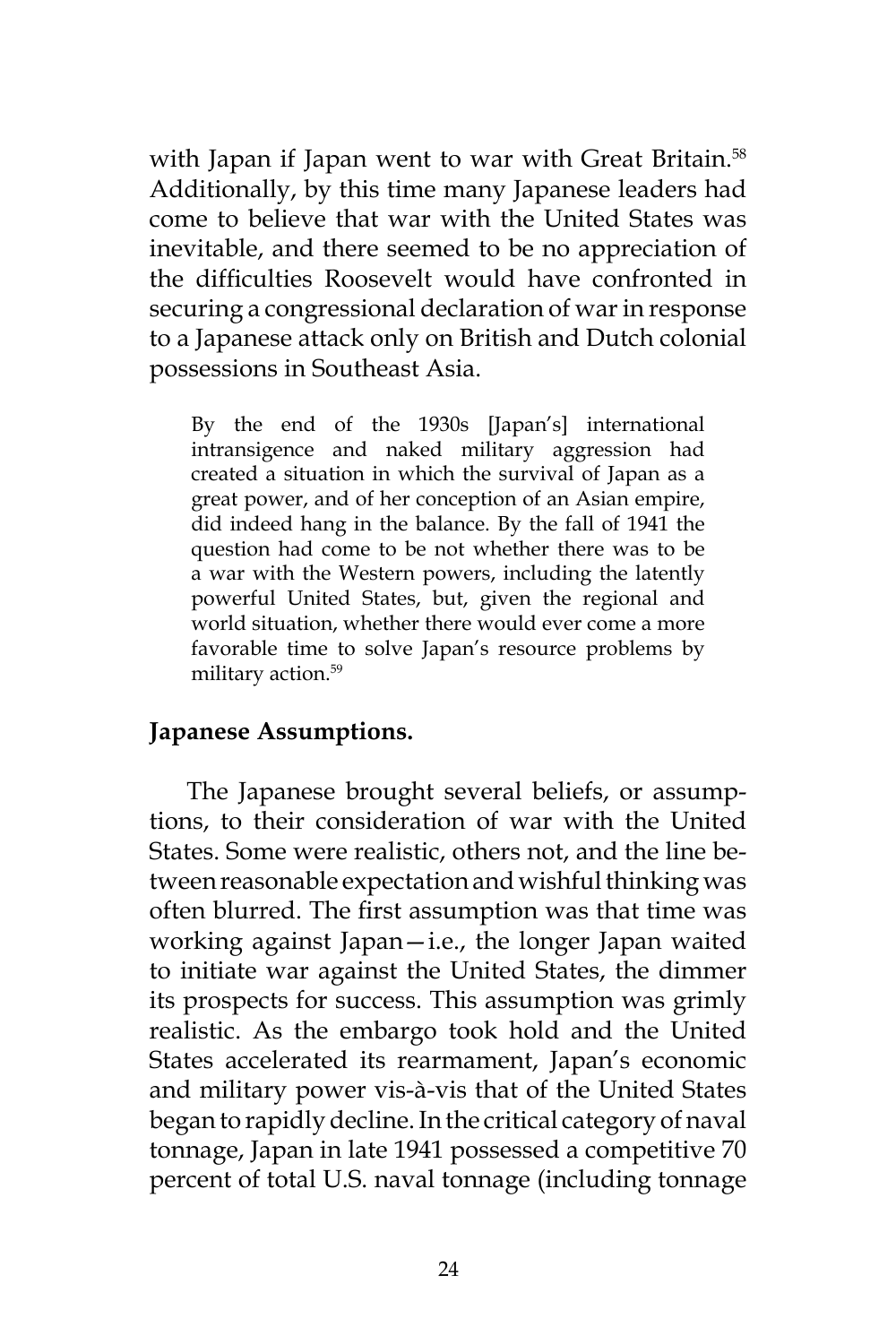with Japan if Japan went to war with Great Britain.[58] Additionally, by this time many Japanese leaders had come to believe that war with the United States was inevitable, and there seemed to be no appreciation of the difficulties Roosevelt would have confronted in securing a congressional declaration of war in response to a Japanese attack only on British and Dutch colonial possessions in Southeast Asia.

> By the end of the 1930s [Japan's] international intransigence and naked military aggression had created a situation in which the survival of Japan as a great power, and of her conception of an Asian empire, did indeed hang in the balance. By the fall of 1941 the question had come to be not whether there was to be a war with the Western powers, including the latently powerful United States, but, given the regional and world situation, whether there would ever come a more favorable time to solve Japan's resource problems by military action.[59]

**Japanese Assumptions.**

The Japanese brought several beliefs, or assumptions, to their consideration of war with the United States. Some were realistic, others not, and the line between reasonable expectation and wishful thinking was often blurred. The first assumption was that time was working against Japan—i.e., the longer Japan waited to initiate war against the United States, the dimmer its prospects for success. This assumption was grimly realistic. As the embargo took hold and the United States accelerated its rearmament, Japan's economic and military power vis-à-vis that of the United States began to rapidly decline. In the critical category of naval tonnage, Japan in late 1941 possessed a competitive 70 percent of total U.S. naval tonnage (including tonnage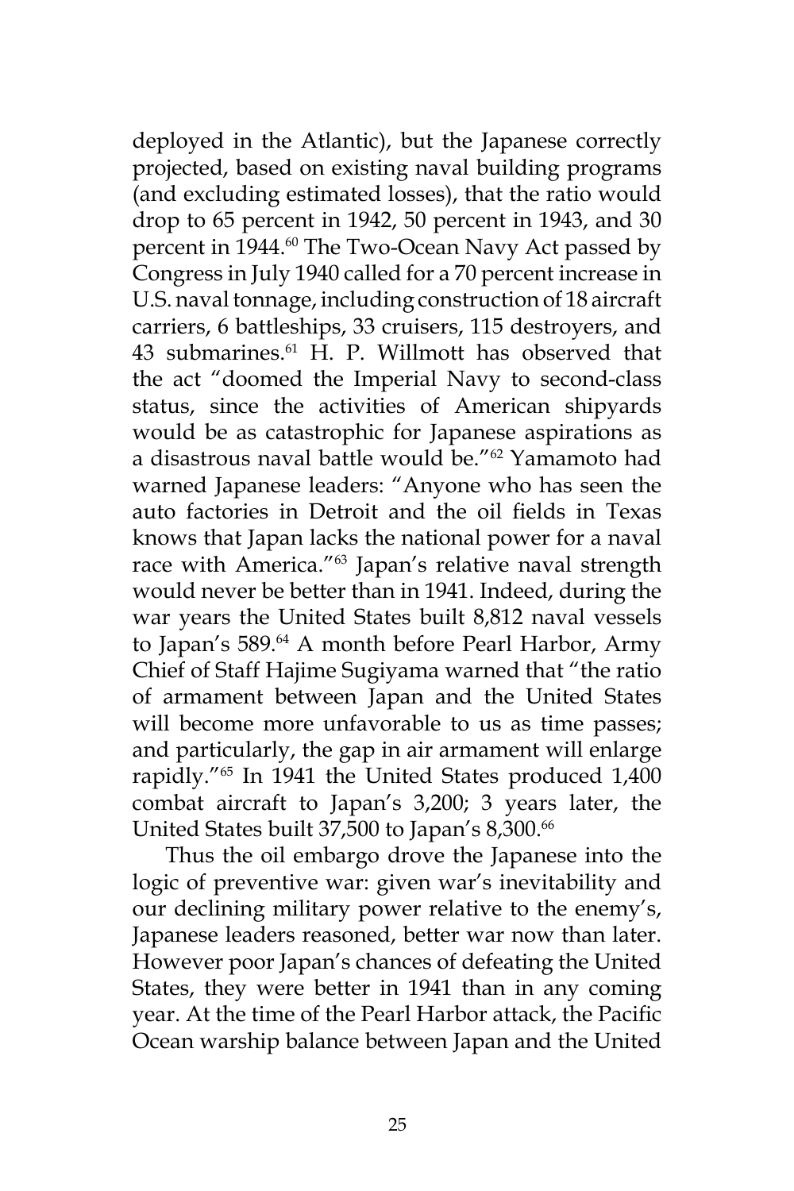deployed in the Atlantic), but the Japanese correctly projected, based on existing naval building programs (and excluding estimated losses), that the ratio would drop to 65 percent in 1942, 50 percent in 1943, and 30 percent in 1944.[60] The Two-Ocean Navy Act passed by Congress in July 1940 called for a 70 percent increase in U.S. naval tonnage, including construction of 18 aircraft carriers, 6 battleships, 33 cruisers, 115 destroyers, and 43 submarines.[61] H. P. Willmott has observed that the act "doomed the Imperial Navy to second-class status, since the activities of American shipyards would be as catastrophic for Japanese aspirations as a disastrous naval battle would be."[62] Yamamoto had warned Japanese leaders: "Anyone who has seen the auto factories in Detroit and the oil fields in Texas knows that Japan lacks the national power for a naval race with America."[63] Japan's relative naval strength would never be better than in 1941. Indeed, during the war years the United States built 8,812 naval vessels to Japan's 589.[64] A month before Pearl Harbor, Army Chief of Staff Hajime Sugiyama warned that "the ratio of armament between Japan and the United States will become more unfavorable to us as time passes; and particularly, the gap in air armament will enlarge rapidly."[65] In 1941 the United States produced 1,400 combat aircraft to Japan's 3,200; 3 years later, the United States built 37,500 to Japan's 8,300.[66]

Thus the oil embargo drove the Japanese into the logic of preventive war: given war's inevitability and our declining military power relative to the enemy's, Japanese leaders reasoned, better war now than later. However poor Japan's chances of defeating the United States, they were better in 1941 than in any coming year. At the time of the Pearl Harbor attack, the Pacific Ocean warship balance between Japan and the United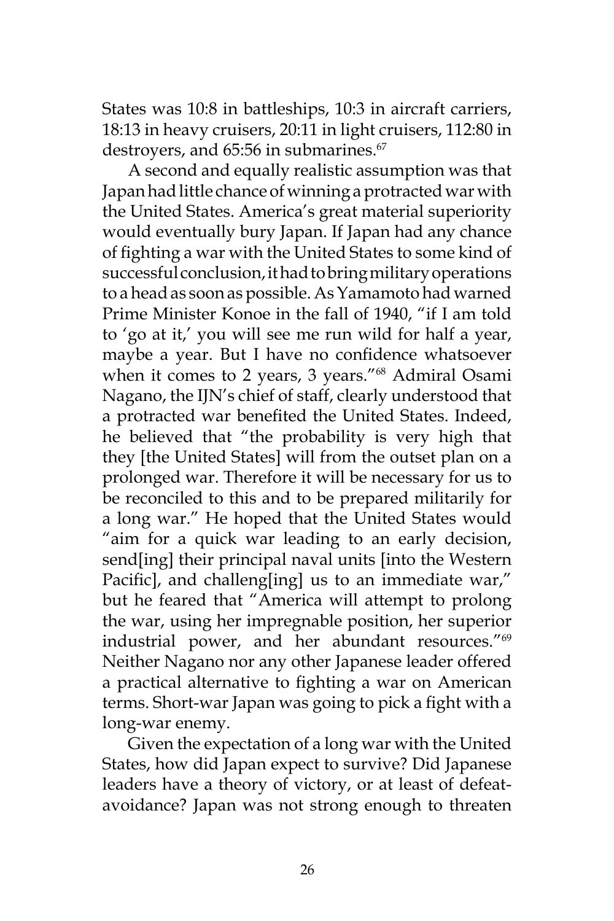States was 10:8 in battleships, 10:3 in aircraft carriers, 18:13 in heavy cruisers, 20:11 in light cruisers, 112:80 in destroyers, and 65:56 in submarines.[67]

A second and equally realistic assumption was that Japan had little chance of winning a protracted war with the United States. America's great material superiority would eventually bury Japan. If Japan had any chance of fighting a war with the United States to some kind of successful conclusion, it had to bring military operations to a head as soon as possible. As Yamamoto had warned Prime Minister Konoe in the fall of 1940, "if I am told to 'go at it,' you will see me run wild for half a year, maybe a year. But I have no confidence whatsoever when it comes to 2 years, 3 years."[68] Admiral Osami Nagano, the IJN's chief of staff, clearly understood that a protracted war benefited the United States. Indeed, he believed that "the probability is very high that they [the United States] will from the outset plan on a prolonged war. Therefore it will be necessary for us to be reconciled to this and to be prepared militarily for a long war." He hoped that the United States would "aim for a quick war leading to an early decision, send[ing] their principal naval units [into the Western Pacific], and challeng[ing] us to an immediate war," but he feared that "America will attempt to prolong the war, using her impregnable position, her superior industrial power, and her abundant resources."[69] Neither Nagano nor any other Japanese leader offered a practical alternative to fighting a war on American terms. Short-war Japan was going to pick a fight with a long-war enemy.

Given the expectation of a long war with the United States, how did Japan expect to survive? Did Japanese leaders have a theory of victory, or at least of defeat-avoidance? Japan was not strong enough to threaten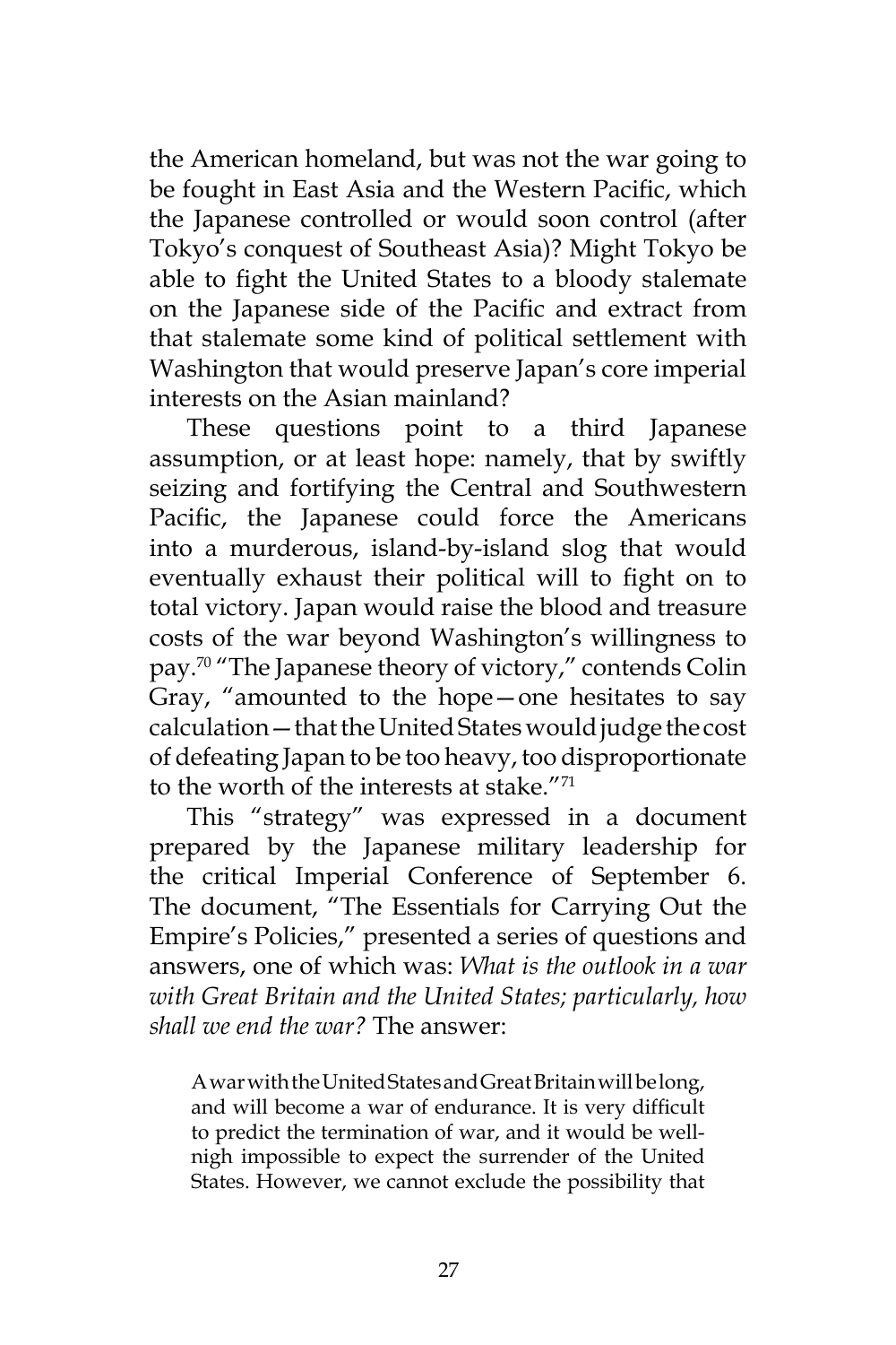the American homeland, but was not the war going to be fought in East Asia and the Western Pacific, which the Japanese controlled or would soon control (after Tokyo's conquest of Southeast Asia)? Might Tokyo be able to fight the United States to a bloody stalemate on the Japanese side of the Pacific and extract from that stalemate some kind of political settlement with Washington that would preserve Japan's core imperial interests on the Asian mainland?

These questions point to a third Japanese assumption, or at least hope: namely, that by swiftly seizing and fortifying the Central and Southwestern Pacific, the Japanese could force the Americans into a murderous, island-by-island slog that would eventually exhaust their political will to fight on to total victory. Japan would raise the blood and treasure costs of the war beyond Washington's willingness to pay.[70] "The Japanese theory of victory," contends Colin Gray, "amounted to the hope—one hesitates to say calculation—that the United States would judge the cost of defeating Japan to be too heavy, too disproportionate to the worth of the interests at stake."[71]

This "strategy" was expressed in a document prepared by the Japanese military leadership for the critical Imperial Conference of September 6. The document, "The Essentials for Carrying Out the Empire's Policies," presented a series of questions and answers, one of which was: *What is the outlook in a war with Great Britain and the United States; particularly, how shall we end the war?* The answer:

> A war with the United States and Great Britain will be long, and will become a war of endurance. It is very difficult to predict the termination of war, and it would be well-nigh impossible to expect the surrender of the United States. However, we cannot exclude the possibility that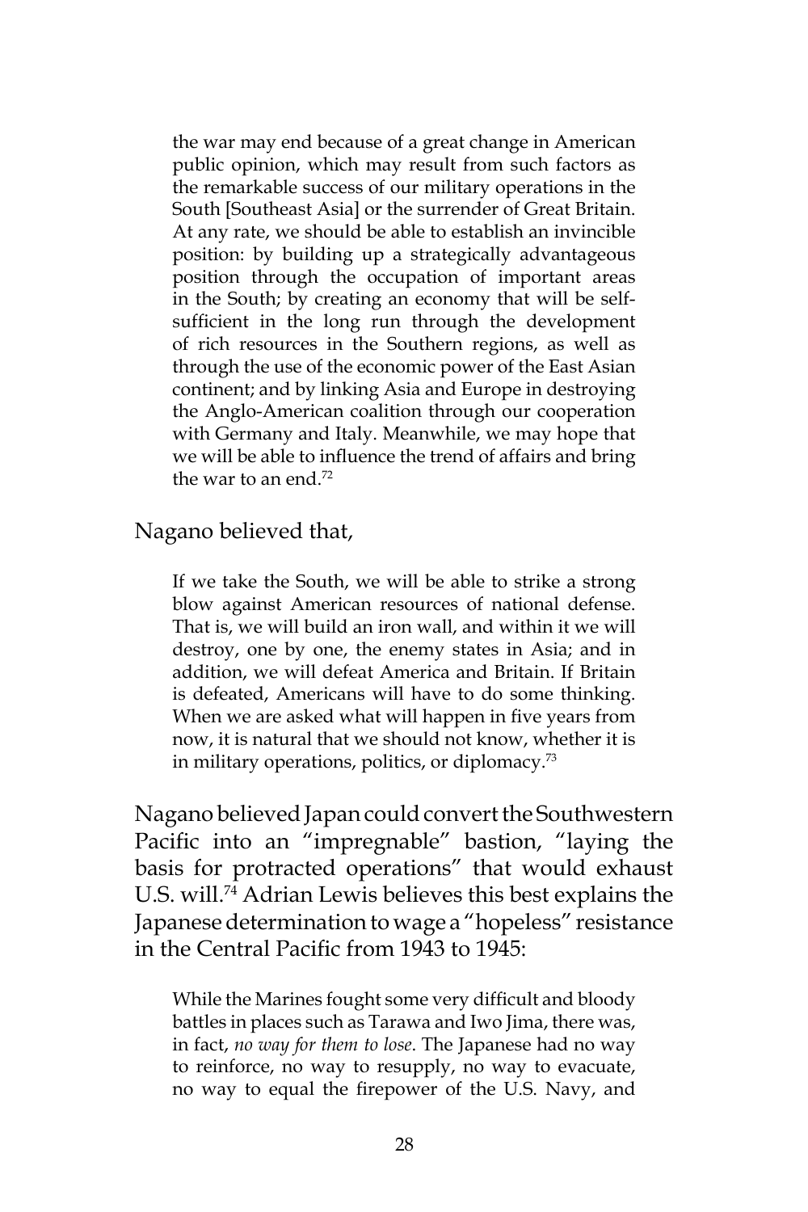> the war may end because of a great change in American public opinion, which may result from such factors as the remarkable success of our military operations in the South [Southeast Asia] or the surrender of Great Britain. At any rate, we should be able to establish an invincible position: by building up a strategically advantageous position through the occupation of important areas in the South; by creating an economy that will be self-sufficient in the long run through the development of rich resources in the Southern regions, as well as through the use of the economic power of the East Asian continent; and by linking Asia and Europe in destroying the Anglo-American coalition through our cooperation with Germany and Italy. Meanwhile, we may hope that we will be able to influence the trend of affairs and bring the war to an end.[72]

Nagano believed that,

> If we take the South, we will be able to strike a strong blow against American resources of national defense. That is, we will build an iron wall, and within it we will destroy, one by one, the enemy states in Asia; and in addition, we will defeat America and Britain. If Britain is defeated, Americans will have to do some thinking. When we are asked what will happen in five years from now, it is natural that we should not know, whether it is in military operations, politics, or diplomacy.[73]

Nagano believed Japan could convert the Southwestern Pacific into an "impregnable" bastion, "laying the basis for protracted operations" that would exhaust U.S. will.[74] Adrian Lewis believes this best explains the Japanese determination to wage a "hopeless" resistance in the Central Pacific from 1943 to 1945:

> While the Marines fought some very difficult and bloody battles in places such as Tarawa and Iwo Jima, there was, in fact, *no way for them to lose*. The Japanese had no way to reinforce, no way to resupply, no way to evacuate, no way to equal the firepower of the U.S. Navy, and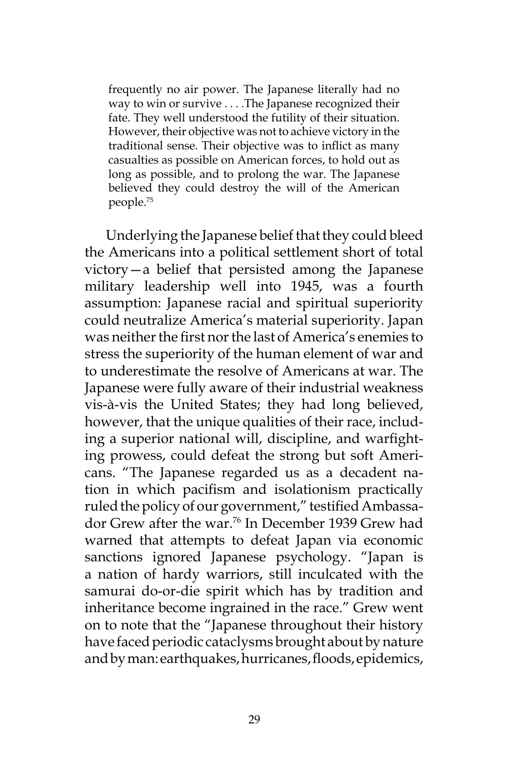> frequently no air power. The Japanese literally had no way to win or survive . . . .The Japanese recognized their fate. They well understood the futility of their situation. However, their objective was not to achieve victory in the traditional sense. Their objective was to inflict as many casualties as possible on American forces, to hold out as long as possible, and to prolong the war. The Japanese believed they could destroy the will of the American people.[75]

Underlying the Japanese belief that they could bleed the Americans into a political settlement short of total victory—a belief that persisted among the Japanese military leadership well into 1945, was a fourth assumption: Japanese racial and spiritual superiority could neutralize America's material superiority. Japan was neither the first nor the last of America's enemies to stress the superiority of the human element of war and to underestimate the resolve of Americans at war. The Japanese were fully aware of their industrial weakness vis-à-vis the United States; they had long believed, however, that the unique qualities of their race, including a superior national will, discipline, and warfighting prowess, could defeat the strong but soft Americans. "The Japanese regarded us as a decadent nation in which pacifism and isolationism practically ruled the policy of our government," testified Ambassador Grew after the war.[76] In December 1939 Grew had warned that attempts to defeat Japan via economic sanctions ignored Japanese psychology. "Japan is a nation of hardy warriors, still inculcated with the samurai do-or-die spirit which has by tradition and inheritance become ingrained in the race." Grew went on to note that the "Japanese throughout their history have faced periodic cataclysms brought about by nature and by man: earthquakes, hurricanes, floods, epidemics,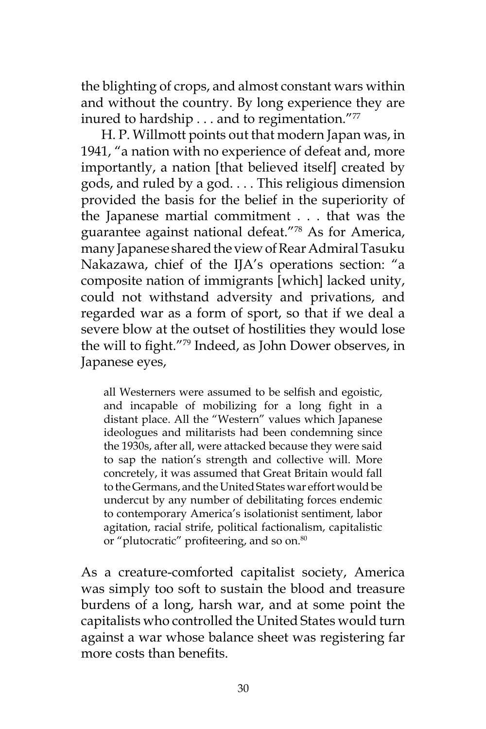the blighting of crops, and almost constant wars within and without the country. By long experience they are inured to hardship . . . and to regimentation."[77]

H. P. Willmott points out that modern Japan was, in 1941, "a nation with no experience of defeat and, more importantly, a nation [that believed itself] created by gods, and ruled by a god. . . . This religious dimension provided the basis for the belief in the superiority of the Japanese martial commitment . . . that was the guarantee against national defeat."[78] As for America, many Japanese shared the view of Rear Admiral Tasuku Nakazawa, chief of the IJA's operations section: "a composite nation of immigrants [which] lacked unity, could not withstand adversity and privations, and regarded war as a form of sport, so that if we deal a severe blow at the outset of hostilities they would lose the will to fight."[79] Indeed, as John Dower observes, in Japanese eyes,

> all Westerners were assumed to be selfish and egoistic, and incapable of mobilizing for a long fight in a distant place. All the "Western" values which Japanese ideologues and militarists had been condemning since the 1930s, after all, were attacked because they were said to sap the nation's strength and collective will. More concretely, it was assumed that Great Britain would fall to the Germans, and the United States war effort would be undercut by any number of debilitating forces endemic to contemporary America's isolationist sentiment, labor agitation, racial strife, political factionalism, capitalistic or "plutocratic" profiteering, and so on.[80]

As a creature-comforted capitalist society, America was simply too soft to sustain the blood and treasure burdens of a long, harsh war, and at some point the capitalists who controlled the United States would turn against a war whose balance sheet was registering far more costs than benefits.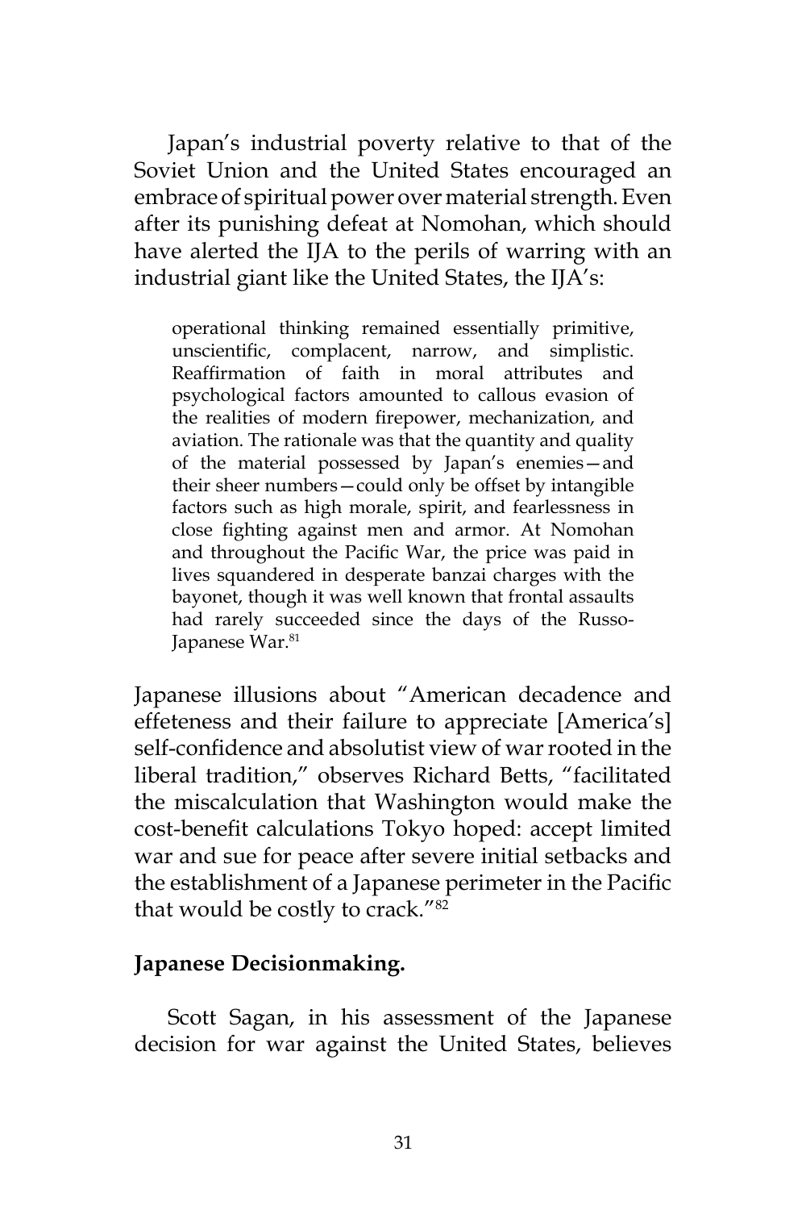Japan's industrial poverty relative to that of the Soviet Union and the United States encouraged an embrace of spiritual power over material strength. Even after its punishing defeat at Nomohan, which should have alerted the IJA to the perils of warring with an industrial giant like the United States, the IJA's:

> operational thinking remained essentially primitive, unscientific, complacent, narrow, and simplistic. Reaffirmation of faith in moral attributes and psychological factors amounted to callous evasion of the realities of modern firepower, mechanization, and aviation. The rationale was that the quantity and quality of the material possessed by Japan's enemies—and their sheer numbers—could only be offset by intangible factors such as high morale, spirit, and fearlessness in close fighting against men and armor. At Nomohan and throughout the Pacific War, the price was paid in lives squandered in desperate banzai charges with the bayonet, though it was well known that frontal assaults had rarely succeeded since the days of the Russo-Japanese War.[81]

Japanese illusions about "American decadence and effeteness and their failure to appreciate [America's] self-confidence and absolutist view of war rooted in the liberal tradition," observes Richard Betts, "facilitated the miscalculation that Washington would make the cost-benefit calculations Tokyo hoped: accept limited war and sue for peace after severe initial setbacks and the establishment of a Japanese perimeter in the Pacific that would be costly to crack."[82]

**Japanese Decisionmaking.**

Scott Sagan, in his assessment of the Japanese decision for war against the United States, believes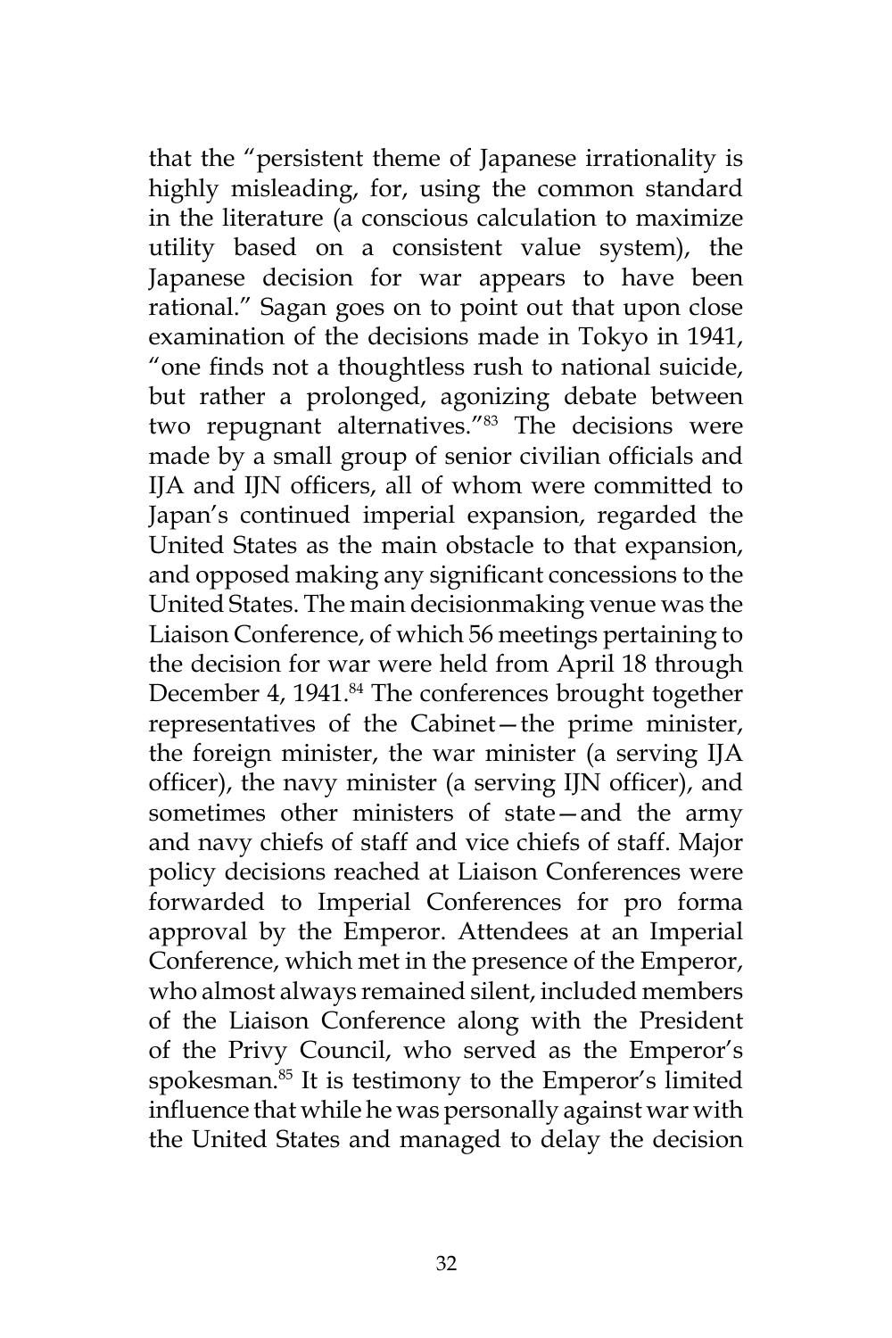that the "persistent theme of Japanese irrationality is highly misleading, for, using the common standard in the literature (a conscious calculation to maximize utility based on a consistent value system), the Japanese decision for war appears to have been rational." Sagan goes on to point out that upon close examination of the decisions made in Tokyo in 1941, "one finds not a thoughtless rush to national suicide, but rather a prolonged, agonizing debate between two repugnant alternatives."[83] The decisions were made by a small group of senior civilian officials and IJA and IJN officers, all of whom were committed to Japan's continued imperial expansion, regarded the United States as the main obstacle to that expansion, and opposed making any significant concessions to the United States. The main decisionmaking venue was the Liaison Conference, of which 56 meetings pertaining to the decision for war were held from April 18 through December 4, 1941.[84] The conferences brought together representatives of the Cabinet—the prime minister, the foreign minister, the war minister (a serving IJA officer), the navy minister (a serving IJN officer), and sometimes other ministers of state—and the army and navy chiefs of staff and vice chiefs of staff. Major policy decisions reached at Liaison Conferences were forwarded to Imperial Conferences for pro forma approval by the Emperor. Attendees at an Imperial Conference, which met in the presence of the Emperor, who almost always remained silent, included members of the Liaison Conference along with the President of the Privy Council, who served as the Emperor's spokesman.[85] It is testimony to the Emperor's limited influence that while he was personally against war with the United States and managed to delay the decision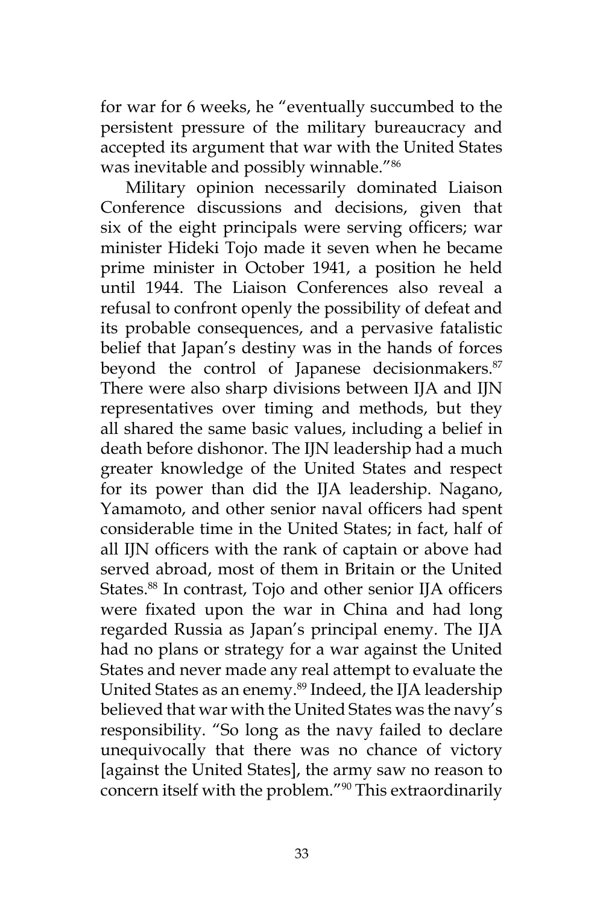for war for 6 weeks, he "eventually succumbed to the persistent pressure of the military bureaucracy and accepted its argument that war with the United States was inevitable and possibly winnable."[86]

Military opinion necessarily dominated Liaison Conference discussions and decisions, given that six of the eight principals were serving officers; war minister Hideki Tojo made it seven when he became prime minister in October 1941, a position he held until 1944. The Liaison Conferences also reveal a refusal to confront openly the possibility of defeat and its probable consequences, and a pervasive fatalistic belief that Japan's destiny was in the hands of forces beyond the control of Japanese decisionmakers.[87] There were also sharp divisions between IJA and IJN representatives over timing and methods, but they all shared the same basic values, including a belief in death before dishonor. The IJN leadership had a much greater knowledge of the United States and respect for its power than did the IJA leadership. Nagano, Yamamoto, and other senior naval officers had spent considerable time in the United States; in fact, half of all IJN officers with the rank of captain or above had served abroad, most of them in Britain or the United States.[88] In contrast, Tojo and other senior IJA officers were fixated upon the war in China and had long regarded Russia as Japan's principal enemy. The IJA had no plans or strategy for a war against the United States and never made any real attempt to evaluate the United States as an enemy.[89] Indeed, the IJA leadership believed that war with the United States was the navy's responsibility. "So long as the navy failed to declare unequivocally that there was no chance of victory [against the United States], the army saw no reason to concern itself with the problem."[90] This extraordinarily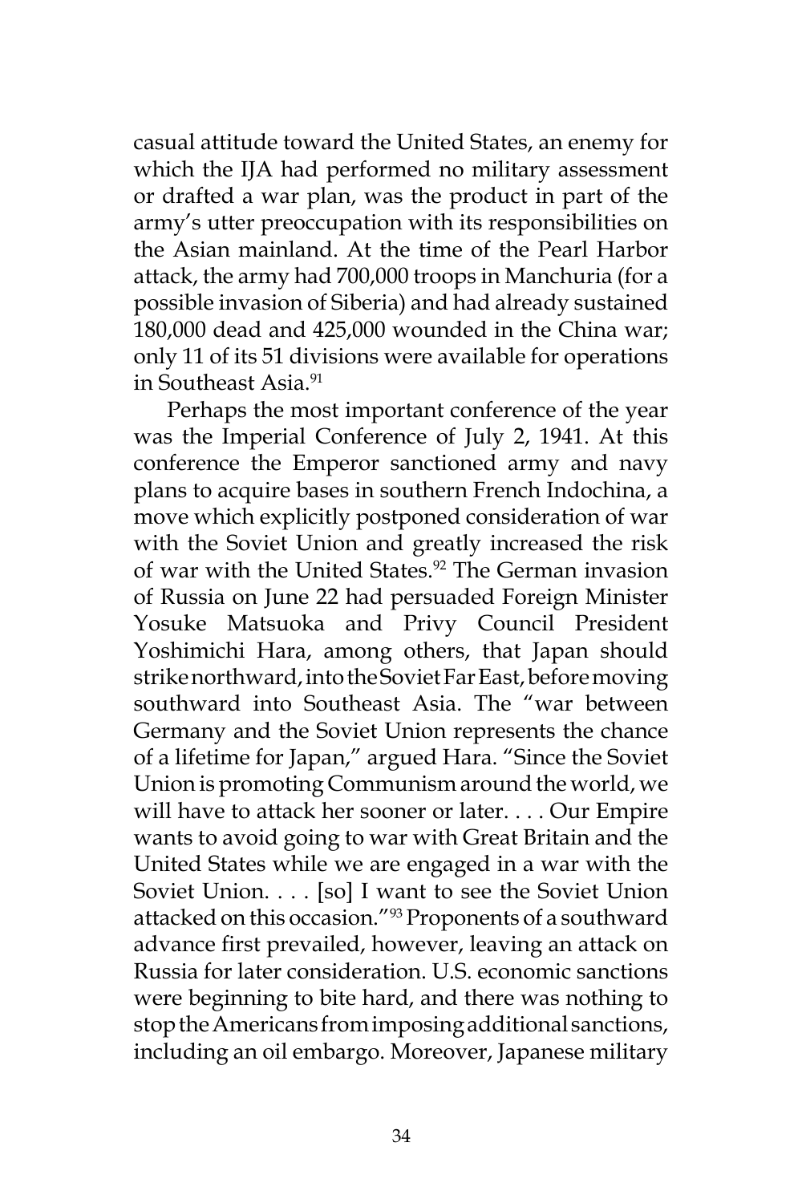casual attitude toward the United States, an enemy for which the IJA had performed no military assessment or drafted a war plan, was the product in part of the army's utter preoccupation with its responsibilities on the Asian mainland. At the time of the Pearl Harbor attack, the army had 700,000 troops in Manchuria (for a possible invasion of Siberia) and had already sustained 180,000 dead and 425,000 wounded in the China war; only 11 of its 51 divisions were available for operations in Southeast Asia.[91]

Perhaps the most important conference of the year was the Imperial Conference of July 2, 1941. At this conference the Emperor sanctioned army and navy plans to acquire bases in southern French Indochina, a move which explicitly postponed consideration of war with the Soviet Union and greatly increased the risk of war with the United States.[92] The German invasion of Russia on June 22 had persuaded Foreign Minister Yosuke Matsuoka and Privy Council President Yoshimichi Hara, among others, that Japan should strike northward, into the Soviet Far East, before moving southward into Southeast Asia. The "war between Germany and the Soviet Union represents the chance of a lifetime for Japan," argued Hara. "Since the Soviet Union is promoting Communism around the world, we will have to attack her sooner or later. . . . Our Empire wants to avoid going to war with Great Britain and the United States while we are engaged in a war with the Soviet Union. . . . [so] I want to see the Soviet Union attacked on this occasion."[93] Proponents of a southward advance first prevailed, however, leaving an attack on Russia for later consideration. U.S. economic sanctions were beginning to bite hard, and there was nothing to stop the Americans from imposing additional sanctions, including an oil embargo. Moreover, Japanese military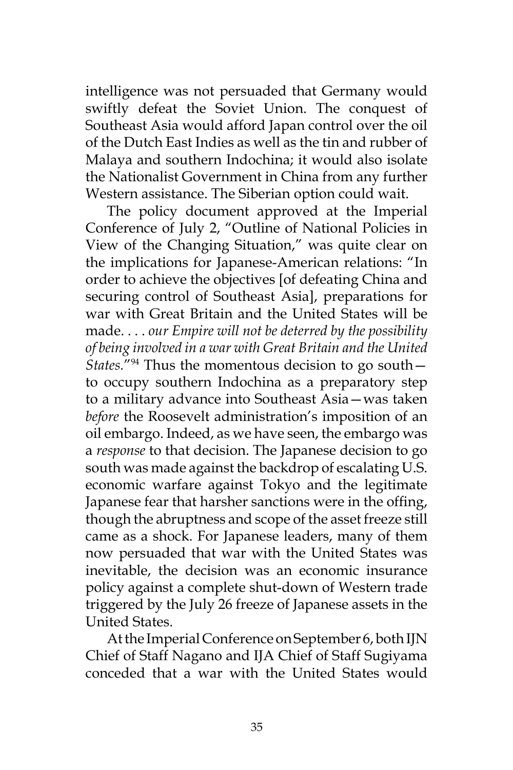intelligence was not persuaded that Germany would swiftly defeat the Soviet Union. The conquest of Southeast Asia would afford Japan control over the oil of the Dutch East Indies as well as the tin and rubber of Malaya and southern Indochina; it would also isolate the Nationalist Government in China from any further Western assistance. The Siberian option could wait.

The policy document approved at the Imperial Conference of July 2, "Outline of National Policies in View of the Changing Situation," was quite clear on the implications for Japanese-American relations: "In order to achieve the objectives [of defeating China and securing control of Southeast Asia], preparations for war with Great Britain and the United States will be made. . . . *our Empire will not be deterred by the possibility of being involved in a war with Great Britain and the United States.*"[94] Thus the momentous decision to go south—to occupy southern Indochina as a preparatory step to a military advance into Southeast Asia—was taken *before* the Roosevelt administration's imposition of an oil embargo. Indeed, as we have seen, the embargo was a *response* to that decision. The Japanese decision to go south was made against the backdrop of escalating U.S. economic warfare against Tokyo and the legitimate Japanese fear that harsher sanctions were in the offing, though the abruptness and scope of the asset freeze still came as a shock. For Japanese leaders, many of them now persuaded that war with the United States was inevitable, the decision was an economic insurance policy against a complete shut-down of Western trade triggered by the July 26 freeze of Japanese assets in the United States.

At the Imperial Conference on September 6, both IJN Chief of Staff Nagano and IJA Chief of Staff Sugiyama conceded that a war with the United States would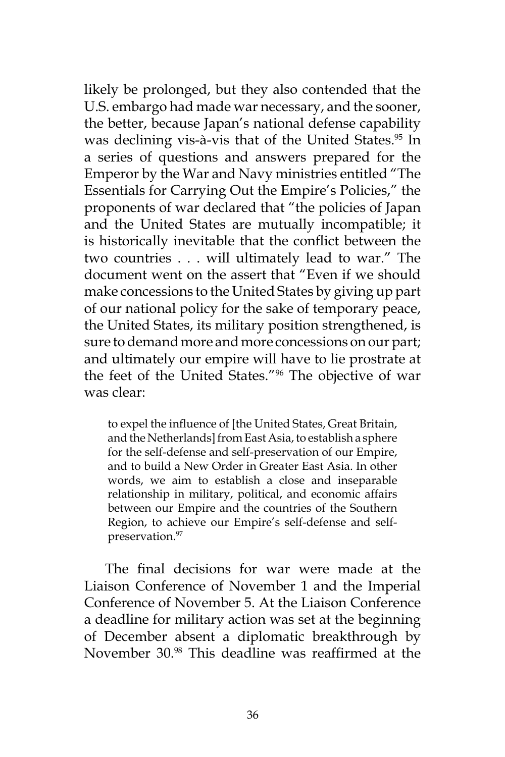likely be prolonged, but they also contended that the U.S. embargo had made war necessary, and the sooner, the better, because Japan's national defense capability was declining vis-à-vis that of the United States.[95] In a series of questions and answers prepared for the Emperor by the War and Navy ministries entitled "The Essentials for Carrying Out the Empire's Policies," the proponents of war declared that "the policies of Japan and the United States are mutually incompatible; it is historically inevitable that the conflict between the two countries . . . will ultimately lead to war." The document went on the assert that "Even if we should make concessions to the United States by giving up part of our national policy for the sake of temporary peace, the United States, its military position strengthened, is sure to demand more and more concessions on our part; and ultimately our empire will have to lie prostrate at the feet of the United States."[96] The objective of war was clear:

> to expel the influence of [the United States, Great Britain, and the Netherlands] from East Asia, to establish a sphere for the self-defense and self-preservation of our Empire, and to build a New Order in Greater East Asia. In other words, we aim to establish a close and inseparable relationship in military, political, and economic affairs between our Empire and the countries of the Southern Region, to achieve our Empire's self-defense and self-preservation.[97]

The final decisions for war were made at the Liaison Conference of November 1 and the Imperial Conference of November 5. At the Liaison Conference a deadline for military action was set at the beginning of December absent a diplomatic breakthrough by November 30.[98] This deadline was reaffirmed at the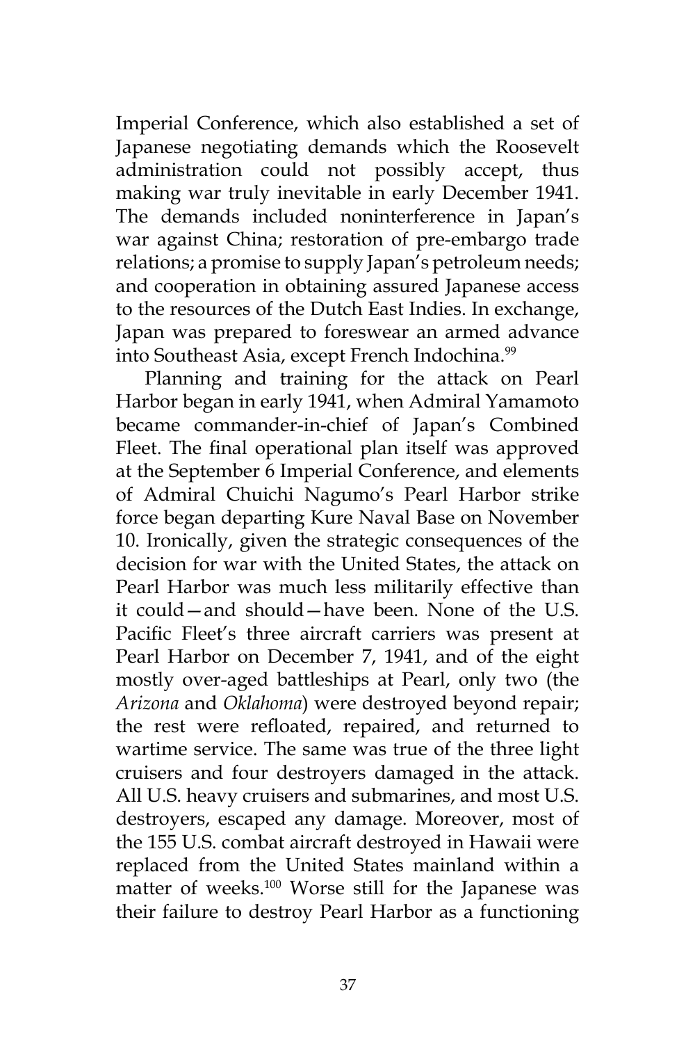Imperial Conference, which also established a set of Japanese negotiating demands which the Roosevelt administration could not possibly accept, thus making war truly inevitable in early December 1941. The demands included noninterference in Japan's war against China; restoration of pre-embargo trade relations; a promise to supply Japan's petroleum needs; and cooperation in obtaining assured Japanese access to the resources of the Dutch East Indies. In exchange, Japan was prepared to foreswear an armed advance into Southeast Asia, except French Indochina.[99]

Planning and training for the attack on Pearl Harbor began in early 1941, when Admiral Yamamoto became commander-in-chief of Japan's Combined Fleet. The final operational plan itself was approved at the September 6 Imperial Conference, and elements of Admiral Chuichi Nagumo's Pearl Harbor strike force began departing Kure Naval Base on November 10. Ironically, given the strategic consequences of the decision for war with the United States, the attack on Pearl Harbor was much less militarily effective than it could—and should—have been. None of the U.S. Pacific Fleet's three aircraft carriers was present at Pearl Harbor on December 7, 1941, and of the eight mostly over-aged battleships at Pearl, only two (the *Arizona* and *Oklahoma*) were destroyed beyond repair; the rest were refloated, repaired, and returned to wartime service. The same was true of the three light cruisers and four destroyers damaged in the attack. All U.S. heavy cruisers and submarines, and most U.S. destroyers, escaped any damage. Moreover, most of the 155 U.S. combat aircraft destroyed in Hawaii were replaced from the United States mainland within a matter of weeks.[100] Worse still for the Japanese was their failure to destroy Pearl Harbor as a functioning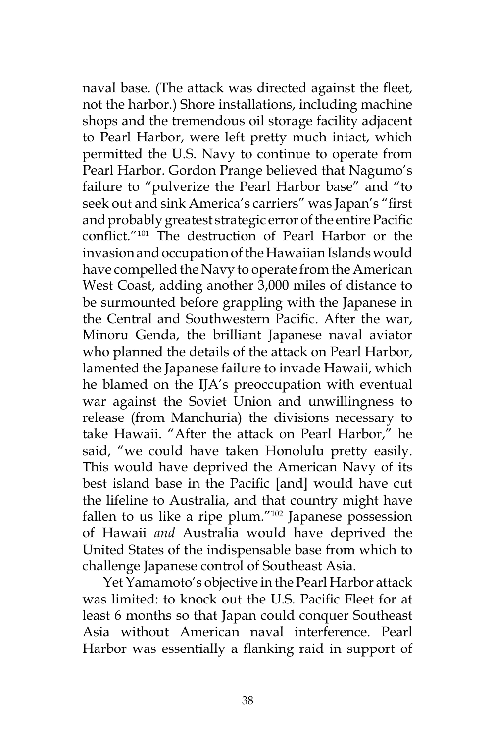naval base. (The attack was directed against the fleet, not the harbor.) Shore installations, including machine shops and the tremendous oil storage facility adjacent to Pearl Harbor, were left pretty much intact, which permitted the U.S. Navy to continue to operate from Pearl Harbor. Gordon Prange believed that Nagumo's failure to "pulverize the Pearl Harbor base" and "to seek out and sink America's carriers" was Japan's "first and probably greatest strategic error of the entire Pacific conflict."[101] The destruction of Pearl Harbor or the invasion and occupation of the Hawaiian Islands would have compelled the Navy to operate from the American West Coast, adding another 3,000 miles of distance to be surmounted before grappling with the Japanese in the Central and Southwestern Pacific. After the war, Minoru Genda, the brilliant Japanese naval aviator who planned the details of the attack on Pearl Harbor, lamented the Japanese failure to invade Hawaii, which he blamed on the IJA's preoccupation with eventual war against the Soviet Union and unwillingness to release (from Manchuria) the divisions necessary to take Hawaii. "After the attack on Pearl Harbor," he said, "we could have taken Honolulu pretty easily. This would have deprived the American Navy of its best island base in the Pacific [and] would have cut the lifeline to Australia, and that country might have fallen to us like a ripe plum."[102] Japanese possession of Hawaii *and* Australia would have deprived the United States of the indispensable base from which to challenge Japanese control of Southeast Asia.

Yet Yamamoto's objective in the Pearl Harbor attack was limited: to knock out the U.S. Pacific Fleet for at least 6 months so that Japan could conquer Southeast Asia without American naval interference. Pearl Harbor was essentially a flanking raid in support of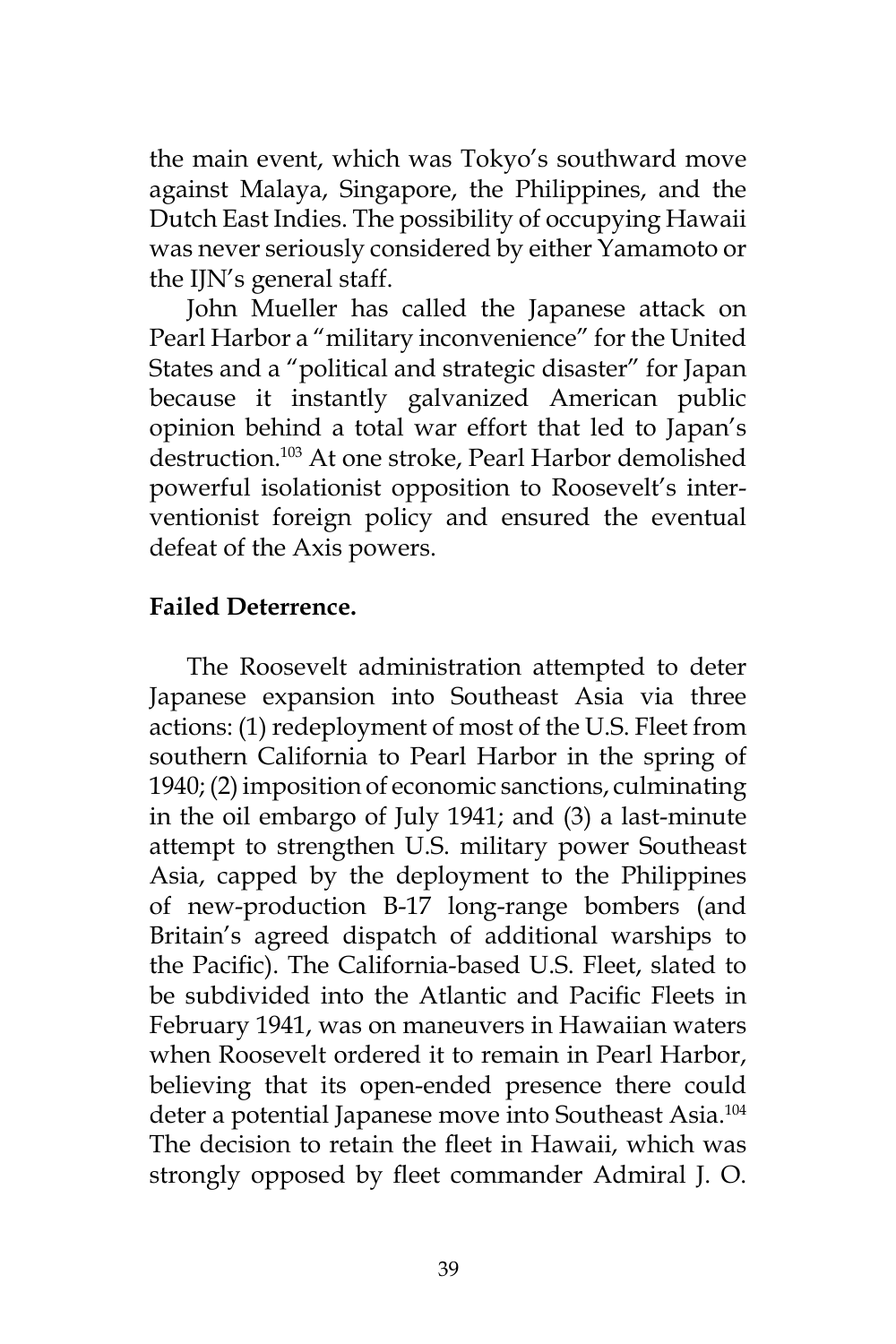the main event, which was Tokyo's southward move against Malaya, Singapore, the Philippines, and the Dutch East Indies. The possibility of occupying Hawaii was never seriously considered by either Yamamoto or the IJN's general staff.

John Mueller has called the Japanese attack on Pearl Harbor a "military inconvenience" for the United States and a "political and strategic disaster" for Japan because it instantly galvanized American public opinion behind a total war effort that led to Japan's destruction.[103] At one stroke, Pearl Harbor demolished powerful isolationist opposition to Roosevelt's interventionist foreign policy and ensured the eventual defeat of the Axis powers.

**Failed Deterrence.**

The Roosevelt administration attempted to deter Japanese expansion into Southeast Asia via three actions: (1) redeployment of most of the U.S. Fleet from southern California to Pearl Harbor in the spring of 1940; (2) imposition of economic sanctions, culminating in the oil embargo of July 1941; and (3) a last-minute attempt to strengthen U.S. military power Southeast Asia, capped by the deployment to the Philippines of new-production B-17 long-range bombers (and Britain's agreed dispatch of additional warships to the Pacific). The California-based U.S. Fleet, slated to be subdivided into the Atlantic and Pacific Fleets in February 1941, was on maneuvers in Hawaiian waters when Roosevelt ordered it to remain in Pearl Harbor, believing that its open-ended presence there could deter a potential Japanese move into Southeast Asia.[104] The decision to retain the fleet in Hawaii, which was strongly opposed by fleet commander Admiral J. O.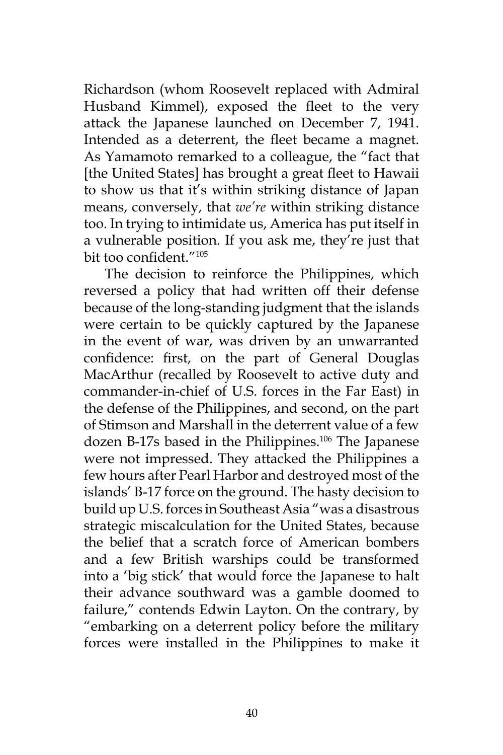Richardson (whom Roosevelt replaced with Admiral Husband Kimmel), exposed the fleet to the very attack the Japanese launched on December 7, 1941. Intended as a deterrent, the fleet became a magnet. As Yamamoto remarked to a colleague, the "fact that [the United States] has brought a great fleet to Hawaii to show us that it's within striking distance of Japan means, conversely, that *we're* within striking distance too. In trying to intimidate us, America has put itself in a vulnerable position. If you ask me, they're just that bit too confident."[105]

The decision to reinforce the Philippines, which reversed a policy that had written off their defense because of the long-standing judgment that the islands were certain to be quickly captured by the Japanese in the event of war, was driven by an unwarranted confidence: first, on the part of General Douglas MacArthur (recalled by Roosevelt to active duty and commander-in-chief of U.S. forces in the Far East) in the defense of the Philippines, and second, on the part of Stimson and Marshall in the deterrent value of a few dozen B-17s based in the Philippines.[106] The Japanese were not impressed. They attacked the Philippines a few hours after Pearl Harbor and destroyed most of the islands' B-17 force on the ground. The hasty decision to build up U.S. forces in Southeast Asia "was a disastrous strategic miscalculation for the United States, because the belief that a scratch force of American bombers and a few British warships could be transformed into a 'big stick' that would force the Japanese to halt their advance southward was a gamble doomed to failure," contends Edwin Layton. On the contrary, by "embarking on a deterrent policy before the military forces were installed in the Philippines to make it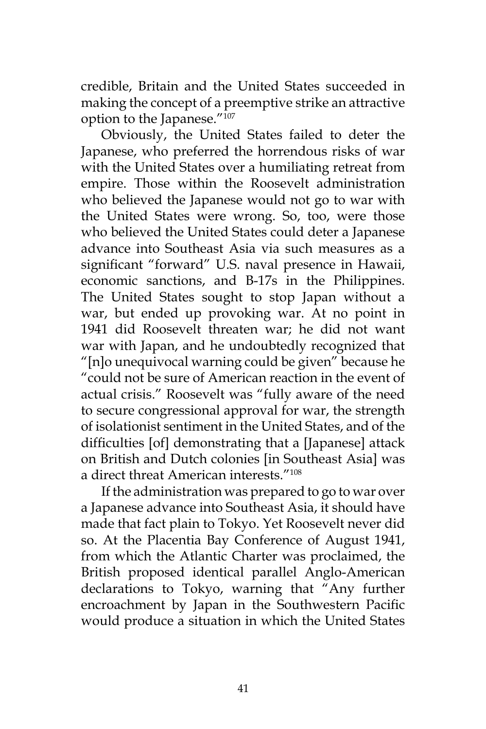credible, Britain and the United States succeeded in making the concept of a preemptive strike an attractive option to the Japanese."[107]

Obviously, the United States failed to deter the Japanese, who preferred the horrendous risks of war with the United States over a humiliating retreat from empire. Those within the Roosevelt administration who believed the Japanese would not go to war with the United States were wrong. So, too, were those who believed the United States could deter a Japanese advance into Southeast Asia via such measures as a significant "forward" U.S. naval presence in Hawaii, economic sanctions, and B-17s in the Philippines. The United States sought to stop Japan without a war, but ended up provoking war. At no point in 1941 did Roosevelt threaten war; he did not want war with Japan, and he undoubtedly recognized that "[n]o unequivocal warning could be given" because he "could not be sure of American reaction in the event of actual crisis." Roosevelt was "fully aware of the need to secure congressional approval for war, the strength of isolationist sentiment in the United States, and of the difficulties [of] demonstrating that a [Japanese] attack on British and Dutch colonies [in Southeast Asia] was a direct threat American interests."[108]

If the administration was prepared to go to war over a Japanese advance into Southeast Asia, it should have made that fact plain to Tokyo. Yet Roosevelt never did so. At the Placentia Bay Conference of August 1941, from which the Atlantic Charter was proclaimed, the British proposed identical parallel Anglo-American declarations to Tokyo, warning that "Any further encroachment by Japan in the Southwestern Pacific would produce a situation in which the United States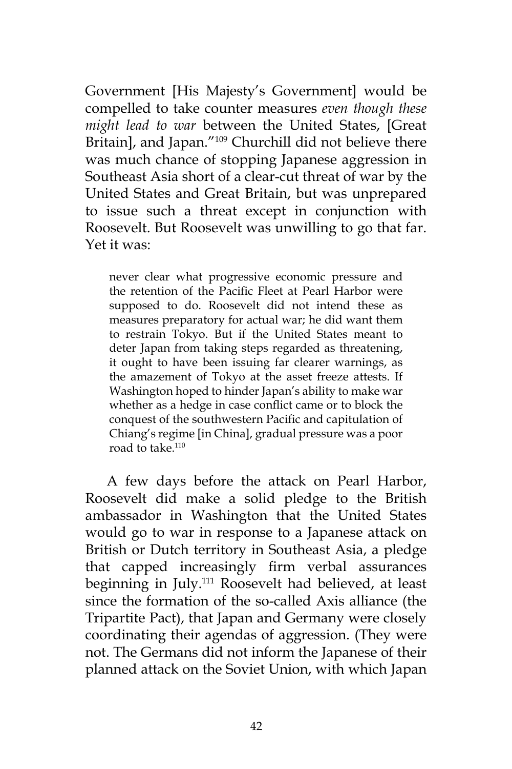Government [His Majesty's Government] would be compelled to take counter measures *even though these might lead to war* between the United States, [Great Britain], and Japan."[109] Churchill did not believe there was much chance of stopping Japanese aggression in Southeast Asia short of a clear-cut threat of war by the United States and Great Britain, but was unprepared to issue such a threat except in conjunction with Roosevelt. But Roosevelt was unwilling to go that far. Yet it was:

> never clear what progressive economic pressure and the retention of the Pacific Fleet at Pearl Harbor were supposed to do. Roosevelt did not intend these as measures preparatory for actual war; he did want them to restrain Tokyo. But if the United States meant to deter Japan from taking steps regarded as threatening, it ought to have been issuing far clearer warnings, as the amazement of Tokyo at the asset freeze attests. If Washington hoped to hinder Japan's ability to make war whether as a hedge in case conflict came or to block the conquest of the southwestern Pacific and capitulation of Chiang's regime [in China], gradual pressure was a poor road to take.[110]

A few days before the attack on Pearl Harbor, Roosevelt did make a solid pledge to the British ambassador in Washington that the United States would go to war in response to a Japanese attack on British or Dutch territory in Southeast Asia, a pledge that capped increasingly firm verbal assurances beginning in July.[111] Roosevelt had believed, at least since the formation of the so-called Axis alliance (the Tripartite Pact), that Japan and Germany were closely coordinating their agendas of aggression. (They were not. The Germans did not inform the Japanese of their planned attack on the Soviet Union, with which Japan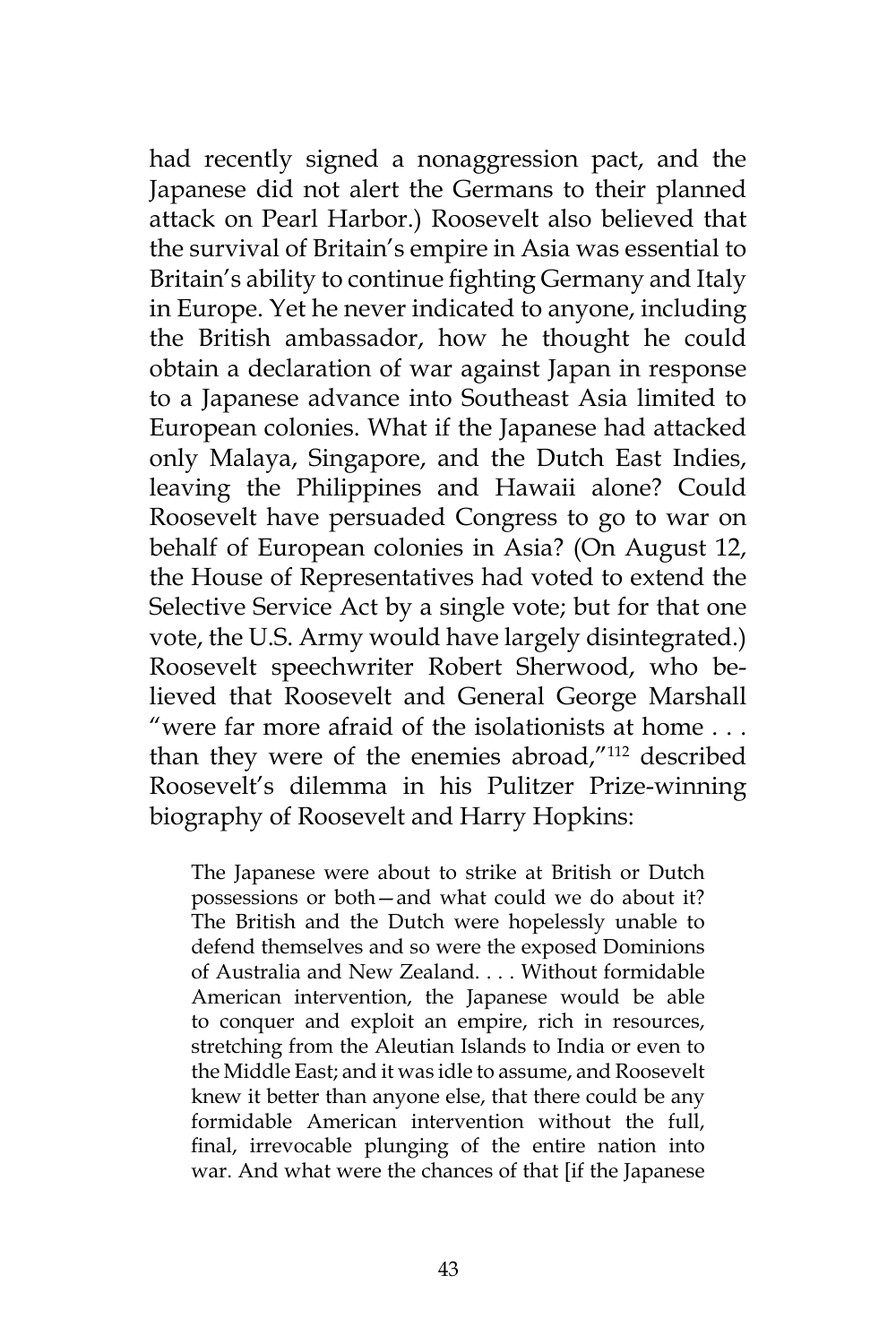had recently signed a nonaggression pact, and the Japanese did not alert the Germans to their planned attack on Pearl Harbor.) Roosevelt also believed that the survival of Britain's empire in Asia was essential to Britain's ability to continue fighting Germany and Italy in Europe. Yet he never indicated to anyone, including the British ambassador, how he thought he could obtain a declaration of war against Japan in response to a Japanese advance into Southeast Asia limited to European colonies. What if the Japanese had attacked only Malaya, Singapore, and the Dutch East Indies, leaving the Philippines and Hawaii alone? Could Roosevelt have persuaded Congress to go to war on behalf of European colonies in Asia? (On August 12, the House of Representatives had voted to extend the Selective Service Act by a single vote; but for that one vote, the U.S. Army would have largely disintegrated.) Roosevelt speechwriter Robert Sherwood, who believed that Roosevelt and General George Marshall "were far more afraid of the isolationists at home . . . than they were of the enemies abroad,"[112] described Roosevelt's dilemma in his Pulitzer Prize-winning biography of Roosevelt and Harry Hopkins:

> The Japanese were about to strike at British or Dutch possessions or both—and what could we do about it? The British and the Dutch were hopelessly unable to defend themselves and so were the exposed Dominions of Australia and New Zealand. . . . Without formidable American intervention, the Japanese would be able to conquer and exploit an empire, rich in resources, stretching from the Aleutian Islands to India or even to the Middle East; and it was idle to assume, and Roosevelt knew it better than anyone else, that there could be any formidable American intervention without the full, final, irrevocable plunging of the entire nation into war. And what were the chances of that [if the Japanese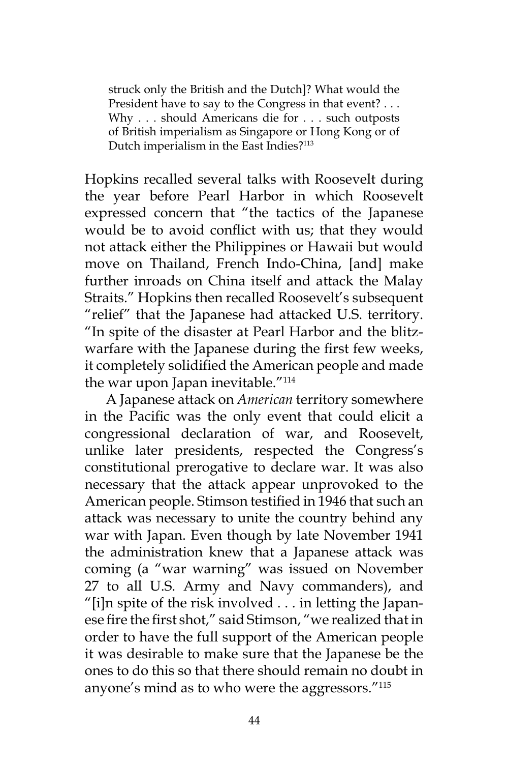> struck only the British and the Dutch]? What would the President have to say to the Congress in that event? . . . Why . . . should Americans die for . . . such outposts of British imperialism as Singapore or Hong Kong or of Dutch imperialism in the East Indies?[113]

Hopkins recalled several talks with Roosevelt during the year before Pearl Harbor in which Roosevelt expressed concern that "the tactics of the Japanese would be to avoid conflict with us; that they would not attack either the Philippines or Hawaii but would move on Thailand, French Indo-China, [and] make further inroads on China itself and attack the Malay Straits." Hopkins then recalled Roosevelt's subsequent "relief" that the Japanese had attacked U.S. territory. "In spite of the disaster at Pearl Harbor and the blitz-warfare with the Japanese during the first few weeks, it completely solidified the American people and made the war upon Japan inevitable."[114]

A Japanese attack on *American* territory somewhere in the Pacific was the only event that could elicit a congressional declaration of war, and Roosevelt, unlike later presidents, respected the Congress's constitutional prerogative to declare war. It was also necessary that the attack appear unprovoked to the American people. Stimson testified in 1946 that such an attack was necessary to unite the country behind any war with Japan. Even though by late November 1941 the administration knew that a Japanese attack was coming (a "war warning" was issued on November 27 to all U.S. Army and Navy commanders), and "[i]n spite of the risk involved . . . in letting the Japanese fire the first shot," said Stimson, "we realized that in order to have the full support of the American people it was desirable to make sure that the Japanese be the ones to do this so that there should remain no doubt in anyone's mind as to who were the aggressors."[115]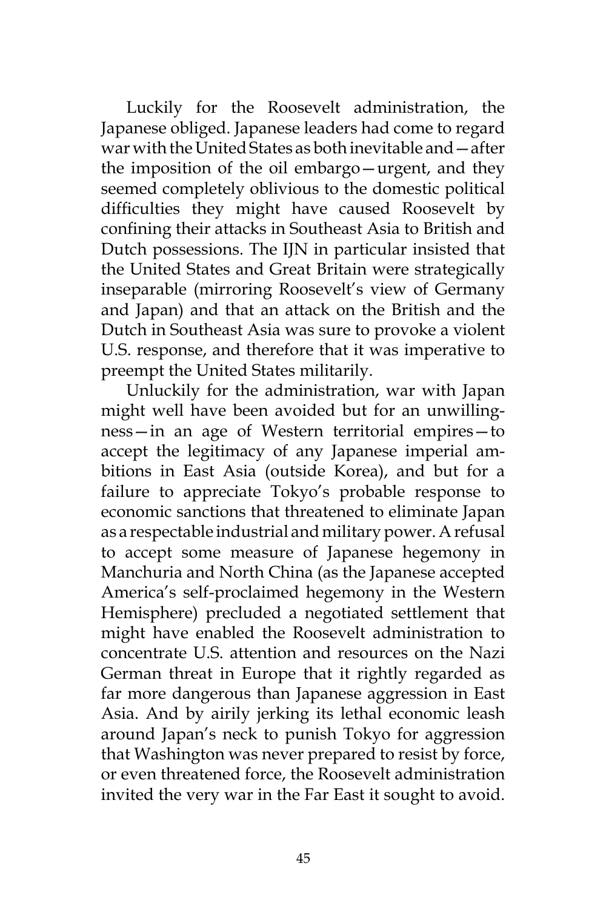Luckily for the Roosevelt administration, the Japanese obliged. Japanese leaders had come to regard war with the United States as both inevitable and—after the imposition of the oil embargo—urgent, and they seemed completely oblivious to the domestic political difficulties they might have caused Roosevelt by confining their attacks in Southeast Asia to British and Dutch possessions. The IJN in particular insisted that the United States and Great Britain were strategically inseparable (mirroring Roosevelt's view of Germany and Japan) and that an attack on the British and the Dutch in Southeast Asia was sure to provoke a violent U.S. response, and therefore that it was imperative to preempt the United States militarily.

Unluckily for the administration, war with Japan might well have been avoided but for an unwillingness—in an age of Western territorial empires—to accept the legitimacy of any Japanese imperial ambitions in East Asia (outside Korea), and but for a failure to appreciate Tokyo's probable response to economic sanctions that threatened to eliminate Japan as a respectable industrial and military power. A refusal to accept some measure of Japanese hegemony in Manchuria and North China (as the Japanese accepted America's self-proclaimed hegemony in the Western Hemisphere) precluded a negotiated settlement that might have enabled the Roosevelt administration to concentrate U.S. attention and resources on the Nazi German threat in Europe that it rightly regarded as far more dangerous than Japanese aggression in East Asia. And by airily jerking its lethal economic leash around Japan's neck to punish Tokyo for aggression that Washington was never prepared to resist by force, or even threatened force, the Roosevelt administration invited the very war in the Far East it sought to avoid.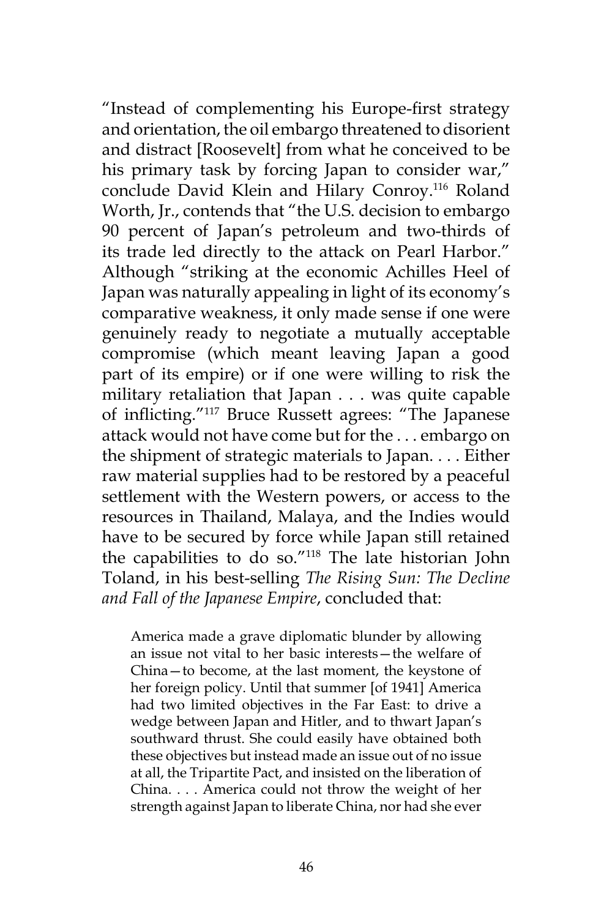"Instead of complementing his Europe-first strategy and orientation, the oil embargo threatened to disorient and distract [Roosevelt] from what he conceived to be his primary task by forcing Japan to consider war," conclude David Klein and Hilary Conroy.[116] Roland Worth, Jr., contends that "the U.S. decision to embargo 90 percent of Japan's petroleum and two-thirds of its trade led directly to the attack on Pearl Harbor." Although "striking at the economic Achilles Heel of Japan was naturally appealing in light of its economy's comparative weakness, it only made sense if one were genuinely ready to negotiate a mutually acceptable compromise (which meant leaving Japan a good part of its empire) or if one were willing to risk the military retaliation that Japan . . . was quite capable of inflicting."[117] Bruce Russett agrees: "The Japanese attack would not have come but for the . . . embargo on the shipment of strategic materials to Japan. . . . Either raw material supplies had to be restored by a peaceful settlement with the Western powers, or access to the resources in Thailand, Malaya, and the Indies would have to be secured by force while Japan still retained the capabilities to do so."[118] The late historian John Toland, in his best-selling *The Rising Sun: The Decline and Fall of the Japanese Empire*, concluded that:

> America made a grave diplomatic blunder by allowing an issue not vital to her basic interests—the welfare of China—to become, at the last moment, the keystone of her foreign policy. Until that summer [of 1941] America had two limited objectives in the Far East: to drive a wedge between Japan and Hitler, and to thwart Japan's southward thrust. She could easily have obtained both these objectives but instead made an issue out of no issue at all, the Tripartite Pact, and insisted on the liberation of China. . . . America could not throw the weight of her strength against Japan to liberate China, nor had she ever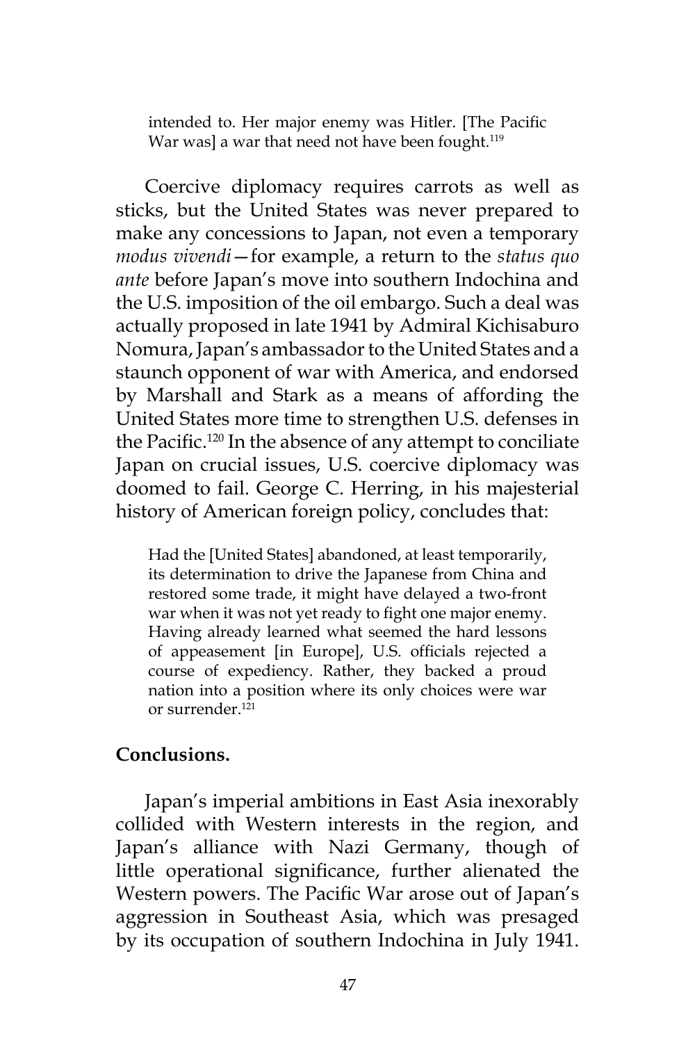> intended to. Her major enemy was Hitler. [The Pacific War was] a war that need not have been fought.[119]

Coercive diplomacy requires carrots as well as sticks, but the United States was never prepared to make any concessions to Japan, not even a temporary *modus vivendi*—for example, a return to the *status quo ante* before Japan's move into southern Indochina and the U.S. imposition of the oil embargo. Such a deal was actually proposed in late 1941 by Admiral Kichisaburo Nomura, Japan's ambassador to the United States and a staunch opponent of war with America, and endorsed by Marshall and Stark as a means of affording the United States more time to strengthen U.S. defenses in the Pacific.[120] In the absence of any attempt to conciliate Japan on crucial issues, U.S. coercive diplomacy was doomed to fail. George C. Herring, in his majesterial history of American foreign policy, concludes that:

> Had the [United States] abandoned, at least temporarily, its determination to drive the Japanese from China and restored some trade, it might have delayed a two-front war when it was not yet ready to fight one major enemy. Having already learned what seemed the hard lessons of appeasement [in Europe], U.S. officials rejected a course of expediency. Rather, they backed a proud nation into a position where its only choices were war or surrender.[121]

**Conclusions.**

Japan's imperial ambitions in East Asia inexorably collided with Western interests in the region, and Japan's alliance with Nazi Germany, though of little operational significance, further alienated the Western powers. The Pacific War arose out of Japan's aggression in Southeast Asia, which was presaged by its occupation of southern Indochina in July 1941.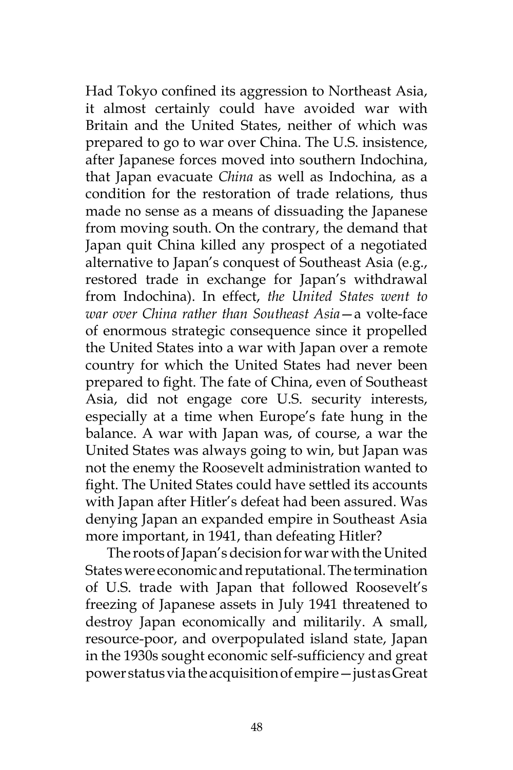Had Tokyo confined its aggression to Northeast Asia, it almost certainly could have avoided war with Britain and the United States, neither of which was prepared to go to war over China. The U.S. insistence, after Japanese forces moved into southern Indochina, that Japan evacuate *China* as well as Indochina, as a condition for the restoration of trade relations, thus made no sense as a means of dissuading the Japanese from moving south. On the contrary, the demand that Japan quit China killed any prospect of a negotiated alternative to Japan's conquest of Southeast Asia (e.g., restored trade in exchange for Japan's withdrawal from Indochina). In effect, *the United States went to war over China rather than Southeast Asia*—a volte-face of enormous strategic consequence since it propelled the United States into a war with Japan over a remote country for which the United States had never been prepared to fight. The fate of China, even of Southeast Asia, did not engage core U.S. security interests, especially at a time when Europe's fate hung in the balance. A war with Japan was, of course, a war the United States was always going to win, but Japan was not the enemy the Roosevelt administration wanted to fight. The United States could have settled its accounts with Japan after Hitler's defeat had been assured. Was denying Japan an expanded empire in Southeast Asia more important, in 1941, than defeating Hitler?

The roots of Japan's decision for war with the United States were economic and reputational. The termination of U.S. trade with Japan that followed Roosevelt's freezing of Japanese assets in July 1941 threatened to destroy Japan economically and militarily. A small, resource-poor, and overpopulated island state, Japan in the 1930s sought economic self-sufficiency and great power status via the acquisition of empire—just as Great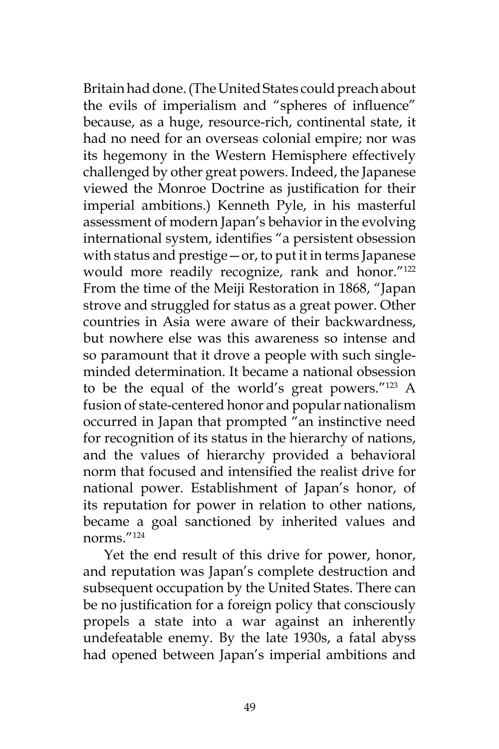Britain had done. (The United States could preach about the evils of imperialism and "spheres of influence" because, as a huge, resource-rich, continental state, it had no need for an overseas colonial empire; nor was its hegemony in the Western Hemisphere effectively challenged by other great powers. Indeed, the Japanese viewed the Monroe Doctrine as justification for their imperial ambitions.) Kenneth Pyle, in his masterful assessment of modern Japan's behavior in the evolving international system, identifies "a persistent obsession with status and prestige—or, to put it in terms Japanese would more readily recognize, rank and honor."[122] From the time of the Meiji Restoration in 1868, "Japan strove and struggled for status as a great power. Other countries in Asia were aware of their backwardness, but nowhere else was this awareness so intense and so paramount that it drove a people with such single-minded determination. It became a national obsession to be the equal of the world's great powers."[123] A fusion of state-centered honor and popular nationalism occurred in Japan that prompted "an instinctive need for recognition of its status in the hierarchy of nations, and the values of hierarchy provided a behavioral norm that focused and intensified the realist drive for national power. Establishment of Japan's honor, of its reputation for power in relation to other nations, became a goal sanctioned by inherited values and norms."[124]

Yet the end result of this drive for power, honor, and reputation was Japan's complete destruction and subsequent occupation by the United States. There can be no justification for a foreign policy that consciously propels a state into a war against an inherently undefeatable enemy. By the late 1930s, a fatal abyss had opened between Japan's imperial ambitions and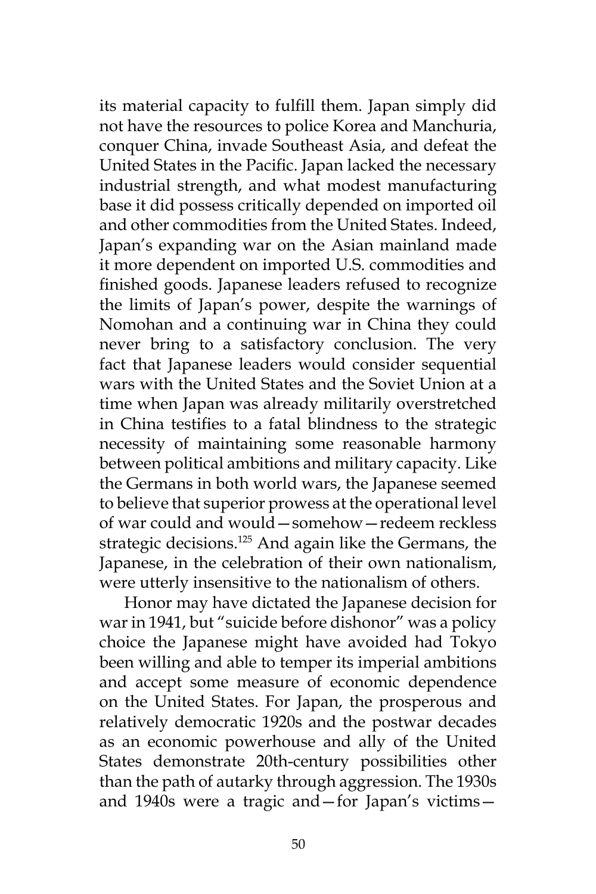its material capacity to fulfill them. Japan simply did not have the resources to police Korea and Manchuria, conquer China, invade Southeast Asia, and defeat the United States in the Pacific. Japan lacked the necessary industrial strength, and what modest manufacturing base it did possess critically depended on imported oil and other commodities from the United States. Indeed, Japan's expanding war on the Asian mainland made it more dependent on imported U.S. commodities and finished goods. Japanese leaders refused to recognize the limits of Japan's power, despite the warnings of Nomohan and a continuing war in China they could never bring to a satisfactory conclusion. The very fact that Japanese leaders would consider sequential wars with the United States and the Soviet Union at a time when Japan was already militarily overstretched in China testifies to a fatal blindness to the strategic necessity of maintaining some reasonable harmony between political ambitions and military capacity. Like the Germans in both world wars, the Japanese seemed to believe that superior prowess at the operational level of war could and would—somehow—redeem reckless strategic decisions.[125] And again like the Germans, the Japanese, in the celebration of their own nationalism, were utterly insensitive to the nationalism of others.

Honor may have dictated the Japanese decision for war in 1941, but "suicide before dishonor" was a policy choice the Japanese might have avoided had Tokyo been willing and able to temper its imperial ambitions and accept some measure of economic dependence on the United States. For Japan, the prosperous and relatively democratic 1920s and the postwar decades as an economic powerhouse and ally of the United States demonstrate 20th-century possibilities other than the path of autarky through aggression. The 1930s and 1940s were a tragic and—for Japan's victims—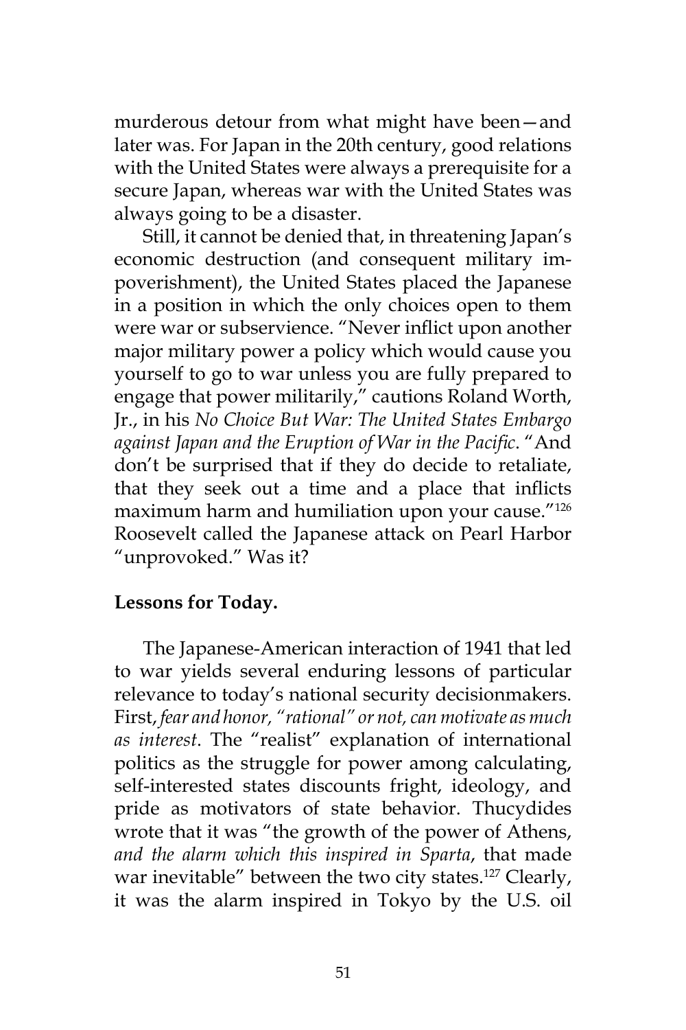murderous detour from what might have been—and later was. For Japan in the 20th century, good relations with the United States were always a prerequisite for a secure Japan, whereas war with the United States was always going to be a disaster.

Still, it cannot be denied that, in threatening Japan's economic destruction (and consequent military impoverishment), the United States placed the Japanese in a position in which the only choices open to them were war or subservience. "Never inflict upon another major military power a policy which would cause you yourself to go to war unless you are fully prepared to engage that power militarily," cautions Roland Worth, Jr., in his *No Choice But War: The United States Embargo against Japan and the Eruption of War in the Pacific*. "And don't be surprised that if they do decide to retaliate, that they seek out a time and a place that inflicts maximum harm and humiliation upon your cause."[126] Roosevelt called the Japanese attack on Pearl Harbor "unprovoked." Was it?

**Lessons for Today.**

The Japanese-American interaction of 1941 that led to war yields several enduring lessons of particular relevance to today's national security decisionmakers. First, *fear and honor, "rational" or not, can motivate as much as interest*. The "realist" explanation of international politics as the struggle for power among calculating, self-interested states discounts fright, ideology, and pride as motivators of state behavior. Thucydides wrote that it was "the growth of the power of Athens, *and the alarm which this inspired in Sparta*, that made war inevitable" between the two city states.[127] Clearly, it was the alarm inspired in Tokyo by the U.S. oil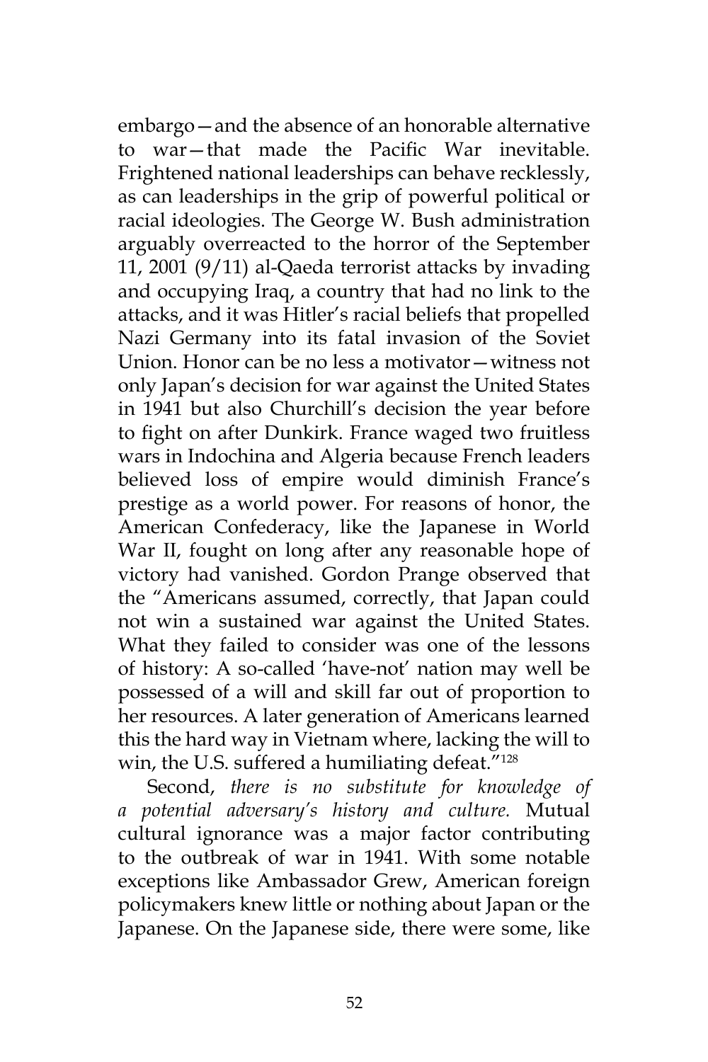embargo—and the absence of an honorable alternative to war—that made the Pacific War inevitable. Frightened national leaderships can behave recklessly, as can leaderships in the grip of powerful political or racial ideologies. The George W. Bush administration arguably overreacted to the horror of the September 11, 2001 (9/11) al-Qaeda terrorist attacks by invading and occupying Iraq, a country that had no link to the attacks, and it was Hitler's racial beliefs that propelled Nazi Germany into its fatal invasion of the Soviet Union. Honor can be no less a motivator—witness not only Japan's decision for war against the United States in 1941 but also Churchill's decision the year before to fight on after Dunkirk. France waged two fruitless wars in Indochina and Algeria because French leaders believed loss of empire would diminish France's prestige as a world power. For reasons of honor, the American Confederacy, like the Japanese in World War II, fought on long after any reasonable hope of victory had vanished. Gordon Prange observed that the "Americans assumed, correctly, that Japan could not win a sustained war against the United States. What they failed to consider was one of the lessons of history: A so-called 'have-not' nation may well be possessed of a will and skill far out of proportion to her resources. A later generation of Americans learned this the hard way in Vietnam where, lacking the will to win, the U.S. suffered a humiliating defeat."[128]

Second, *there is no substitute for knowledge of a potential adversary's history and culture.* Mutual cultural ignorance was a major factor contributing to the outbreak of war in 1941. With some notable exceptions like Ambassador Grew, American foreign policymakers knew little or nothing about Japan or the Japanese. On the Japanese side, there were some, like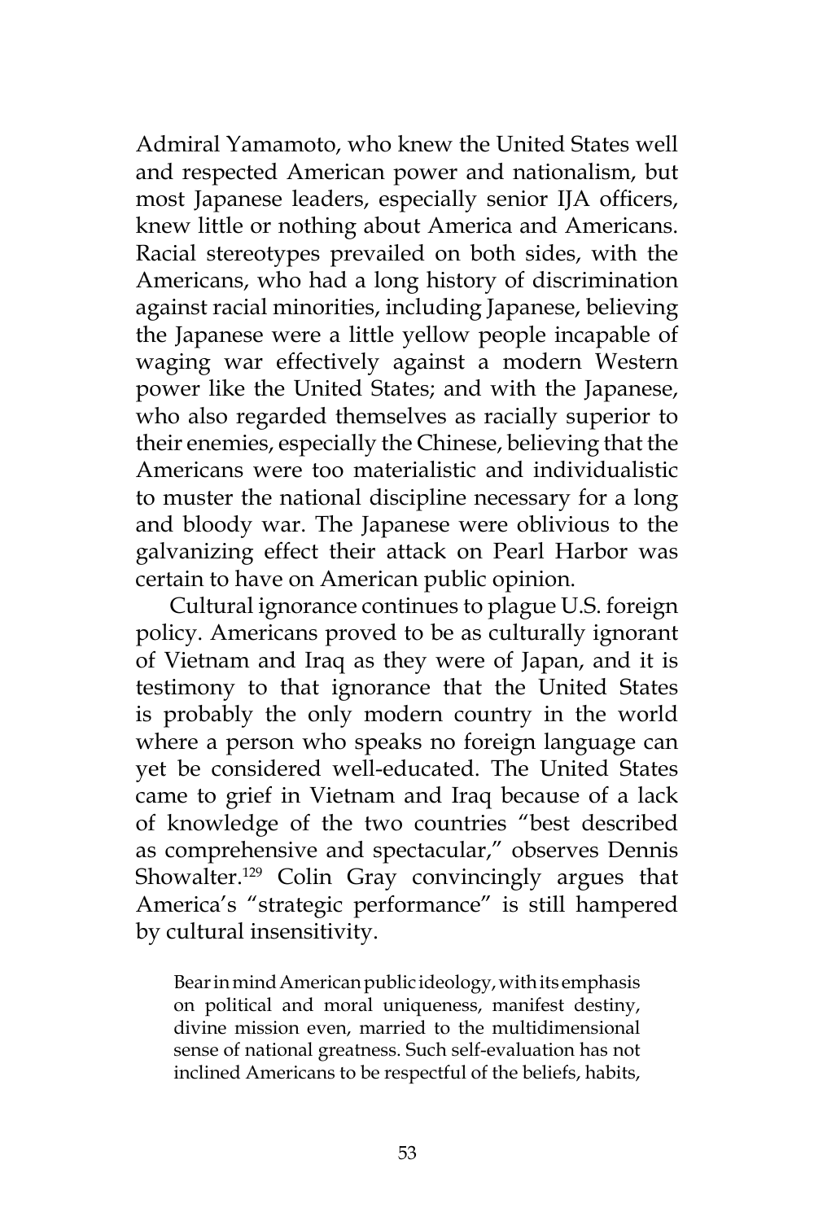Admiral Yamamoto, who knew the United States well and respected American power and nationalism, but most Japanese leaders, especially senior IJA officers, knew little or nothing about America and Americans. Racial stereotypes prevailed on both sides, with the Americans, who had a long history of discrimination against racial minorities, including Japanese, believing the Japanese were a little yellow people incapable of waging war effectively against a modern Western power like the United States; and with the Japanese, who also regarded themselves as racially superior to their enemies, especially the Chinese, believing that the Americans were too materialistic and individualistic to muster the national discipline necessary for a long and bloody war. The Japanese were oblivious to the galvanizing effect their attack on Pearl Harbor was certain to have on American public opinion.

Cultural ignorance continues to plague U.S. foreign policy. Americans proved to be as culturally ignorant of Vietnam and Iraq as they were of Japan, and it is testimony to that ignorance that the United States is probably the only modern country in the world where a person who speaks no foreign language can yet be considered well-educated. The United States came to grief in Vietnam and Iraq because of a lack of knowledge of the two countries "best described as comprehensive and spectacular," observes Dennis Showalter.[129] Colin Gray convincingly argues that America's "strategic performance" is still hampered by cultural insensitivity.

> Bear in mind American public ideology, with its emphasis on political and moral uniqueness, manifest destiny, divine mission even, married to the multidimensional sense of national greatness. Such self-evaluation has not inclined Americans to be respectful of the beliefs, habits,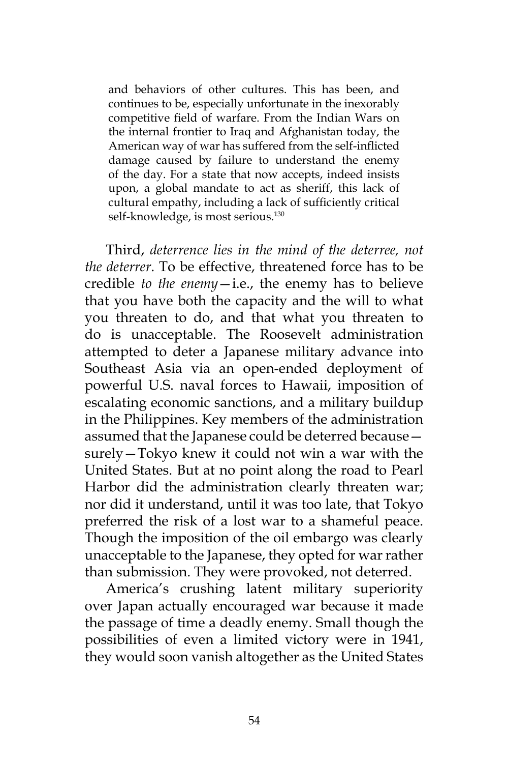> and behaviors of other cultures. This has been, and continues to be, especially unfortunate in the inexorably competitive field of warfare. From the Indian Wars on the internal frontier to Iraq and Afghanistan today, the American way of war has suffered from the self-inflicted damage caused by failure to understand the enemy of the day. For a state that now accepts, indeed insists upon, a global mandate to act as sheriff, this lack of cultural empathy, including a lack of sufficiently critical self-knowledge, is most serious.[130]

Third, *deterrence lies in the mind of the deterree, not the deterrer*. To be effective, threatened force has to be credible *to the enemy*—i.e., the enemy has to believe that you have both the capacity and the will to what you threaten to do, and that what you threaten to do is unacceptable. The Roosevelt administration attempted to deter a Japanese military advance into Southeast Asia via an open-ended deployment of powerful U.S. naval forces to Hawaii, imposition of escalating economic sanctions, and a military buildup in the Philippines. Key members of the administration assumed that the Japanese could be deterred because—surely—Tokyo knew it could not win a war with the United States. But at no point along the road to Pearl Harbor did the administration clearly threaten war; nor did it understand, until it was too late, that Tokyo preferred the risk of a lost war to a shameful peace. Though the imposition of the oil embargo was clearly unacceptable to the Japanese, they opted for war rather than submission. They were provoked, not deterred.

America's crushing latent military superiority over Japan actually encouraged war because it made the passage of time a deadly enemy. Small though the possibilities of even a limited victory were in 1941, they would soon vanish altogether as the United States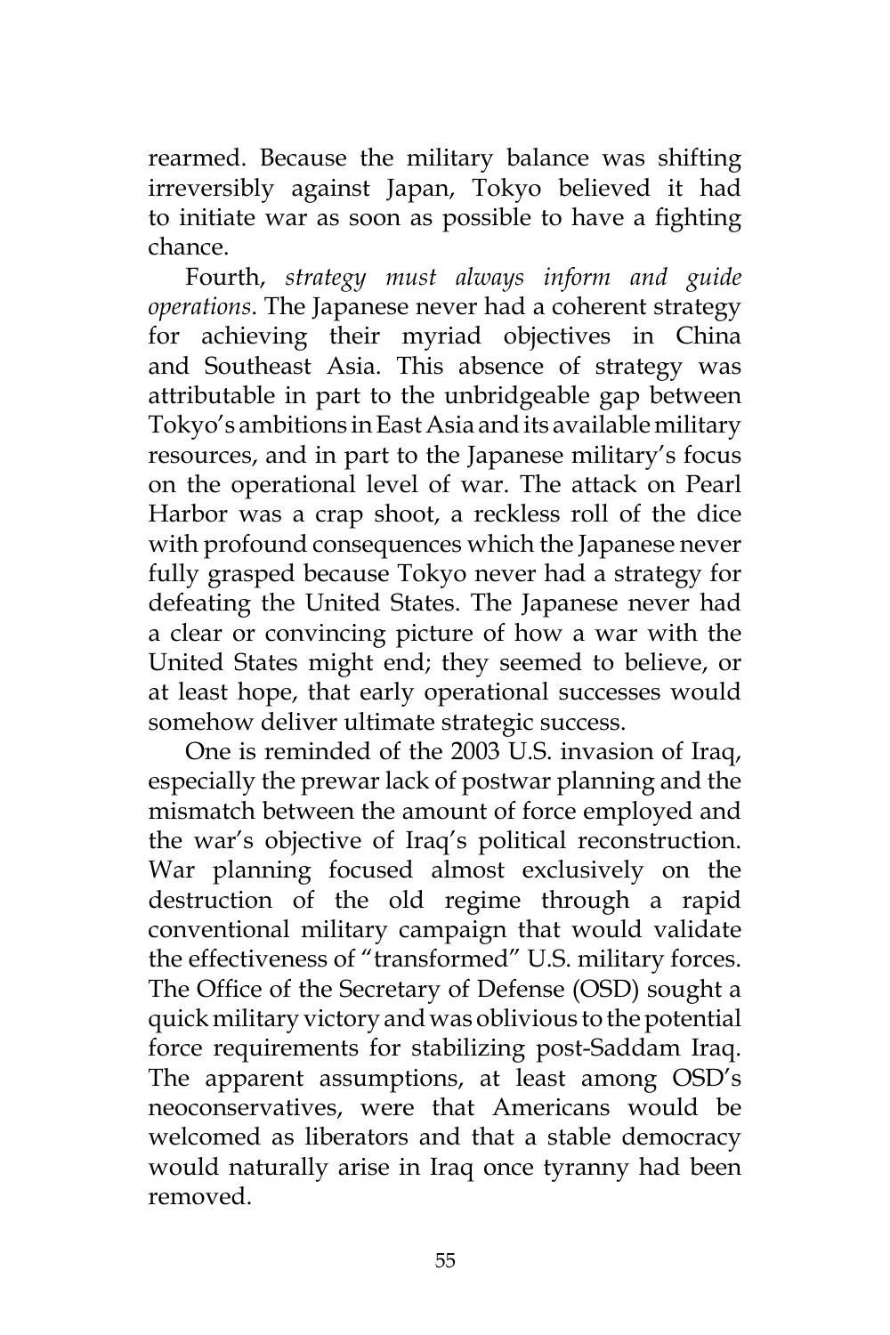rearmed. Because the military balance was shifting irreversibly against Japan, Tokyo believed it had to initiate war as soon as possible to have a fighting chance.

Fourth, *strategy must always inform and guide operations*. The Japanese never had a coherent strategy for achieving their myriad objectives in China and Southeast Asia. This absence of strategy was attributable in part to the unbridgeable gap between Tokyo's ambitions in East Asia and its available military resources, and in part to the Japanese military's focus on the operational level of war. The attack on Pearl Harbor was a crap shoot, a reckless roll of the dice with profound consequences which the Japanese never fully grasped because Tokyo never had a strategy for defeating the United States. The Japanese never had a clear or convincing picture of how a war with the United States might end; they seemed to believe, or at least hope, that early operational successes would somehow deliver ultimate strategic success.

One is reminded of the 2003 U.S. invasion of Iraq, especially the prewar lack of postwar planning and the mismatch between the amount of force employed and the war's objective of Iraq's political reconstruction. War planning focused almost exclusively on the destruction of the old regime through a rapid conventional military campaign that would validate the effectiveness of "transformed" U.S. military forces. The Office of the Secretary of Defense (OSD) sought a quick military victory and was oblivious to the potential force requirements for stabilizing post-Saddam Iraq. The apparent assumptions, at least among OSD's neoconservatives, were that Americans would be welcomed as liberators and that a stable democracy would naturally arise in Iraq once tyranny had been removed.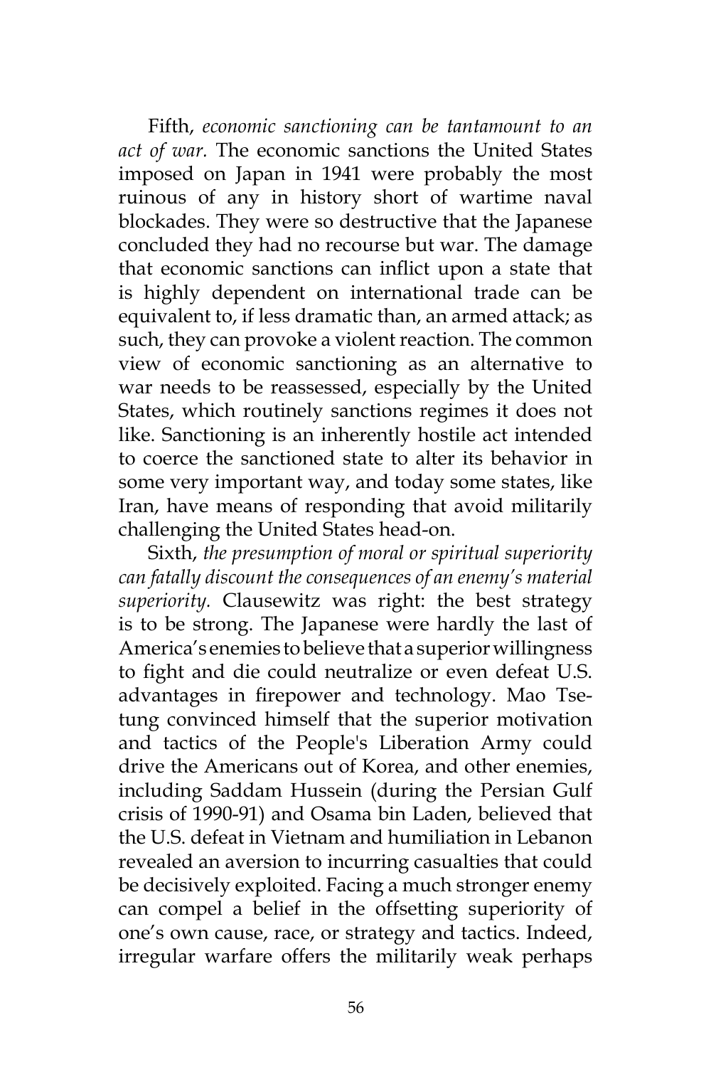Fifth, *economic sanctioning can be tantamount to an act of war.* The economic sanctions the United States imposed on Japan in 1941 were probably the most ruinous of any in history short of wartime naval blockades. They were so destructive that the Japanese concluded they had no recourse but war. The damage that economic sanctions can inflict upon a state that is highly dependent on international trade can be equivalent to, if less dramatic than, an armed attack; as such, they can provoke a violent reaction. The common view of economic sanctioning as an alternative to war needs to be reassessed, especially by the United States, which routinely sanctions regimes it does not like. Sanctioning is an inherently hostile act intended to coerce the sanctioned state to alter its behavior in some very important way, and today some states, like Iran, have means of responding that avoid militarily challenging the United States head-on.

Sixth, *the presumption of moral or spiritual superiority can fatally discount the consequences of an enemy's material superiority.* Clausewitz was right: the best strategy is to be strong. The Japanese were hardly the last of America's enemies to believe that a superior willingness to fight and die could neutralize or even defeat U.S. advantages in firepower and technology. Mao Tse-tung convinced himself that the superior motivation and tactics of the People's Liberation Army could drive the Americans out of Korea, and other enemies, including Saddam Hussein (during the Persian Gulf crisis of 1990-91) and Osama bin Laden, believed that the U.S. defeat in Vietnam and humiliation in Lebanon revealed an aversion to incurring casualties that could be decisively exploited. Facing a much stronger enemy can compel a belief in the offsetting superiority of one's own cause, race, or strategy and tactics. Indeed, irregular warfare offers the militarily weak perhaps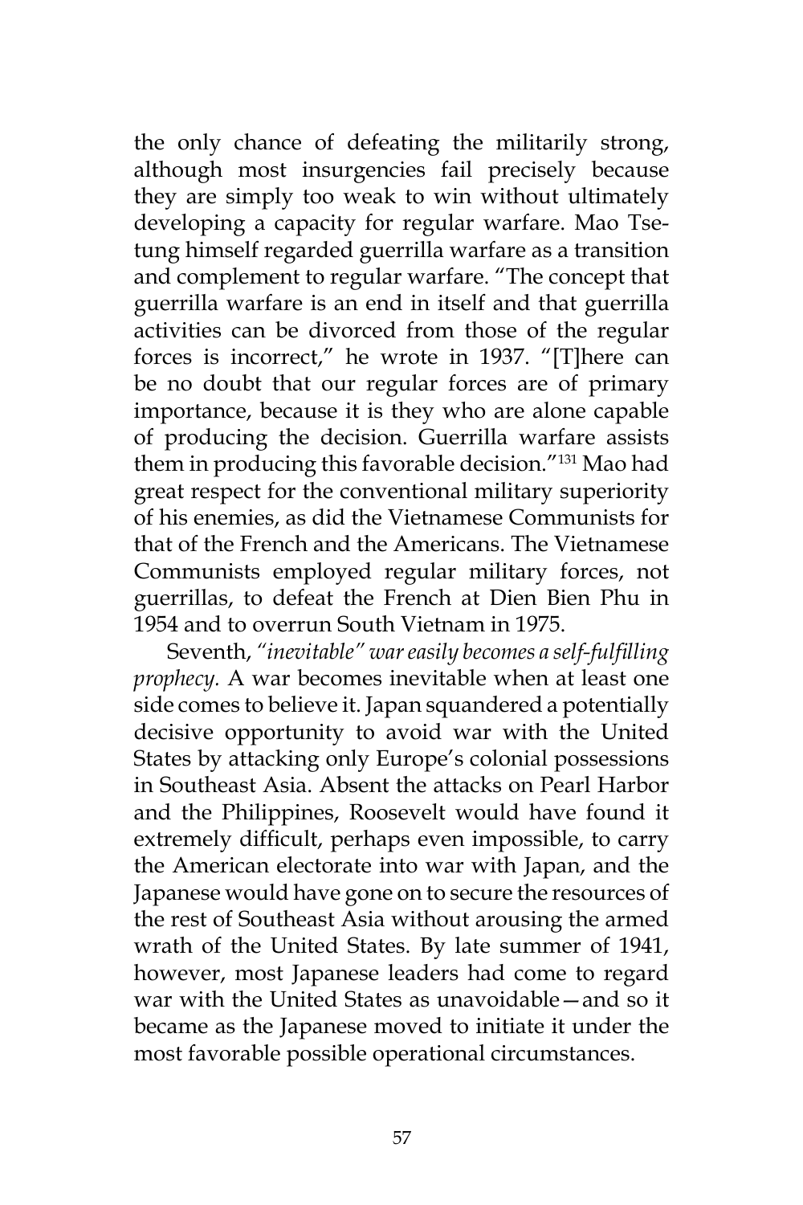the only chance of defeating the militarily strong, although most insurgencies fail precisely because they are simply too weak to win without ultimately developing a capacity for regular warfare. Mao Tse-tung himself regarded guerrilla warfare as a transition and complement to regular warfare. "The concept that guerrilla warfare is an end in itself and that guerrilla activities can be divorced from those of the regular forces is incorrect," he wrote in 1937. "[T]here can be no doubt that our regular forces are of primary importance, because it is they who are alone capable of producing the decision. Guerrilla warfare assists them in producing this favorable decision."[131] Mao had great respect for the conventional military superiority of his enemies, as did the Vietnamese Communists for that of the French and the Americans. The Vietnamese Communists employed regular military forces, not guerrillas, to defeat the French at Dien Bien Phu in 1954 and to overrun South Vietnam in 1975.

Seventh, *"inevitable" war easily becomes a self-fulfilling prophecy.* A war becomes inevitable when at least one side comes to believe it. Japan squandered a potentially decisive opportunity to avoid war with the United States by attacking only Europe's colonial possessions in Southeast Asia. Absent the attacks on Pearl Harbor and the Philippines, Roosevelt would have found it extremely difficult, perhaps even impossible, to carry the American electorate into war with Japan, and the Japanese would have gone on to secure the resources of the rest of Southeast Asia without arousing the armed wrath of the United States. By late summer of 1941, however, most Japanese leaders had come to regard war with the United States as unavoidable—and so it became as the Japanese moved to initiate it under the most favorable possible operational circumstances.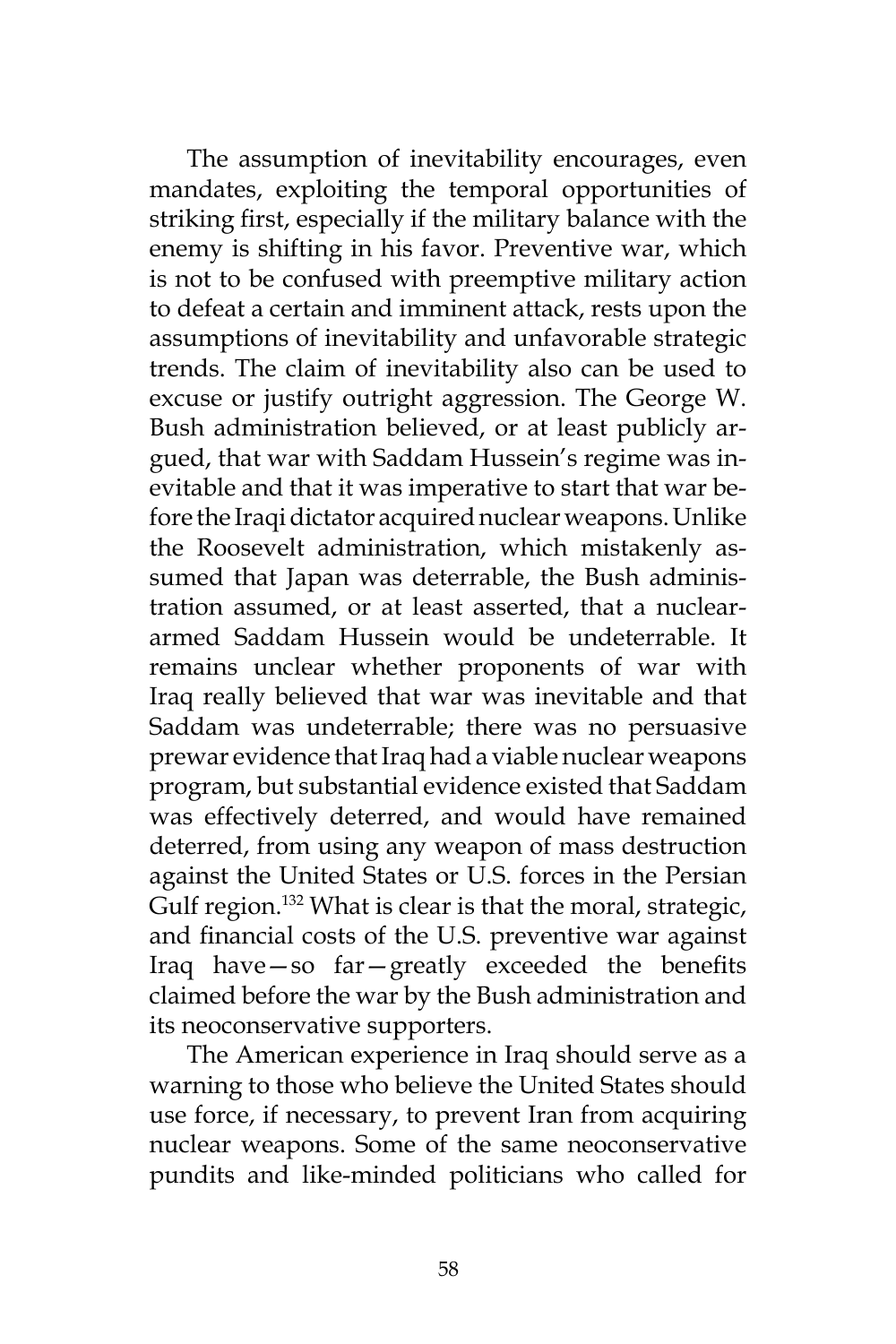The assumption of inevitability encourages, even mandates, exploiting the temporal opportunities of striking first, especially if the military balance with the enemy is shifting in his favor. Preventive war, which is not to be confused with preemptive military action to defeat a certain and imminent attack, rests upon the assumptions of inevitability and unfavorable strategic trends. The claim of inevitability also can be used to excuse or justify outright aggression. The George W. Bush administration believed, or at least publicly argued, that war with Saddam Hussein's regime was inevitable and that it was imperative to start that war before the Iraqi dictator acquired nuclear weapons. Unlike the Roosevelt administration, which mistakenly assumed that Japan was deterrable, the Bush administration assumed, or at least asserted, that a nuclear-armed Saddam Hussein would be undeterrable. It remains unclear whether proponents of war with Iraq really believed that war was inevitable and that Saddam was undeterrable; there was no persuasive prewar evidence that Iraq had a viable nuclear weapons program, but substantial evidence existed that Saddam was effectively deterred, and would have remained deterred, from using any weapon of mass destruction against the United States or U.S. forces in the Persian Gulf region.[132] What is clear is that the moral, strategic, and financial costs of the U.S. preventive war against Iraq have—so far—greatly exceeded the benefits claimed before the war by the Bush administration and its neoconservative supporters.

The American experience in Iraq should serve as a warning to those who believe the United States should use force, if necessary, to prevent Iran from acquiring nuclear weapons. Some of the same neoconservative pundits and like-minded politicians who called for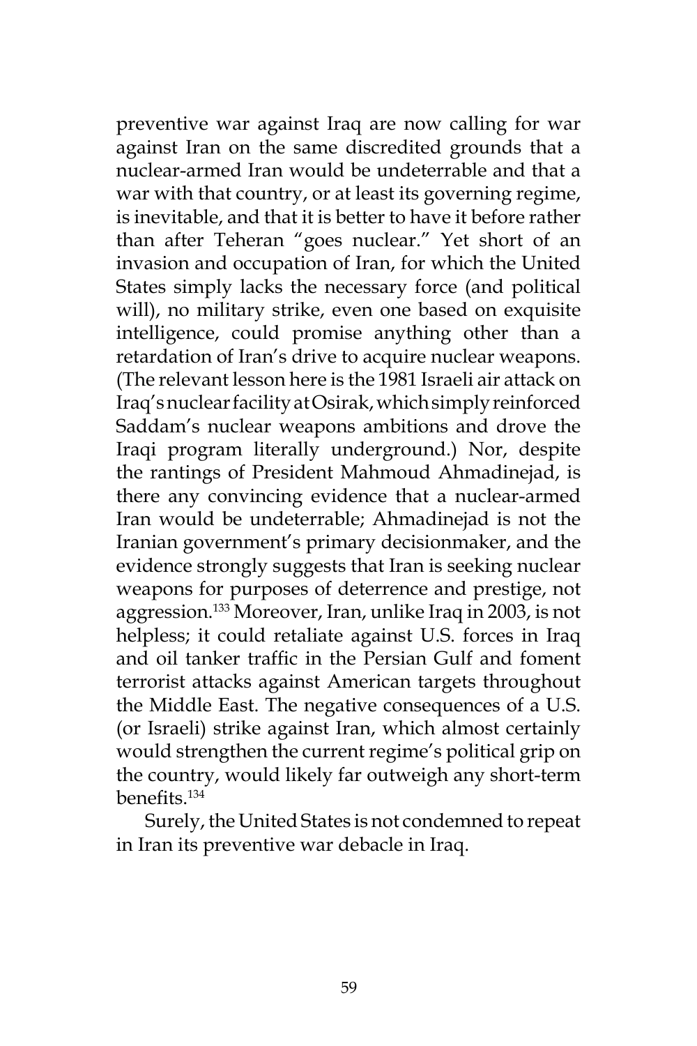preventive war against Iraq are now calling for war against Iran on the same discredited grounds that a nuclear-armed Iran would be undeterrable and that a war with that country, or at least its governing regime, is inevitable, and that it is better to have it before rather than after Teheran "goes nuclear." Yet short of an invasion and occupation of Iran, for which the United States simply lacks the necessary force (and political will), no military strike, even one based on exquisite intelligence, could promise anything other than a retardation of Iran's drive to acquire nuclear weapons. (The relevant lesson here is the 1981 Israeli air attack on Iraq's nuclear facility at Osirak, which simply reinforced Saddam's nuclear weapons ambitions and drove the Iraqi program literally underground.) Nor, despite the rantings of President Mahmoud Ahmadinejad, is there any convincing evidence that a nuclear-armed Iran would be undeterrable; Ahmadinejad is not the Iranian government's primary decisionmaker, and the evidence strongly suggests that Iran is seeking nuclear weapons for purposes of deterrence and prestige, not aggression.[133] Moreover, Iran, unlike Iraq in 2003, is not helpless; it could retaliate against U.S. forces in Iraq and oil tanker traffic in the Persian Gulf and foment terrorist attacks against American targets throughout the Middle East. The negative consequences of a U.S. (or Israeli) strike against Iran, which almost certainly would strengthen the current regime's political grip on the country, would likely far outweigh any short-term benefits.[134]

Surely, the United States is not condemned to repeat in Iran its preventive war debacle in Iraq.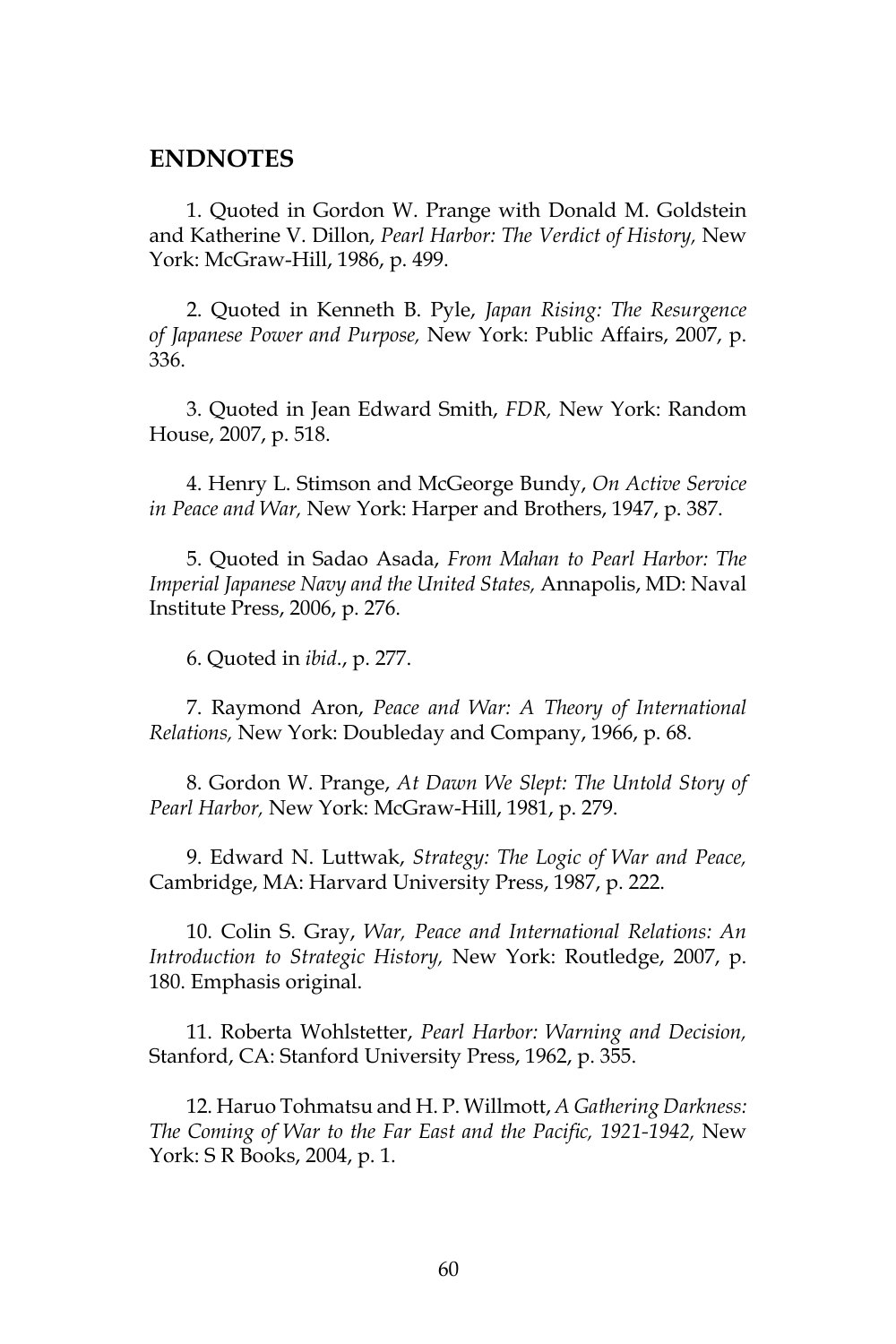## ENDNOTES

1. Quoted in Gordon W. Prange with Donald M. Goldstein and Katherine V. Dillon, *Pearl Harbor: The Verdict of History,* New York: McGraw-Hill, 1986, p. 499.

2. Quoted in Kenneth B. Pyle, *Japan Rising: The Resurgence of Japanese Power and Purpose,* New York: Public Affairs, 2007, p. 336.

3. Quoted in Jean Edward Smith, *FDR,* New York: Random House, 2007, p. 518.

4. Henry L. Stimson and McGeorge Bundy, *On Active Service in Peace and War,* New York: Harper and Brothers, 1947, p. 387.

5. Quoted in Sadao Asada, *From Mahan to Pearl Harbor: The Imperial Japanese Navy and the United States,* Annapolis, MD: Naval Institute Press, 2006, p. 276.

6. Quoted in *ibid*., p. 277.

7. Raymond Aron, *Peace and War: A Theory of International Relations,* New York: Doubleday and Company, 1966, p. 68.

8. Gordon W. Prange, *At Dawn We Slept: The Untold Story of Pearl Harbor,* New York: McGraw-Hill, 1981, p. 279.

9. Edward N. Luttwak, *Strategy: The Logic of War and Peace,* Cambridge, MA: Harvard University Press, 1987, p. 222.

10. Colin S. Gray, *War, Peace and International Relations: An Introduction to Strategic History,* New York: Routledge, 2007, p. 180. Emphasis original.

11. Roberta Wohlstetter, *Pearl Harbor: Warning and Decision,* Stanford, CA: Stanford University Press, 1962, p. 355.

12. Haruo Tohmatsu and H. P. Willmott, *A Gathering Darkness: The Coming of War to the Far East and the Pacific, 1921-1942,* New York: S R Books, 2004, p. 1.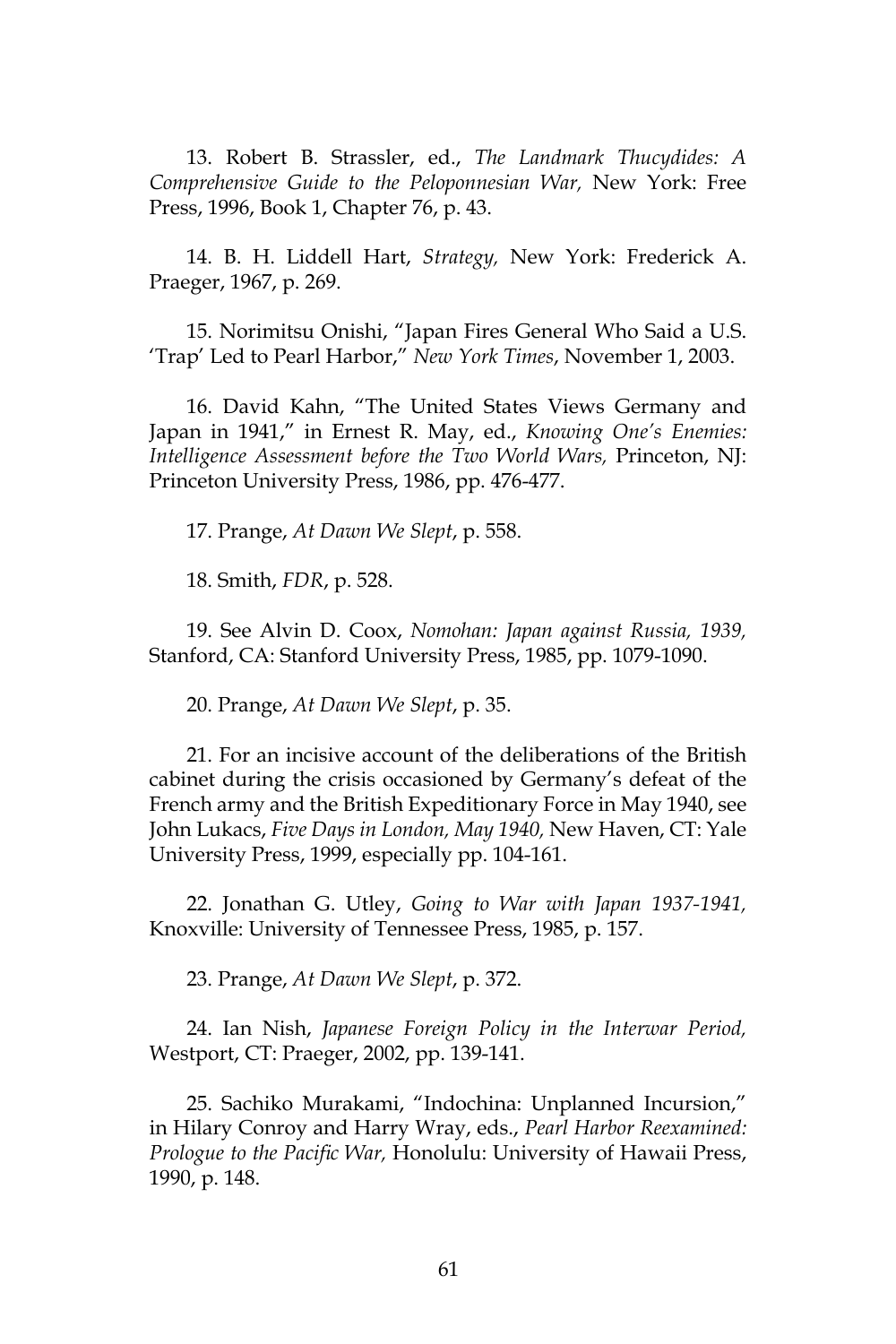13. Robert B. Strassler, ed., *The Landmark Thucydides: A Comprehensive Guide to the Peloponnesian War,* New York: Free Press, 1996, Book 1, Chapter 76, p. 43.

14. B. H. Liddell Hart, *Strategy,* New York: Frederick A. Praeger, 1967, p. 269.

15. Norimitsu Onishi, "Japan Fires General Who Said a U.S. 'Trap' Led to Pearl Harbor," *New York Times*, November 1, 2003.

16. David Kahn, "The United States Views Germany and Japan in 1941," in Ernest R. May, ed., *Knowing One's Enemies: Intelligence Assessment before the Two World Wars,* Princeton, NJ: Princeton University Press, 1986, pp. 476-477.

17. Prange, *At Dawn We Slept*, p. 558.

18. Smith, *FDR*, p. 528.

19. See Alvin D. Coox, *Nomohan: Japan against Russia, 1939,* Stanford, CA: Stanford University Press, 1985, pp. 1079-1090.

20. Prange, *At Dawn We Slept*, p. 35.

21. For an incisive account of the deliberations of the British cabinet during the crisis occasioned by Germany's defeat of the French army and the British Expeditionary Force in May 1940, see John Lukacs, *Five Days in London, May 1940,* New Haven, CT: Yale University Press, 1999, especially pp. 104-161.

22. Jonathan G. Utley, *Going to War with Japan 1937-1941,* Knoxville: University of Tennessee Press, 1985, p. 157.

23. Prange, *At Dawn We Slept*, p. 372.

24. Ian Nish, *Japanese Foreign Policy in the Interwar Period,* Westport, CT: Praeger, 2002, pp. 139-141.

25. Sachiko Murakami, "Indochina: Unplanned Incursion," in Hilary Conroy and Harry Wray, eds., *Pearl Harbor Reexamined: Prologue to the Pacific War,* Honolulu: University of Hawaii Press, 1990, p. 148.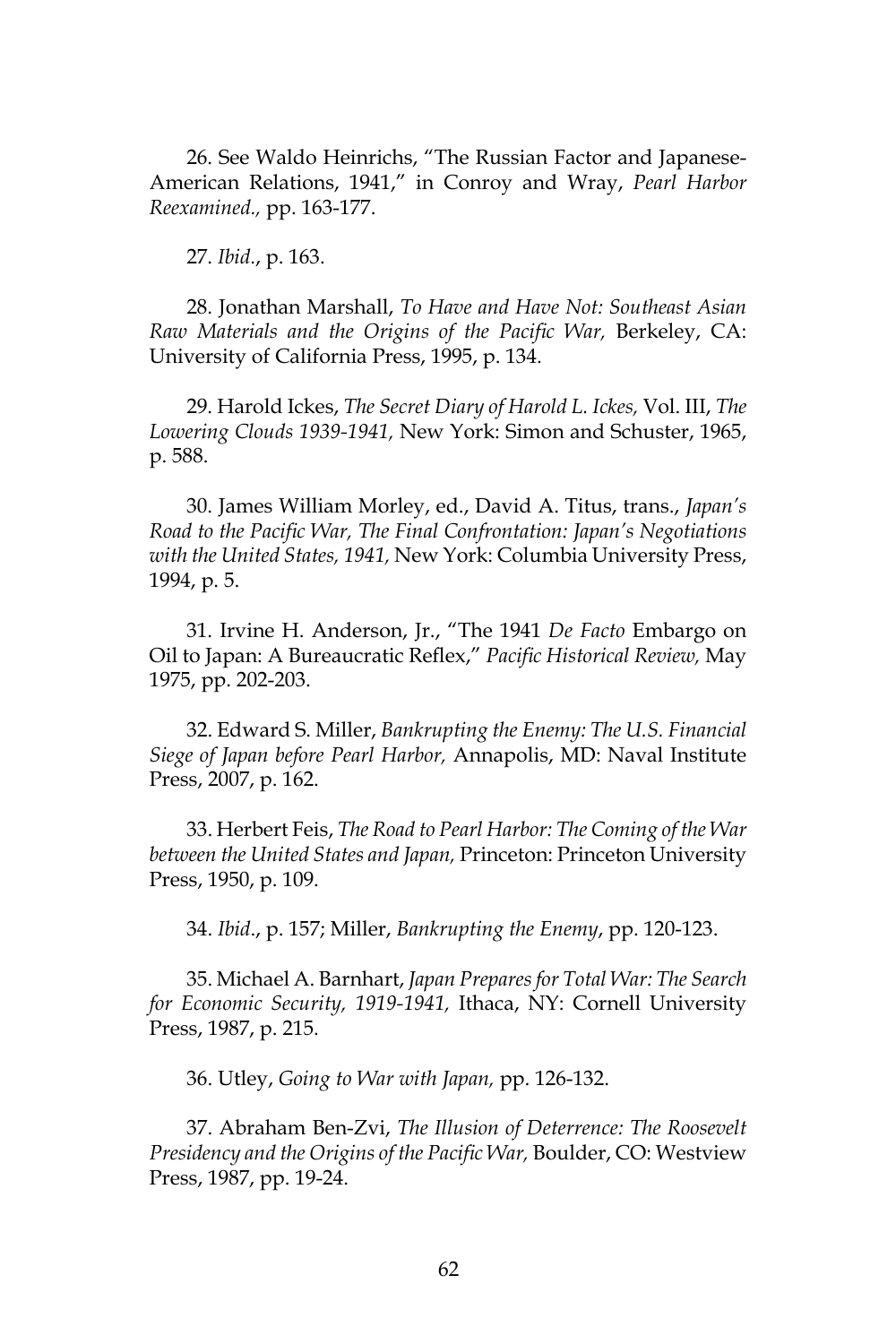26. See Waldo Heinrichs, "The Russian Factor and Japanese-American Relations, 1941," in Conroy and Wray, *Pearl Harbor Reexamined.,* pp. 163-177.

27. *Ibid*., p. 163.

28. Jonathan Marshall, *To Have and Have Not: Southeast Asian Raw Materials and the Origins of the Pacific War,* Berkeley, CA: University of California Press, 1995, p. 134.

29. Harold Ickes, *The Secret Diary of Harold L. Ickes,* Vol. III, *The Lowering Clouds 1939-1941,* New York: Simon and Schuster, 1965, p. 588.

30. James William Morley, ed., David A. Titus, trans., *Japan's Road to the Pacific War, The Final Confrontation: Japan's Negotiations with the United States, 1941,* New York: Columbia University Press, 1994, p. 5.

31. Irvine H. Anderson, Jr., "The 1941 *De Facto* Embargo on Oil to Japan: A Bureaucratic Reflex," *Pacific Historical Review,* May 1975, pp. 202-203.

32. Edward S. Miller, *Bankrupting the Enemy: The U.S. Financial Siege of Japan before Pearl Harbor,* Annapolis, MD: Naval Institute Press, 2007, p. 162.

33. Herbert Feis, *The Road to Pearl Harbor: The Coming of the War between the United States and Japan,* Princeton: Princeton University Press, 1950, p. 109.

34. *Ibid*., p. 157; Miller, *Bankrupting the Enemy*, pp. 120-123.

35. Michael A. Barnhart, *Japan Prepares for Total War: The Search for Economic Security, 1919-1941,* Ithaca, NY: Cornell University Press, 1987, p. 215.

36. Utley, *Going to War with Japan,* pp. 126-132.

37. Abraham Ben-Zvi, *The Illusion of Deterrence: The Roosevelt Presidency and the Origins of the Pacific War,* Boulder, CO: Westview Press, 1987, pp. 19-24.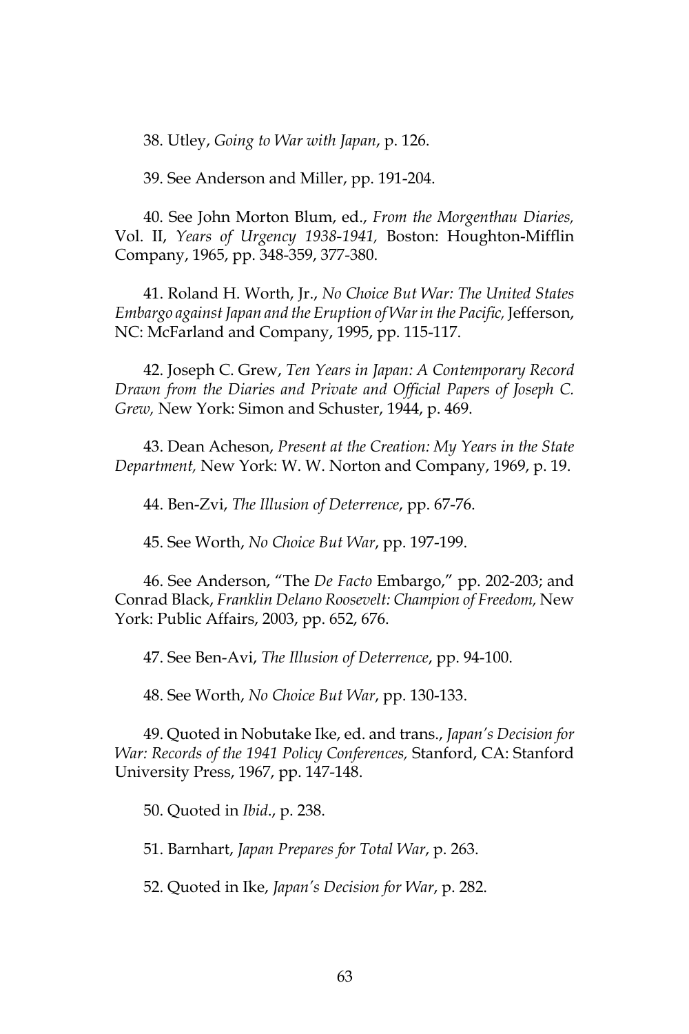38. Utley, *Going to War with Japan*, p. 126.

39. See Anderson and Miller, pp. 191-204.

40. See John Morton Blum, ed., *From the Morgenthau Diaries,* Vol. II, *Years of Urgency 1938-1941,* Boston: Houghton-Mifflin Company, 1965, pp. 348-359, 377-380.

41. Roland H. Worth, Jr., *No Choice But War: The United States Embargo against Japan and the Eruption of War in the Pacific,* Jefferson, NC: McFarland and Company, 1995, pp. 115-117.

42. Joseph C. Grew, *Ten Years in Japan: A Contemporary Record Drawn from the Diaries and Private and Official Papers of Joseph C. Grew,* New York: Simon and Schuster, 1944, p. 469.

43. Dean Acheson, *Present at the Creation: My Years in the State Department,* New York: W. W. Norton and Company, 1969, p. 19.

44. Ben-Zvi, *The Illusion of Deterrence*, pp. 67-76.

45. See Worth, *No Choice But War*, pp. 197-199.

46. See Anderson, "The *De Facto* Embargo," pp. 202-203; and Conrad Black, *Franklin Delano Roosevelt: Champion of Freedom,* New York: Public Affairs, 2003, pp. 652, 676.

47. See Ben-Avi, *The Illusion of Deterrence*, pp. 94-100.

48. See Worth, *No Choice But War*, pp. 130-133.

49. Quoted in Nobutake Ike, ed. and trans., *Japan's Decision for War: Records of the 1941 Policy Conferences,* Stanford, CA: Stanford University Press, 1967, pp. 147-148.

50. Quoted in *Ibid*., p. 238.

51. Barnhart, *Japan Prepares for Total War*, p. 263.

52. Quoted in Ike, *Japan's Decision for War*, p. 282.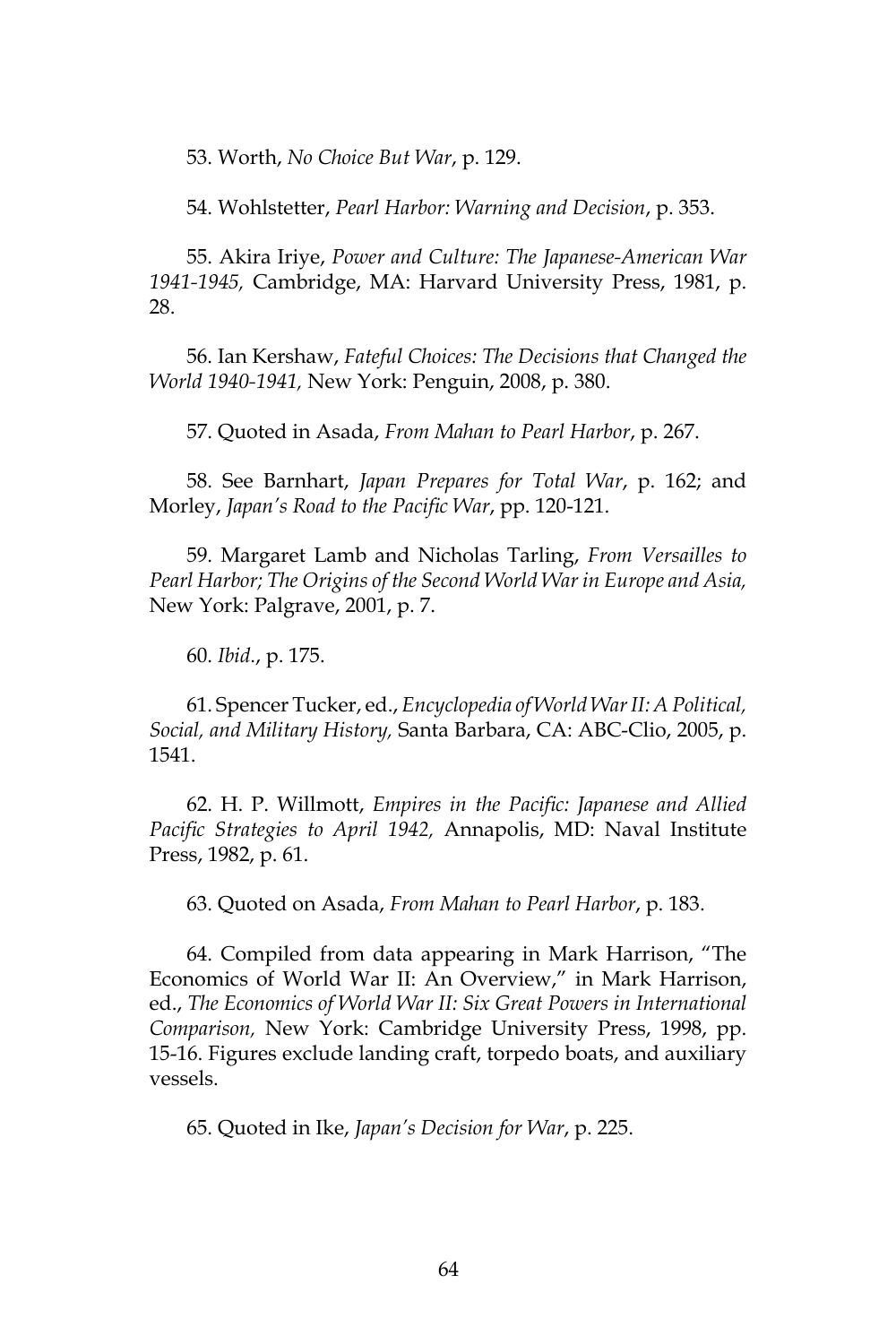53. Worth, *No Choice But War*, p. 129.

54. Wohlstetter, *Pearl Harbor: Warning and Decision*, p. 353.

55. Akira Iriye, *Power and Culture: The Japanese-American War 1941-1945,* Cambridge, MA: Harvard University Press, 1981, p. 28.

56. Ian Kershaw, *Fateful Choices: The Decisions that Changed the World 1940-1941,* New York: Penguin, 2008, p. 380.

57. Quoted in Asada, *From Mahan to Pearl Harbor*, p. 267.

58. See Barnhart, *Japan Prepares for Total War*, p. 162; and Morley, *Japan's Road to the Pacific War*, pp. 120-121.

59. Margaret Lamb and Nicholas Tarling, *From Versailles to Pearl Harbor; The Origins of the Second World War in Europe and Asia,* New York: Palgrave, 2001, p. 7.

60. *Ibid*., p. 175.

61. Spencer Tucker, ed., *Encyclopedia of World War II: A Political, Social, and Military History,* Santa Barbara, CA: ABC-Clio, 2005, p. 1541.

62. H. P. Willmott, *Empires in the Pacific: Japanese and Allied Pacific Strategies to April 1942,* Annapolis, MD: Naval Institute Press, 1982, p. 61.

63. Quoted on Asada, *From Mahan to Pearl Harbor*, p. 183.

64. Compiled from data appearing in Mark Harrison, "The Economics of World War II: An Overview," in Mark Harrison, ed., *The Economics of World War II: Six Great Powers in International Comparison,* New York: Cambridge University Press, 1998, pp. 15-16. Figures exclude landing craft, torpedo boats, and auxiliary vessels.

65. Quoted in Ike, *Japan's Decision for War*, p. 225.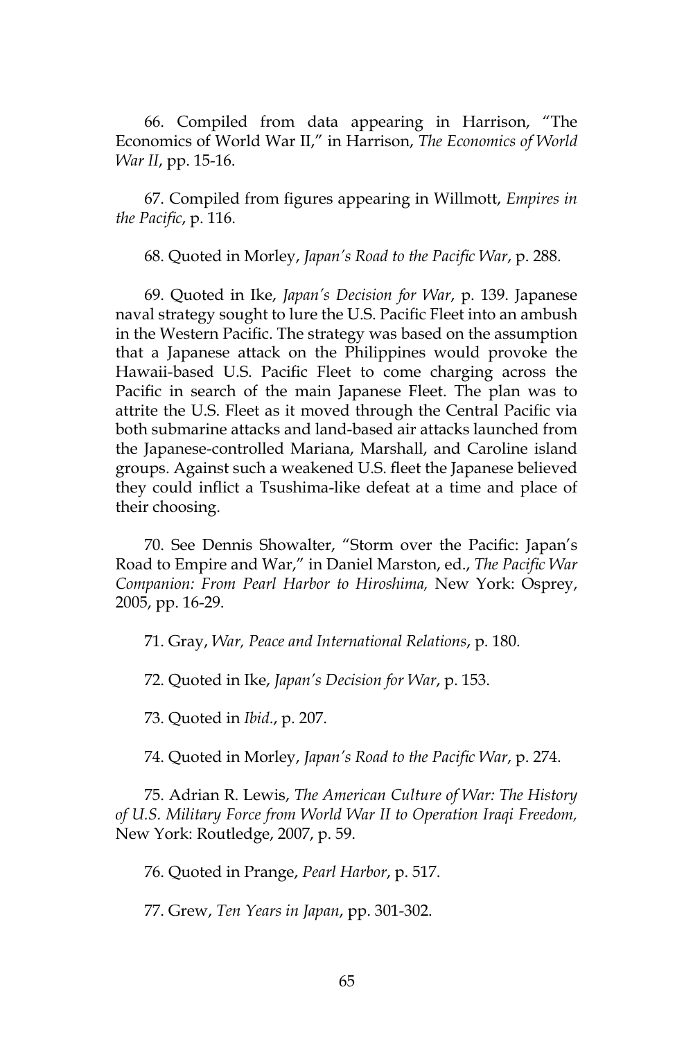66. Compiled from data appearing in Harrison, "The Economics of World War II," in Harrison, *The Economics of World War II*, pp. 15-16.

67. Compiled from figures appearing in Willmott, *Empires in the Pacific*, p. 116.

68. Quoted in Morley, *Japan's Road to the Pacific War*, p. 288.

69. Quoted in Ike, *Japan's Decision for War*, p. 139. Japanese naval strategy sought to lure the U.S. Pacific Fleet into an ambush in the Western Pacific. The strategy was based on the assumption that a Japanese attack on the Philippines would provoke the Hawaii-based U.S. Pacific Fleet to come charging across the Pacific in search of the main Japanese Fleet. The plan was to attrite the U.S. Fleet as it moved through the Central Pacific via both submarine attacks and land-based air attacks launched from the Japanese-controlled Mariana, Marshall, and Caroline island groups. Against such a weakened U.S. fleet the Japanese believed they could inflict a Tsushima-like defeat at a time and place of their choosing.

70. See Dennis Showalter, "Storm over the Pacific: Japan's Road to Empire and War," in Daniel Marston, ed., *The Pacific War Companion: From Pearl Harbor to Hiroshima,* New York: Osprey, 2005, pp. 16-29.

71. Gray, *War, Peace and International Relations*, p. 180.

72. Quoted in Ike, *Japan's Decision for War*, p. 153.

73. Quoted in *Ibid*., p. 207.

74. Quoted in Morley, *Japan's Road to the Pacific War*, p. 274.

75. Adrian R. Lewis, *The American Culture of War: The History of U.S. Military Force from World War II to Operation Iraqi Freedom,* New York: Routledge, 2007, p. 59.

76. Quoted in Prange, *Pearl Harbor*, p. 517.

77. Grew, *Ten Years in Japan*, pp. 301-302.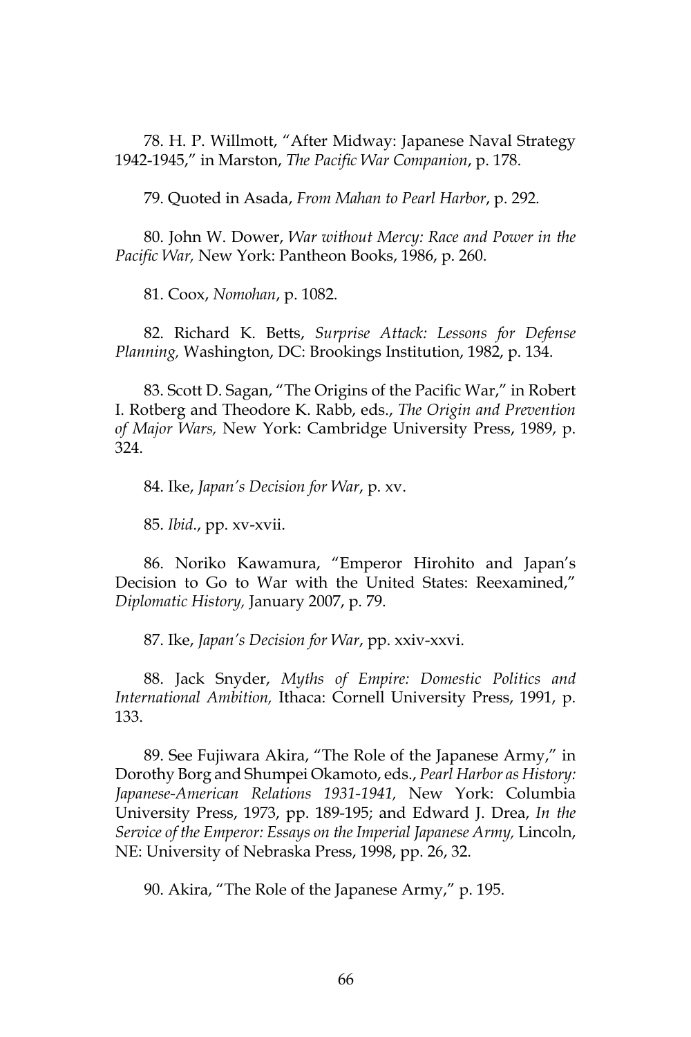78. H. P. Willmott, "After Midway: Japanese Naval Strategy 1942-1945," in Marston, *The Pacific War Companion*, p. 178.

79. Quoted in Asada, *From Mahan to Pearl Harbor*, p. 292.

80. John W. Dower, *War without Mercy: Race and Power in the Pacific War,* New York: Pantheon Books, 1986, p. 260.

81. Coox, *Nomohan*, p. 1082.

82. Richard K. Betts, *Surprise Attack: Lessons for Defense Planning,* Washington, DC: Brookings Institution, 1982, p. 134.

83. Scott D. Sagan, "The Origins of the Pacific War," in Robert I. Rotberg and Theodore K. Rabb, eds., *The Origin and Prevention of Major Wars,* New York: Cambridge University Press, 1989, p. 324.

84. Ike, *Japan's Decision for War*, p. xv.

85. *Ibid*., pp. xv-xvii.

86. Noriko Kawamura, "Emperor Hirohito and Japan's Decision to Go to War with the United States: Reexamined," *Diplomatic History,* January 2007, p. 79.

87. Ike, *Japan's Decision for War*, pp. xxiv-xxvi.

88. Jack Snyder, *Myths of Empire: Domestic Politics and International Ambition,* Ithaca: Cornell University Press, 1991, p. 133.

89. See Fujiwara Akira, "The Role of the Japanese Army," in Dorothy Borg and Shumpei Okamoto, eds., *Pearl Harbor as History: Japanese-American Relations 1931-1941,* New York: Columbia University Press, 1973, pp. 189-195; and Edward J. Drea, *In the Service of the Emperor: Essays on the Imperial Japanese Army,* Lincoln, NE: University of Nebraska Press, 1998, pp. 26, 32.

90. Akira, "The Role of the Japanese Army," p. 195.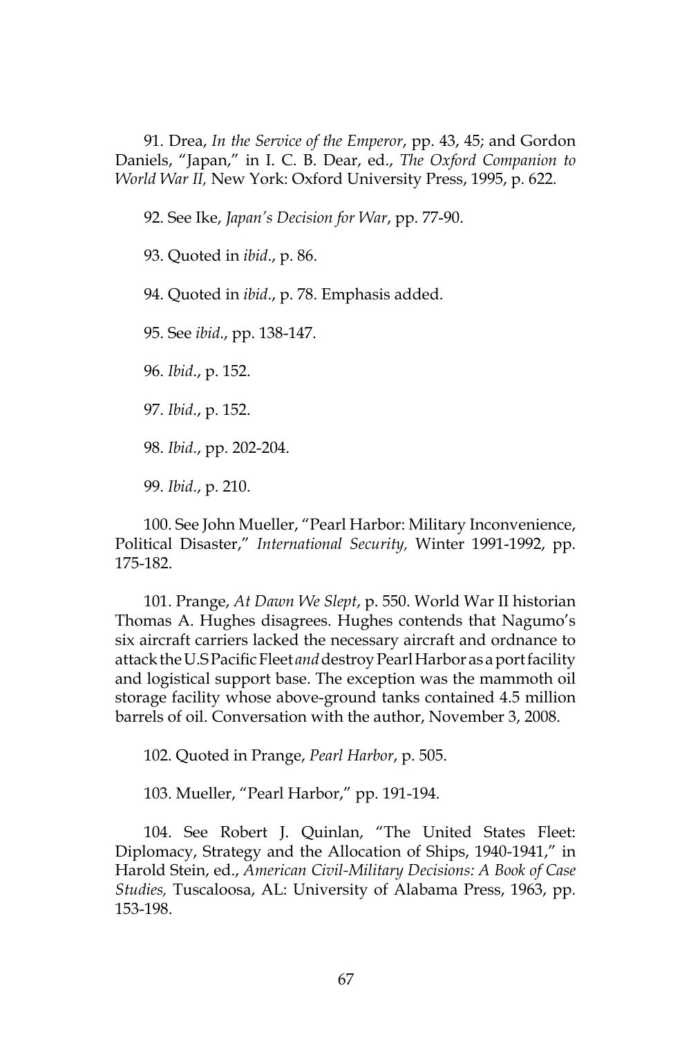91. Drea, *In the Service of the Emperor*, pp. 43, 45; and Gordon Daniels, "Japan," in I. C. B. Dear, ed., *The Oxford Companion to World War II,* New York: Oxford University Press, 1995, p. 622.

92. See Ike, *Japan's Decision for War*, pp. 77-90.

93. Quoted in *ibid*., p. 86.

94. Quoted in *ibid*., p. 78. Emphasis added.

95. See *ibid*., pp. 138-147.

96. *Ibid*., p. 152.

97. *Ibid*., p. 152.

98. *Ibid*., pp. 202-204.

99. *Ibid*., p. 210.

100. See John Mueller, "Pearl Harbor: Military Inconvenience, Political Disaster," *International Security,* Winter 1991-1992, pp. 175-182.

101. Prange, *At Dawn We Slept*, p. 550. World War II historian Thomas A. Hughes disagrees. Hughes contends that Nagumo's six aircraft carriers lacked the necessary aircraft and ordnance to attack the U.S Pacific Fleet *and* destroy Pearl Harbor as a port facility and logistical support base. The exception was the mammoth oil storage facility whose above-ground tanks contained 4.5 million barrels of oil. Conversation with the author, November 3, 2008.

102. Quoted in Prange, *Pearl Harbor*, p. 505.

103. Mueller, "Pearl Harbor," pp. 191-194.

104. See Robert J. Quinlan, "The United States Fleet: Diplomacy, Strategy and the Allocation of Ships, 1940-1941," in Harold Stein, ed., *American Civil-Military Decisions: A Book of Case Studies,* Tuscaloosa, AL: University of Alabama Press, 1963, pp. 153-198.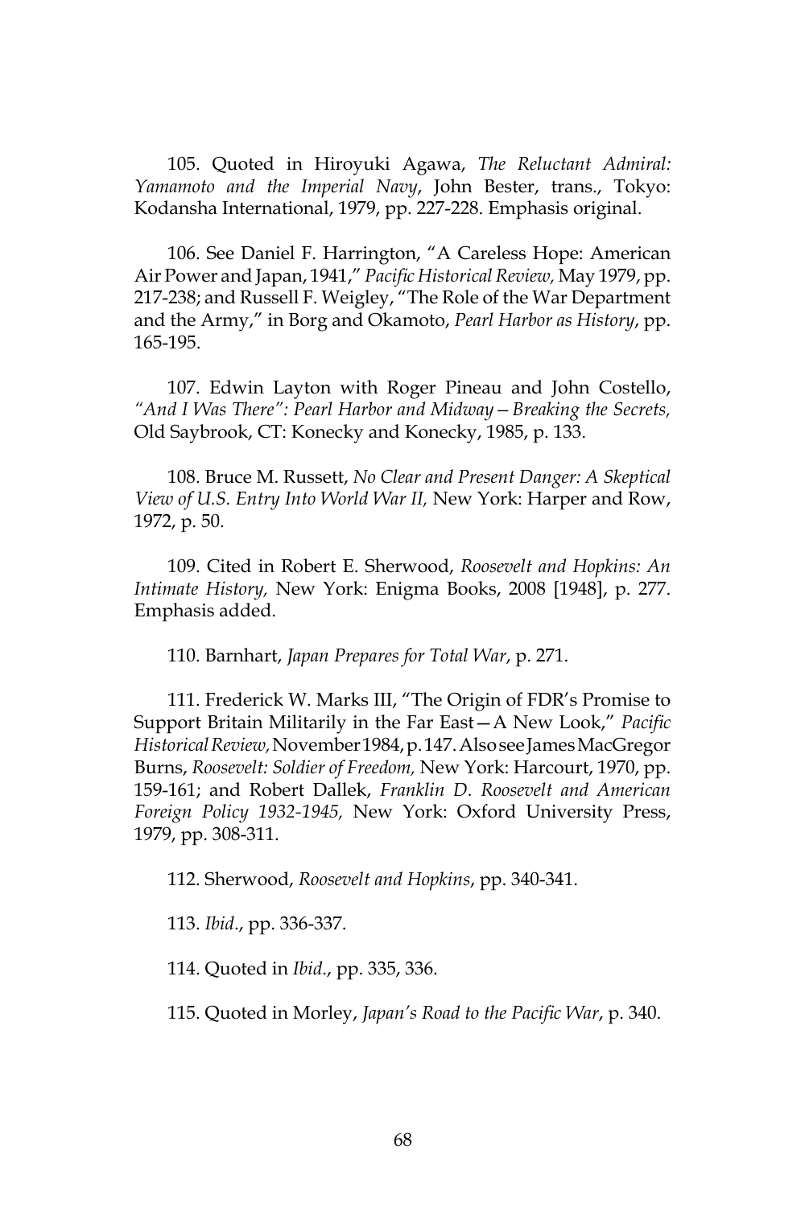105. Quoted in Hiroyuki Agawa, *The Reluctant Admiral: Yamamoto and the Imperial Navy*, John Bester, trans., Tokyo: Kodansha International, 1979, pp. 227-228. Emphasis original.

106. See Daniel F. Harrington, "A Careless Hope: American Air Power and Japan, 1941," *Pacific Historical Review,* May 1979, pp. 217-238; and Russell F. Weigley, "The Role of the War Department and the Army," in Borg and Okamoto, *Pearl Harbor as History*, pp. 165-195.

107. Edwin Layton with Roger Pineau and John Costello, *"And I Was There": Pearl Harbor and Midway—Breaking the Secrets,* Old Saybrook, CT: Konecky and Konecky, 1985, p. 133.

108. Bruce M. Russett, *No Clear and Present Danger: A Skeptical View of U.S. Entry Into World War II,* New York: Harper and Row, 1972, p. 50.

109. Cited in Robert E. Sherwood, *Roosevelt and Hopkins: An Intimate History,* New York: Enigma Books, 2008 [1948], p. 277. Emphasis added.

110. Barnhart, *Japan Prepares for Total War*, p. 271.

111. Frederick W. Marks III, "The Origin of FDR's Promise to Support Britain Militarily in the Far East—A New Look," *Pacific Historical Review,* November 1984, p. 147. Also see James MacGregor Burns, *Roosevelt: Soldier of Freedom,* New York: Harcourt, 1970, pp. 159-161; and Robert Dallek, *Franklin D. Roosevelt and American Foreign Policy 1932-1945,* New York: Oxford University Press, 1979, pp. 308-311.

112. Sherwood, *Roosevelt and Hopkins*, pp. 340-341.

113. *Ibid*., pp. 336-337.

114. Quoted in *Ibid*., pp. 335, 336.

115. Quoted in Morley, *Japan's Road to the Pacific War*, p. 340.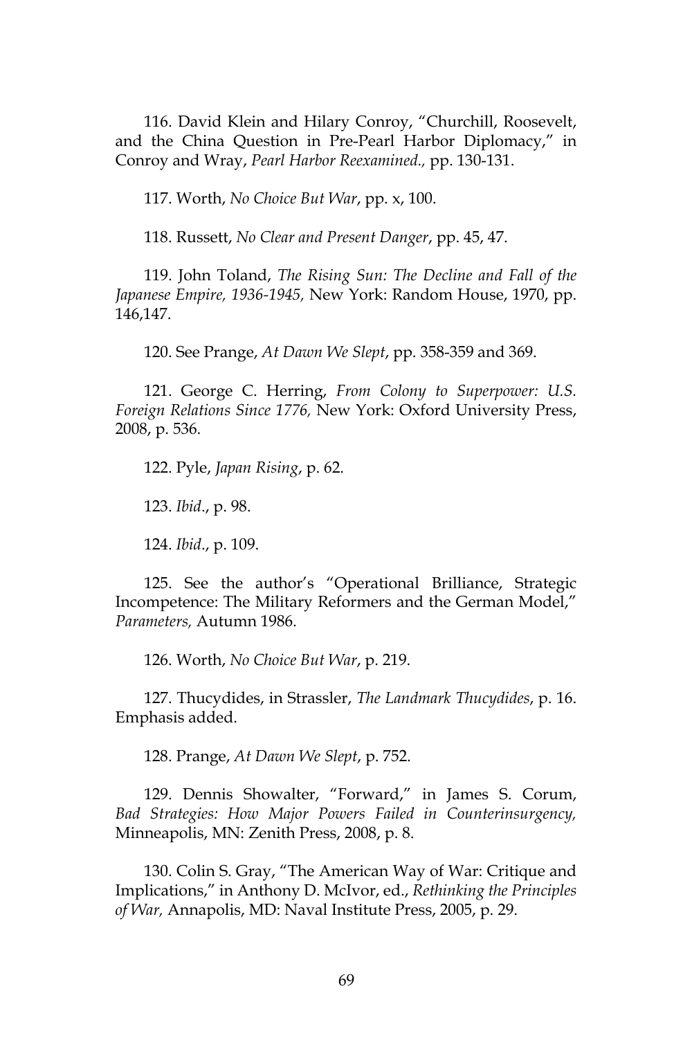116. David Klein and Hilary Conroy, "Churchill, Roosevelt, and the China Question in Pre-Pearl Harbor Diplomacy," in Conroy and Wray, *Pearl Harbor Reexamined.,* pp. 130-131.

117. Worth, *No Choice But War*, pp. x, 100.

118. Russett, *No Clear and Present Danger*, pp. 45, 47.

119. John Toland, *The Rising Sun: The Decline and Fall of the Japanese Empire, 1936-1945,* New York: Random House, 1970, pp. 146,147.

120. See Prange, *At Dawn We Slept*, pp. 358-359 and 369.

121. George C. Herring, *From Colony to Superpower: U.S. Foreign Relations Since 1776,* New York: Oxford University Press, 2008, p. 536.

122. Pyle, *Japan Rising*, p. 62.

123. *Ibid*., p. 98.

124. *Ibid*., p. 109.

125. See the author's "Operational Brilliance, Strategic Incompetence: The Military Reformers and the German Model," *Parameters,* Autumn 1986.

126. Worth, *No Choice But War*, p. 219.

127. Thucydides, in Strassler, *The Landmark Thucydides*, p. 16. Emphasis added.

128. Prange, *At Dawn We Slept*, p. 752.

129. Dennis Showalter, "Forward," in James S. Corum, *Bad Strategies: How Major Powers Failed in Counterinsurgency,* Minneapolis, MN: Zenith Press, 2008, p. 8.

130. Colin S. Gray, "The American Way of War: Critique and Implications," in Anthony D. McIvor, ed., *Rethinking the Principles of War,* Annapolis, MD: Naval Institute Press, 2005, p. 29.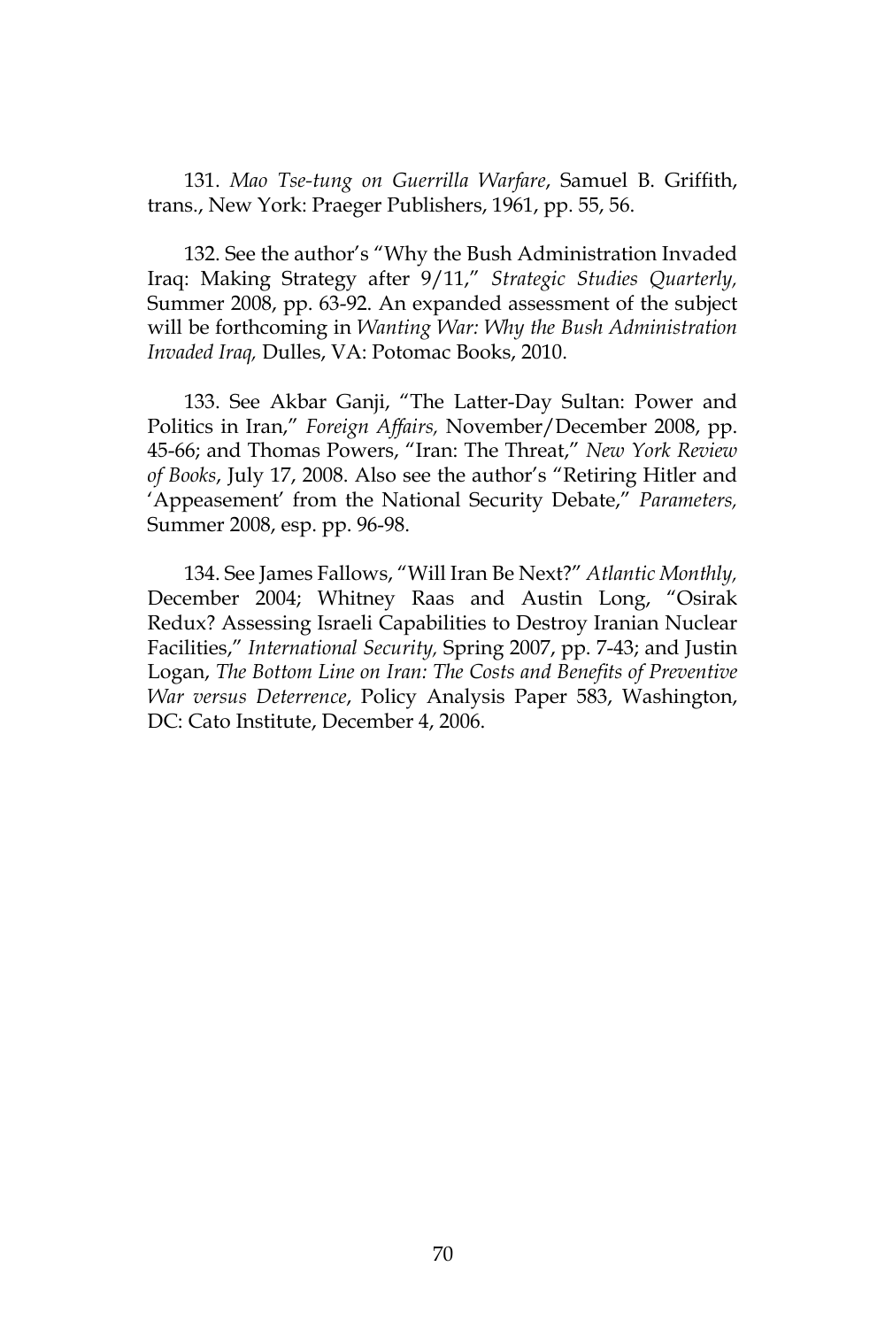131. *Mao Tse-tung on Guerrilla Warfare*, Samuel B. Griffith, trans., New York: Praeger Publishers, 1961, pp. 55, 56.

132. See the author's "Why the Bush Administration Invaded Iraq: Making Strategy after 9/11," *Strategic Studies Quarterly,* Summer 2008, pp. 63-92. An expanded assessment of the subject will be forthcoming in *Wanting War: Why the Bush Administration Invaded Iraq,* Dulles, VA: Potomac Books, 2010.

133. See Akbar Ganji, "The Latter-Day Sultan: Power and Politics in Iran," *Foreign Affairs,* November/December 2008, pp. 45-66; and Thomas Powers, "Iran: The Threat," *New York Review of Books*, July 17, 2008. Also see the author's "Retiring Hitler and 'Appeasement' from the National Security Debate," *Parameters,* Summer 2008, esp. pp. 96-98.

134. See James Fallows, "Will Iran Be Next?" *Atlantic Monthly,* December 2004; Whitney Raas and Austin Long, "Osirak Redux? Assessing Israeli Capabilities to Destroy Iranian Nuclear Facilities," *International Security,* Spring 2007, pp. 7-43; and Justin Logan, *The Bottom Line on Iran: The Costs and Benefits of Preventive War versus Deterrence*, Policy Analysis Paper 583, Washington, DC: Cato Institute, December 4, 2006.